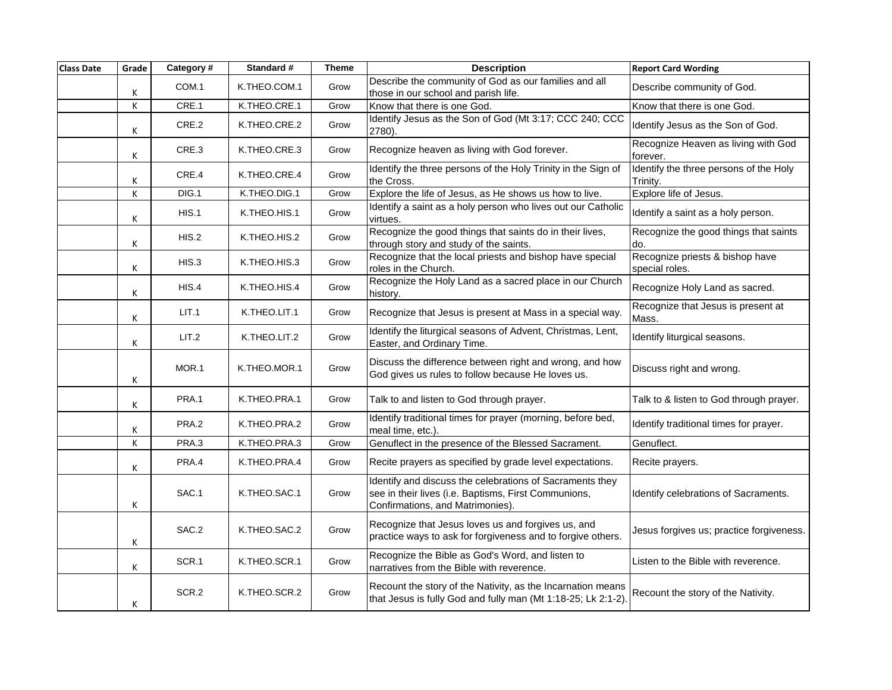| Class Date | Grade | Category # | Standard # | Theme | Description | Report Card Wording |
|---|---|---|---|---|---|---|
| | K | COM.1 | K.THEO.COM.1 | Grow | Describe the community of God as our families and all those in our school and parish life. | Describe community of God. |
| | K | CRE.1 | K.THEO.CRE.1 | Grow | Know that there is one God. | Know that there is one God. |
| | K | CRE.2 | K.THEO.CRE.2 | Grow | Identify Jesus as the Son of God (Mt 3:17; CCC 240; CCC 2780). | Identify Jesus as the Son of God. |
| | K | CRE.3 | K.THEO.CRE.3 | Grow | Recognize heaven as living with God forever. | Recognize Heaven as living with God forever. |
| | K | CRE.4 | K.THEO.CRE.4 | Grow | Identify the three persons of the Holy Trinity in the Sign of the Cross. | Identify the three persons of the Holy Trinity. |
| | K | DIG.1 | K.THEO.DIG.1 | Grow | Explore the life of Jesus, as He shows us how to live. | Explore life of Jesus. |
| | K | HIS.1 | K.THEO.HIS.1 | Grow | Identify a saint as a holy person who lives out our Catholic virtues. | Identify a saint as a holy person. |
| | K | HIS.2 | K.THEO.HIS.2 | Grow | Recognize the good things that saints do in their lives, through story and study of the saints. | Recognize the good things that saints do. |
| | K | HIS.3 | K.THEO.HIS.3 | Grow | Recognize that the local priests and bishop have special roles in the Church. | Recognize priests & bishop have special roles. |
| | K | HIS.4 | K.THEO.HIS.4 | Grow | Recognize the Holy Land as a sacred place in our Church history. | Recognize Holy Land as sacred. |
| | K | LIT.1 | K.THEO.LIT.1 | Grow | Recognize that Jesus is present at Mass in a special way. | Recognize that Jesus is present at Mass. |
| | K | LIT.2 | K.THEO.LIT.2 | Grow | Identify the liturgical seasons of Advent, Christmas, Lent, Easter, and Ordinary Time. | Identify liturgical seasons. |
| | K | MOR.1 | K.THEO.MOR.1 | Grow | Discuss the difference between right and wrong, and how God gives us rules to follow because He loves us. | Discuss right and wrong. |
| | K | PRA.1 | K.THEO.PRA.1 | Grow | Talk to and listen to God through prayer. | Talk to & listen to God through prayer. |
| | K | PRA.2 | K.THEO.PRA.2 | Grow | Identify traditional times for prayer (morning, before bed, meal time, etc.). | Identify traditional times for prayer. |
| | K | PRA.3 | K.THEO.PRA.3 | Grow | Genuflect in the presence of the Blessed Sacrament. | Genuflect. |
| | K | PRA.4 | K.THEO.PRA.4 | Grow | Recite prayers as specified by grade level expectations. | Recite prayers. |
| | K | SAC.1 | K.THEO.SAC.1 | Grow | Identify and discuss the celebrations of Sacraments they see in their lives (i.e. Baptisms, First Communions, Confirmations, and Matrimonies). | Identify celebrations of Sacraments. |
| | K | SAC.2 | K.THEO.SAC.2 | Grow | Recognize that Jesus loves us and forgives us, and practice ways to ask for forgiveness and to forgive others. | Jesus forgives us; practice forgiveness. |
| | K | SCR.1 | K.THEO.SCR.1 | Grow | Recognize the Bible as God's Word, and listen to narratives from the Bible with reverence. | Listen to the Bible with reverence. |
| | K | SCR.2 | K.THEO.SCR.2 | Grow | Recount the story of the Nativity, as the Incarnation means that Jesus is fully God and fully man (Mt 1:18-25; Lk 2:1-2). | Recount the story of the Nativity. |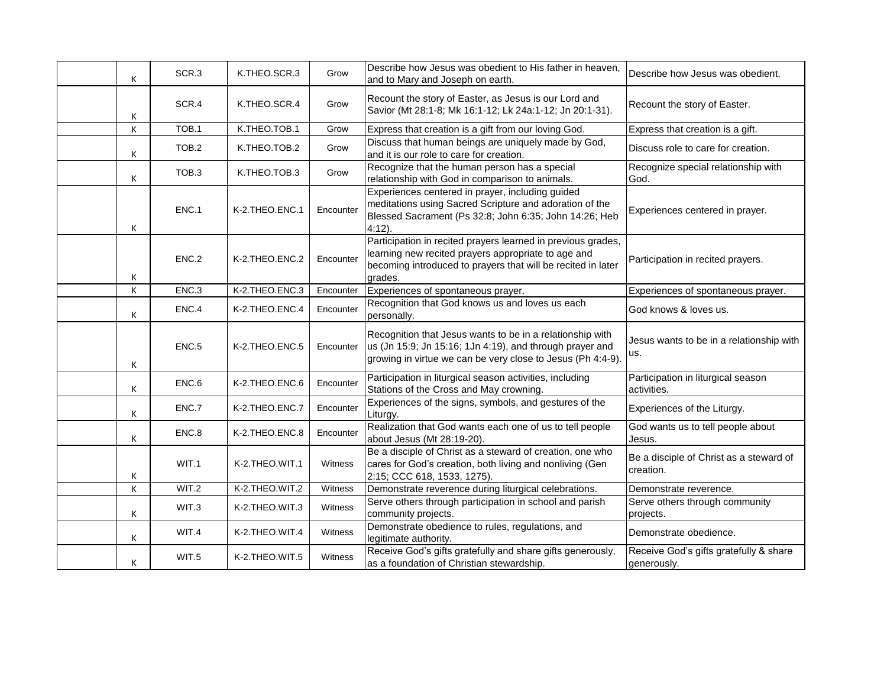| | | | | | | |
|---|---|---|---|---|---|---|
| | K | SCR.3 | K.THEO.SCR.3 | Grow | Describe how Jesus was obedient to His father in heaven, and to Mary and Joseph on earth. | Describe how Jesus was obedient. |
| | K | SCR.4 | K.THEO.SCR.4 | Grow | Recount the story of Easter, as Jesus is our Lord and Savior (Mt 28:1-8; Mk 16:1-12; Lk 24a:1-12; Jn 20:1-31). | Recount the story of Easter. |
| | K | TOB.1 | K.THEO.TOB.1 | Grow | Express that creation is a gift from our loving God. | Express that creation is a gift. |
| | K | TOB.2 | K.THEO.TOB.2 | Grow | Discuss that human beings are uniquely made by God, and it is our role to care for creation. | Discuss role to care for creation. |
| | K | TOB.3 | K.THEO.TOB.3 | Grow | Recognize that the human person has a special relationship with God in comparison to animals. | Recognize special relationship with God. |
| | K | ENC.1 | K-2.THEO.ENC.1 | Encounter | Experiences centered in prayer, including guided meditations using Sacred Scripture and adoration of the Blessed Sacrament (Ps 32:8; John 6:35; John 14:26; Heb 4:12). | Experiences centered in prayer. |
| | K | ENC.2 | K-2.THEO.ENC.2 | Encounter | Participation in recited prayers learned in previous grades, learning new recited prayers appropriate to age and becoming introduced to prayers that will be recited in later grades. | Participation in recited prayers. |
| | K | ENC.3 | K-2.THEO.ENC.3 | Encounter | Experiences of spontaneous prayer. | Experiences of spontaneous prayer. |
| | K | ENC.4 | K-2.THEO.ENC.4 | Encounter | Recognition that God knows us and loves us each personally. | God knows & loves us. |
| | K | ENC.5 | K-2.THEO.ENC.5 | Encounter | Recognition that Jesus wants to be in a relationship with us (Jn 15:9; Jn 15:16; 1Jn 4:19), and through prayer and growing in virtue we can be very close to Jesus (Ph 4:4-9). | Jesus wants to be in a relationship with us. |
| | K | ENC.6 | K-2.THEO.ENC.6 | Encounter | Participation in liturgical season activities, including Stations of the Cross and May crowning. | Participation in liturgical season activities. |
| | K | ENC.7 | K-2.THEO.ENC.7 | Encounter | Experiences of the signs, symbols, and gestures of the Liturgy. | Experiences of the Liturgy. |
| | K | ENC.8 | K-2.THEO.ENC.8 | Encounter | Realization that God wants each one of us to tell people about Jesus (Mt 28:19-20). | God wants us to tell people about Jesus. |
| | K | WIT.1 | K-2.THEO.WIT.1 | Witness | Be a disciple of Christ as a steward of creation, one who cares for God's creation, both living and nonliving (Gen 2:15; CCC 618, 1533, 1275). | Be a disciple of Christ as a steward of creation. |
| | K | WIT.2 | K-2.THEO.WIT.2 | Witness | Demonstrate reverence during liturgical celebrations. | Demonstrate reverence. |
| | K | WIT.3 | K-2.THEO.WIT.3 | Witness | Serve others through participation in school and parish community projects. | Serve others through community projects. |
| | K | WIT.4 | K-2.THEO.WIT.4 | Witness | Demonstrate obedience to rules, regulations, and legitimate authority. | Demonstrate obedience. |
| | K | WIT.5 | K-2.THEO.WIT.5 | Witness | Receive God's gifts gratefully and share gifts generously, as a foundation of Christian stewardship. | Receive God's gifts gratefully & share generously. |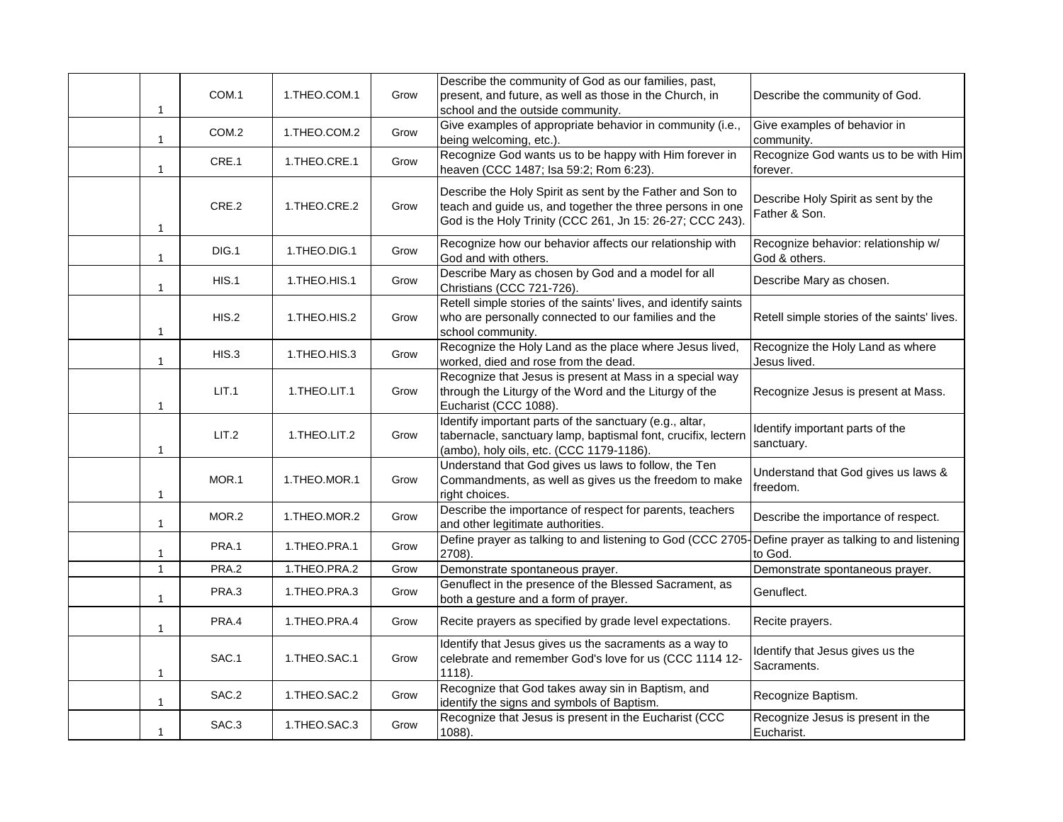| | | | | | | |
|---|---|---|---|---|---|---|
| | 1 | COM.1 | 1.THEO.COM.1 | Grow | Describe the community of God as our families, past, present, and future, as well as those in the Church, in school and the outside community. | Describe the community of God. |
| | 1 | COM.2 | 1.THEO.COM.2 | Grow | Give examples of appropriate behavior in community (i.e., being welcoming, etc.). | Give examples of behavior in community. |
| | 1 | CRE.1 | 1.THEO.CRE.1 | Grow | Recognize God wants us to be happy with Him forever in heaven (CCC 1487; Isa 59:2; Rom 6:23). | Recognize God wants us to be with Him forever. |
| | 1 | CRE.2 | 1.THEO.CRE.2 | Grow | Describe the Holy Spirit as sent by the Father and Son to teach and guide us, and together the three persons in one God is the Holy Trinity (CCC 261, Jn 15: 26-27; CCC 243). | Describe Holy Spirit as sent by the Father & Son. |
| | 1 | DIG.1 | 1.THEO.DIG.1 | Grow | Recognize how our behavior affects our relationship with God and with others. | Recognize behavior: relationship w/ God & others. |
| | 1 | HIS.1 | 1.THEO.HIS.1 | Grow | Describe Mary as chosen by God and a model for all Christians (CCC 721-726). | Describe Mary as chosen. |
| | 1 | HIS.2 | 1.THEO.HIS.2 | Grow | Retell simple stories of the saints' lives, and identify saints who are personally connected to our families and the school community. | Retell simple stories of the saints' lives. |
| | 1 | HIS.3 | 1.THEO.HIS.3 | Grow | Recognize the Holy Land as the place where Jesus lived, worked, died and rose from the dead. | Recognize the Holy Land as where Jesus lived. |
| | 1 | LIT.1 | 1.THEO.LIT.1 | Grow | Recognize that Jesus is present at Mass in a special way through the Liturgy of the Word and the Liturgy of the Eucharist (CCC 1088). | Recognize Jesus is present at Mass. |
| | 1 | LIT.2 | 1.THEO.LIT.2 | Grow | Identify important parts of the sanctuary (e.g., altar, tabernacle, sanctuary lamp, baptismal font, crucifix, lectern (ambo), holy oils, etc. (CCC 1179-1186). | Identify important parts of the sanctuary. |
| | 1 | MOR.1 | 1.THEO.MOR.1 | Grow | Understand that God gives us laws to follow, the Ten Commandments, as well as gives us the freedom to make right choices. | Understand that God gives us laws & freedom. |
| | 1 | MOR.2 | 1.THEO.MOR.2 | Grow | Describe the importance of respect for parents, teachers and other legitimate authorities. | Describe the importance of respect. |
| | 1 | PRA.1 | 1.THEO.PRA.1 | Grow | Define prayer as talking to and listening to God (CCC 2705-2708). | Define prayer as talking to and listening to God. |
| | 1 | PRA.2 | 1.THEO.PRA.2 | Grow | Demonstrate spontaneous prayer. | Demonstrate spontaneous prayer. |
| | 1 | PRA.3 | 1.THEO.PRA.3 | Grow | Genuflect in the presence of the Blessed Sacrament, as both a gesture and a form of prayer. | Genuflect. |
| | 1 | PRA.4 | 1.THEO.PRA.4 | Grow | Recite prayers as specified by grade level expectations. | Recite prayers. |
| | 1 | SAC.1 | 1.THEO.SAC.1 | Grow | Identify that Jesus gives us the sacraments as a way to celebrate and remember God's love for us (CCC 1114 12-1118). | Identify that Jesus gives us the Sacraments. |
| | 1 | SAC.2 | 1.THEO.SAC.2 | Grow | Recognize that God takes away sin in Baptism, and identify the signs and symbols of Baptism. | Recognize Baptism. |
| | 1 | SAC.3 | 1.THEO.SAC.3 | Grow | Recognize that Jesus is present in the Eucharist (CCC 1088). | Recognize Jesus is present in the Eucharist. |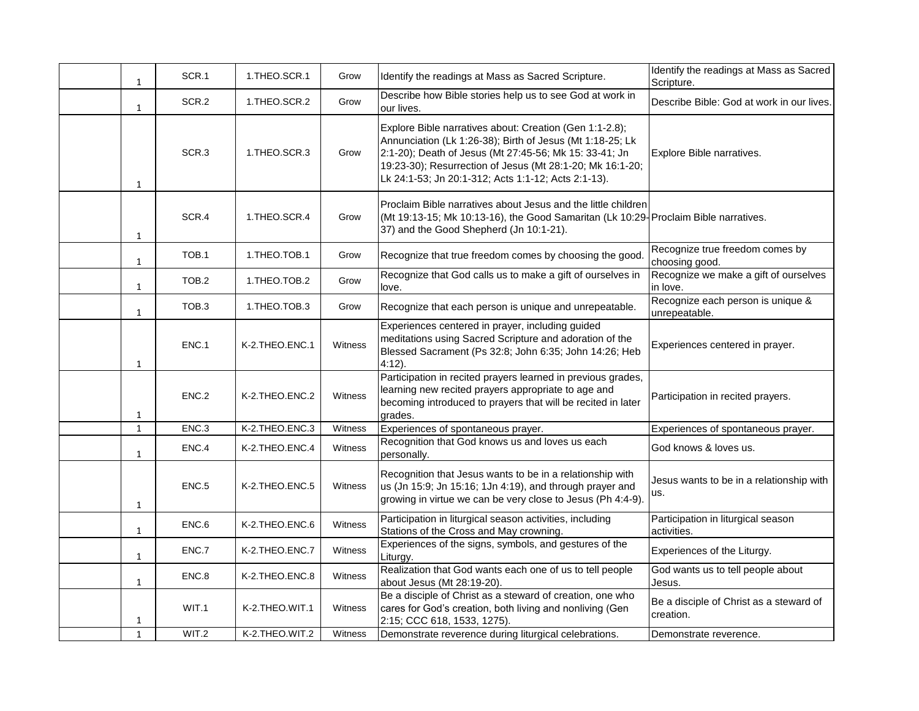|  |  |  |  |  |  |  |
|---|---|---|---|---|---|---|
|  | 1 | SCR.1 | 1.THEO.SCR.1 | Grow | Identify the readings at Mass as Sacred Scripture. | Identify the readings at Mass as Sacred Scripture. |
|  | 1 | SCR.2 | 1.THEO.SCR.2 | Grow | Describe how Bible stories help us to see God at work in our lives. | Describe Bible: God at work in our lives. |
|  | 1 | SCR.3 | 1.THEO.SCR.3 | Grow | Explore Bible narratives about: Creation (Gen 1:1-2.8); Annunciation (Lk 1:26-38); Birth of Jesus (Mt 1:18-25; Lk 2:1-20); Death of Jesus (Mt 27:45-56; Mk 15: 33-41; Jn 19:23-30); Resurrection of Jesus (Mt 28:1-20; Mk 16:1-20; Lk 24:1-53; Jn 20:1-312; Acts 1:1-12; Acts 2:1-13). | Explore Bible narratives. |
|  | 1 | SCR.4 | 1.THEO.SCR.4 | Grow | Proclaim Bible narratives about Jesus and the little children (Mt 19:13-15; Mk 10:13-16), the Good Samaritan (Lk 10:29-37) and the Good Shepherd (Jn 10:1-21). | Proclaim Bible narratives. |
|  | 1 | TOB.1 | 1.THEO.TOB.1 | Grow | Recognize that true freedom comes by choosing the good. | Recognize true freedom comes by choosing good. |
|  | 1 | TOB.2 | 1.THEO.TOB.2 | Grow | Recognize that God calls us to make a gift of ourselves in love. | Recognize we make a gift of ourselves in love. |
|  | 1 | TOB.3 | 1.THEO.TOB.3 | Grow | Recognize that each person is unique and unrepeatable. | Recognize each person is unique & unrepeatable. |
|  | 1 | ENC.1 | K-2.THEO.ENC.1 | Witness | Experiences centered in prayer, including guided meditations using Sacred Scripture and adoration of the Blessed Sacrament (Ps 32:8; John 6:35; John 14:26; Heb 4:12). | Experiences centered in prayer. |
|  | 1 | ENC.2 | K-2.THEO.ENC.2 | Witness | Participation in recited prayers learned in previous grades, learning new recited prayers appropriate to age and becoming introduced to prayers that will be recited in later grades. | Participation in recited prayers. |
|  | 1 | ENC.3 | K-2.THEO.ENC.3 | Witness | Experiences of spontaneous prayer. | Experiences of spontaneous prayer. |
|  | 1 | ENC.4 | K-2.THEO.ENC.4 | Witness | Recognition that God knows us and loves us each personally. | God knows & loves us. |
|  | 1 | ENC.5 | K-2.THEO.ENC.5 | Witness | Recognition that Jesus wants to be in a relationship with us (Jn 15:9; Jn 15:16; 1Jn 4:19), and through prayer and growing in virtue we can be very close to Jesus (Ph 4:4-9). | Jesus wants to be in a relationship with us. |
|  | 1 | ENC.6 | K-2.THEO.ENC.6 | Witness | Participation in liturgical season activities, including Stations of the Cross and May crowning. | Participation in liturgical season activities. |
|  | 1 | ENC.7 | K-2.THEO.ENC.7 | Witness | Experiences of the signs, symbols, and gestures of the Liturgy. | Experiences of the Liturgy. |
|  | 1 | ENC.8 | K-2.THEO.ENC.8 | Witness | Realization that God wants each one of us to tell people about Jesus (Mt 28:19-20). | God wants us to tell people about Jesus. |
|  | 1 | WIT.1 | K-2.THEO.WIT.1 | Witness | Be a disciple of Christ as a steward of creation, one who cares for God's creation, both living and nonliving (Gen 2:15; CCC 618, 1533, 1275). | Be a disciple of Christ as a steward of creation. |
|  | 1 | WIT.2 | K-2.THEO.WIT.2 | Witness | Demonstrate reverence during liturgical celebrations. | Demonstrate reverence. |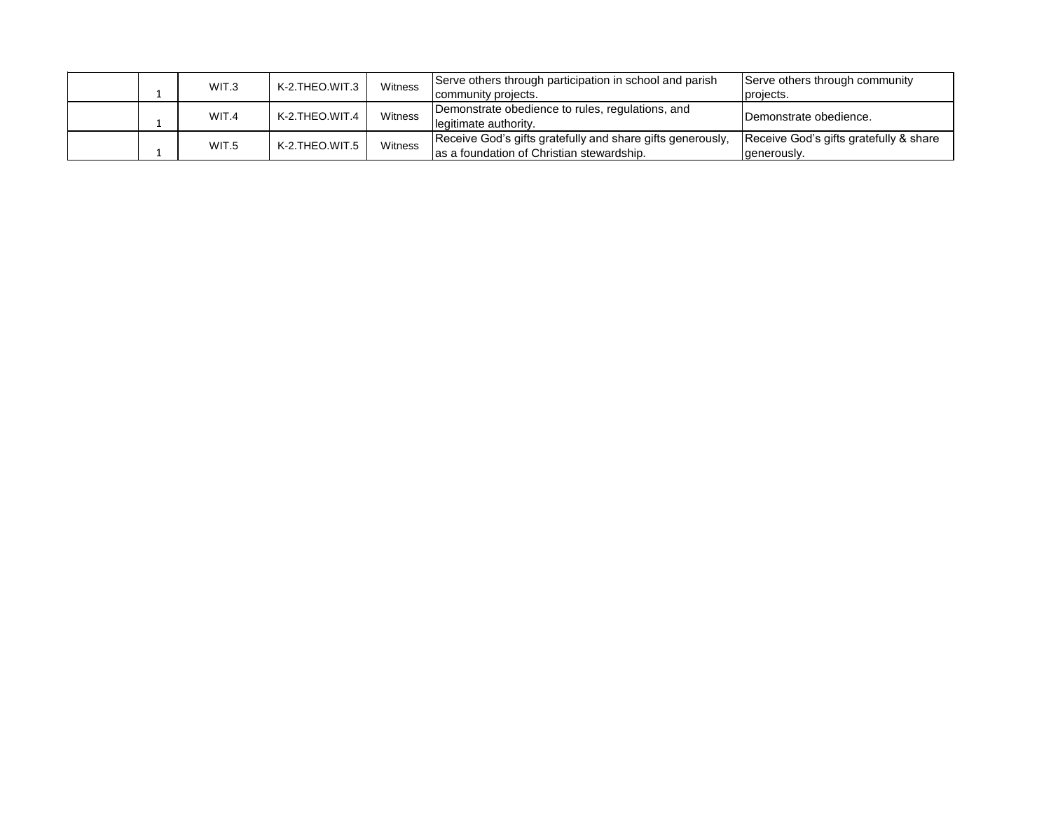| | | | | | | |
|---|---|---|---|---|---|---|
| | 1 | WIT.3 | K-2.THEO.WIT.3 | Witness | Serve others through participation in school and parish community projects. | Serve others through community projects. |
| | 1 | WIT.4 | K-2.THEO.WIT.4 | Witness | Demonstrate obedience to rules, regulations, and legitimate authority. | Demonstrate obedience. |
| | 1 | WIT.5 | K-2.THEO.WIT.5 | Witness | Receive God's gifts gratefully and share gifts generously, as a foundation of Christian stewardship. | Receive God's gifts gratefully & share generously. |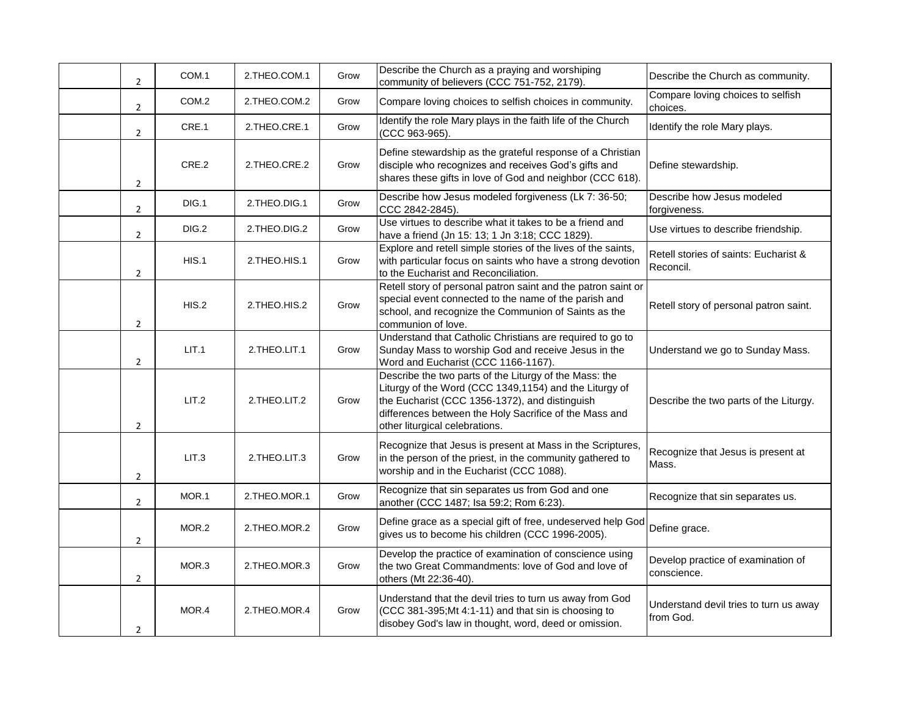| | | | | | | |
|---|---|---|---|---|---|---|
| | 2 | COM.1 | 2.THEO.COM.1 | Grow | Describe the Church as a praying and worshiping community of believers (CCC 751-752, 2179). | Describe the Church as community. |
| | 2 | COM.2 | 2.THEO.COM.2 | Grow | Compare loving choices to selfish choices in community. | Compare loving choices to selfish choices. |
| | 2 | CRE.1 | 2.THEO.CRE.1 | Grow | Identify the role Mary plays in the faith life of the Church (CCC 963-965). | Identify the role Mary plays. |
| | 2 | CRE.2 | 2.THEO.CRE.2 | Grow | Define stewardship as the grateful response of a Christian disciple who recognizes and receives God's gifts and shares these gifts in love of God and neighbor (CCC 618). | Define stewardship. |
| | 2 | DIG.1 | 2.THEO.DIG.1 | Grow | Describe how Jesus modeled forgiveness (Lk 7: 36-50; CCC 2842-2845). | Describe how Jesus modeled forgiveness. |
| | 2 | DIG.2 | 2.THEO.DIG.2 | Grow | Use virtues to describe what it takes to be a friend and have a friend (Jn 15: 13; 1 Jn 3:18; CCC 1829). | Use virtues to describe friendship. |
| | 2 | HIS.1 | 2.THEO.HIS.1 | Grow | Explore and retell simple stories of the lives of the saints, with particular focus on saints who have a strong devotion to the Eucharist and Reconciliation. | Retell stories of saints: Eucharist & Reconcil. |
| | 2 | HIS.2 | 2.THEO.HIS.2 | Grow | Retell story of personal patron saint and the patron saint or special event connected to the name of the parish and school, and recognize the Communion of Saints as the communion of love. | Retell story of personal patron saint. |
| | 2 | LIT.1 | 2.THEO.LIT.1 | Grow | Understand that Catholic Christians are required to go to Sunday Mass to worship God and receive Jesus in the Word and Eucharist (CCC 1166-1167). | Understand we go to Sunday Mass. |
| | 2 | LIT.2 | 2.THEO.LIT.2 | Grow | Describe the two parts of the Liturgy of the Mass: the Liturgy of the Word (CCC 1349,1154) and the Liturgy of the Eucharist (CCC 1356-1372), and distinguish differences between the Holy Sacrifice of the Mass and other liturgical celebrations. | Describe the two parts of the Liturgy. |
| | 2 | LIT.3 | 2.THEO.LIT.3 | Grow | Recognize that Jesus is present at Mass in the Scriptures, in the person of the priest, in the community gathered to worship and in the Eucharist (CCC 1088). | Recognize that Jesus is present at Mass. |
| | 2 | MOR.1 | 2.THEO.MOR.1 | Grow | Recognize that sin separates us from God and one another (CCC 1487; Isa 59:2; Rom 6:23). | Recognize that sin separates us. |
| | 2 | MOR.2 | 2.THEO.MOR.2 | Grow | Define grace as a special gift of free, undeserved help God gives us to become his children (CCC 1996-2005). | Define grace. |
| | 2 | MOR.3 | 2.THEO.MOR.3 | Grow | Develop the practice of examination of conscience using the two Great Commandments: love of God and love of others (Mt 22:36-40). | Develop practice of examination of conscience. |
| | 2 | MOR.4 | 2.THEO.MOR.4 | Grow | Understand that the devil tries to turn us away from God (CCC 381-395;Mt 4:1-11) and that sin is choosing to disobey God's law in thought, word, deed or omission. | Understand devil tries to turn us away from God. |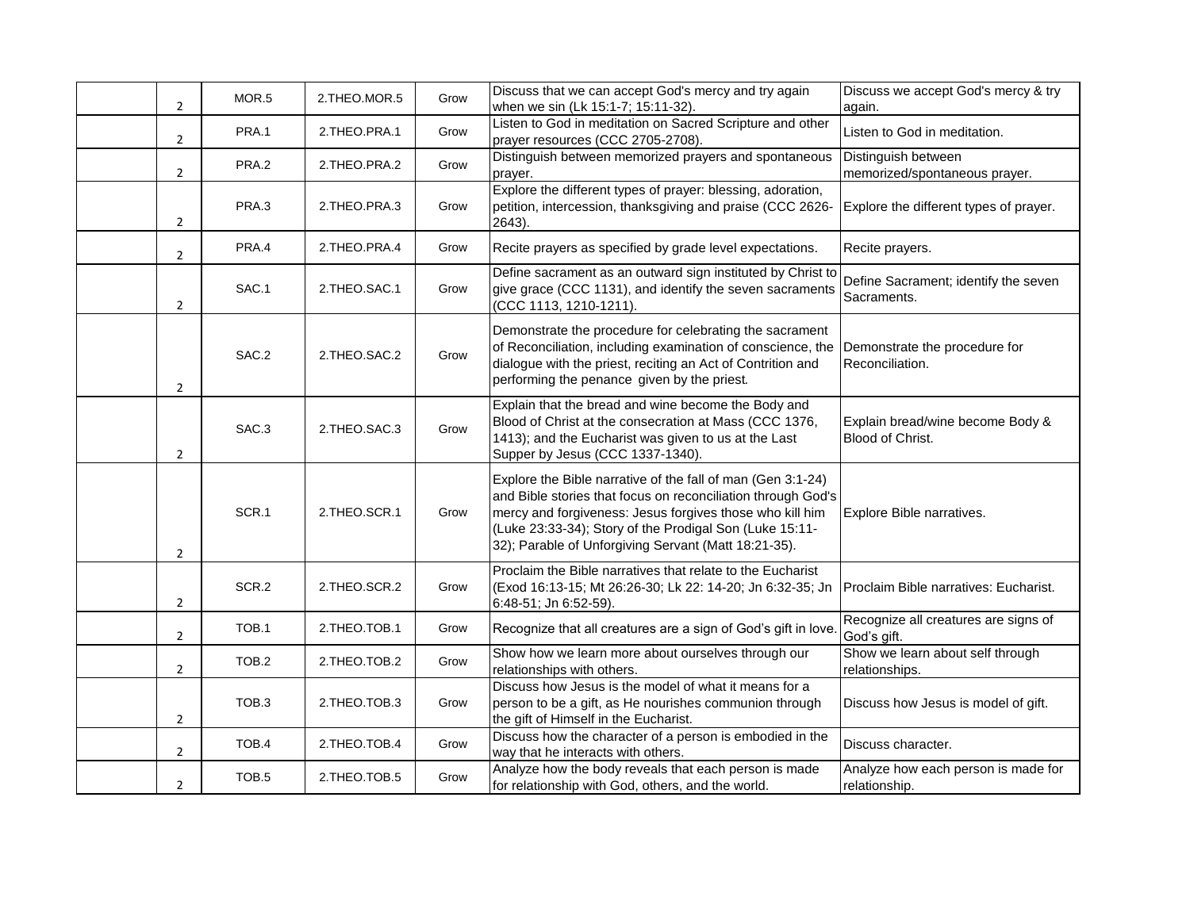| | | | | | | |
|---|---|---|---|---|---|---|
| | 2 | MOR.5 | 2.THEO.MOR.5 | Grow | Discuss that we can accept God's mercy and try again when we sin (Lk 15:1-7; 15:11-32). | Discuss we accept God's mercy & try again. |
| | 2 | PRA.1 | 2.THEO.PRA.1 | Grow | Listen to God in meditation on Sacred Scripture and other prayer resources (CCC 2705-2708). | Listen to God in meditation. |
| | 2 | PRA.2 | 2.THEO.PRA.2 | Grow | Distinguish between memorized prayers and spontaneous prayer. | Distinguish between memorized/spontaneous prayer. |
| | 2 | PRA.3 | 2.THEO.PRA.3 | Grow | Explore the different types of prayer: blessing, adoration, petition, intercession, thanksgiving and praise (CCC 2626-2643). | Explore the different types of prayer. |
| | 2 | PRA.4 | 2.THEO.PRA.4 | Grow | Recite prayers as specified by grade level expectations. | Recite prayers. |
| | 2 | SAC.1 | 2.THEO.SAC.1 | Grow | Define sacrament as an outward sign instituted by Christ to give grace (CCC 1131), and identify the seven sacraments (CCC 1113, 1210-1211). | Define Sacrament; identify the seven Sacraments. |
| | 2 | SAC.2 | 2.THEO.SAC.2 | Grow | Demonstrate the procedure for celebrating the sacrament of Reconciliation, including examination of conscience, the dialogue with the priest, reciting an Act of Contrition and performing the penance given by the priest. | Demonstrate the procedure for Reconciliation. |
| | 2 | SAC.3 | 2.THEO.SAC.3 | Grow | Explain that the bread and wine become the Body and Blood of Christ at the consecration at Mass (CCC 1376, 1413); and the Eucharist was given to us at the Last Supper by Jesus (CCC 1337-1340). | Explain bread/wine become Body & Blood of Christ. |
| | 2 | SCR.1 | 2.THEO.SCR.1 | Grow | Explore the Bible narrative of the fall of man (Gen 3:1-24) and Bible stories that focus on reconciliation through God's mercy and forgiveness: Jesus forgives those who kill him (Luke 23:33-34); Story of the Prodigal Son (Luke 15:11-32); Parable of Unforgiving Servant (Matt 18:21-35). | Explore Bible narratives. |
| | 2 | SCR.2 | 2.THEO.SCR.2 | Grow | Proclaim the Bible narratives that relate to the Eucharist (Exod 16:13-15; Mt 26:26-30; Lk 22: 14-20; Jn 6:32-35; Jn 6:48-51; Jn 6:52-59). | Proclaim Bible narratives: Eucharist. |
| | 2 | TOB.1 | 2.THEO.TOB.1 | Grow | Recognize that all creatures are a sign of God's gift in love. | Recognize all creatures are signs of God's gift. |
| | 2 | TOB.2 | 2.THEO.TOB.2 | Grow | Show how we learn more about ourselves through our relationships with others. | Show we learn about self through relationships. |
| | 2 | TOB.3 | 2.THEO.TOB.3 | Grow | Discuss how Jesus is the model of what it means for a person to be a gift, as He nourishes communion through the gift of Himself in the Eucharist. | Discuss how Jesus is model of gift. |
| | 2 | TOB.4 | 2.THEO.TOB.4 | Grow | Discuss how the character of a person is embodied in the way that he interacts with others. | Discuss character. |
| | 2 | TOB.5 | 2.THEO.TOB.5 | Grow | Analyze how the body reveals that each person is made for relationship with God, others, and the world. | Analyze how each person is made for relationship. |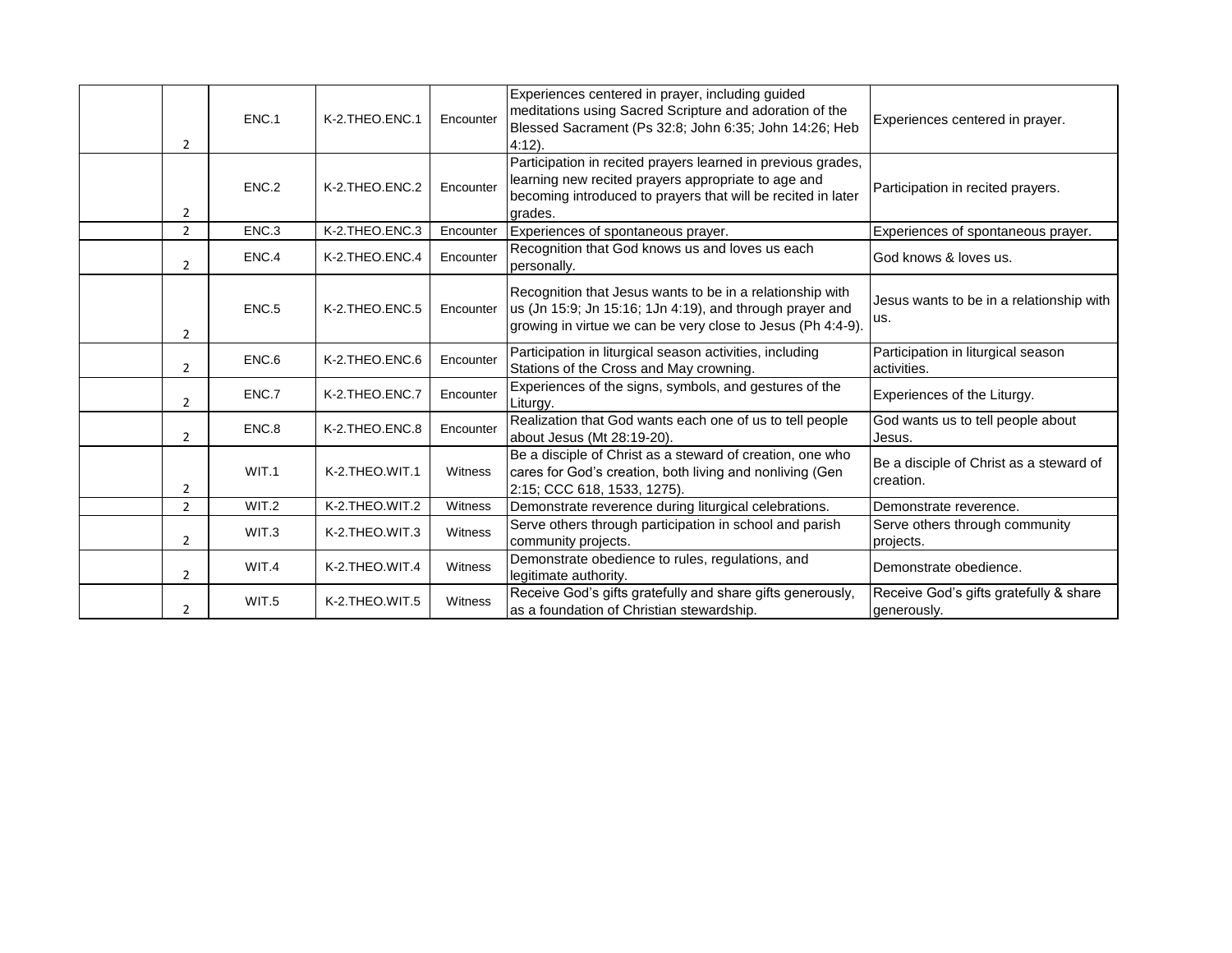| | | | | | | |
|---|---|---|---|---|---|---|
| | 2 | ENC.1 | K-2.THEO.ENC.1 | Encounter | Experiences centered in prayer, including guided meditations using Sacred Scripture and adoration of the Blessed Sacrament (Ps 32:8; John 6:35; John 14:26; Heb 4:12). | Experiences centered in prayer. |
| | 2 | ENC.2 | K-2.THEO.ENC.2 | Encounter | Participation in recited prayers learned in previous grades, learning new recited prayers appropriate to age and becoming introduced to prayers that will be recited in later grades. | Participation in recited prayers. |
| | 2 | ENC.3 | K-2.THEO.ENC.3 | Encounter | Experiences of spontaneous prayer. | Experiences of spontaneous prayer. |
| | 2 | ENC.4 | K-2.THEO.ENC.4 | Encounter | Recognition that God knows us and loves us each personally. | God knows & loves us. |
| | 2 | ENC.5 | K-2.THEO.ENC.5 | Encounter | Recognition that Jesus wants to be in a relationship with us (Jn 15:9; Jn 15:16; 1Jn 4:19), and through prayer and growing in virtue we can be very close to Jesus (Ph 4:4-9). | Jesus wants to be in a relationship with us. |
| | 2 | ENC.6 | K-2.THEO.ENC.6 | Encounter | Participation in liturgical season activities, including Stations of the Cross and May crowning. | Participation in liturgical season activities. |
| | 2 | ENC.7 | K-2.THEO.ENC.7 | Encounter | Experiences of the signs, symbols, and gestures of the Liturgy. | Experiences of the Liturgy. |
| | 2 | ENC.8 | K-2.THEO.ENC.8 | Encounter | Realization that God wants each one of us to tell people about Jesus (Mt 28:19-20). | God wants us to tell people about Jesus. |
| | 2 | WIT.1 | K-2.THEO.WIT.1 | Witness | Be a disciple of Christ as a steward of creation, one who cares for God's creation, both living and nonliving (Gen 2:15; CCC 618, 1533, 1275). | Be a disciple of Christ as a steward of creation. |
| | 2 | WIT.2 | K-2.THEO.WIT.2 | Witness | Demonstrate reverence during liturgical celebrations. | Demonstrate reverence. |
| | 2 | WIT.3 | K-2.THEO.WIT.3 | Witness | Serve others through participation in school and parish community projects. | Serve others through community projects. |
| | 2 | WIT.4 | K-2.THEO.WIT.4 | Witness | Demonstrate obedience to rules, regulations, and legitimate authority. | Demonstrate obedience. |
| | 2 | WIT.5 | K-2.THEO.WIT.5 | Witness | Receive God's gifts gratefully and share gifts generously, as a foundation of Christian stewardship. | Receive God's gifts gratefully & share generously. |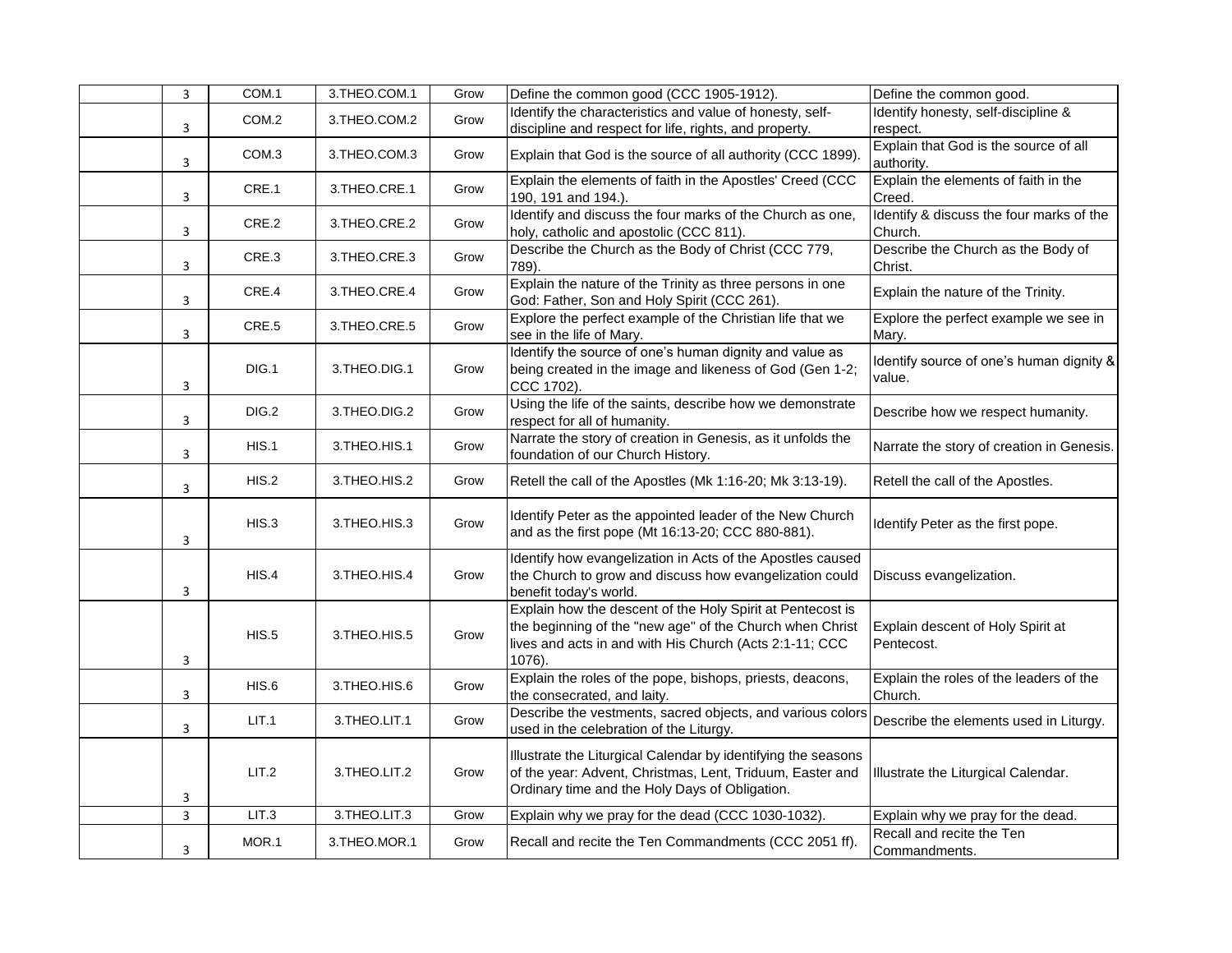| | | | | | | |
|---|---|---|---|---|---|---|
| | 3 | COM.1 | 3.THEO.COM.1 | Grow | Define the common good (CCC 1905-1912). | Define the common good. |
| | 3 | COM.2 | 3.THEO.COM.2 | Grow | Identify the characteristics and value of honesty, self-discipline and respect for life, rights, and property. | Identify honesty, self-discipline & respect. |
| | 3 | COM.3 | 3.THEO.COM.3 | Grow | Explain that God is the source of all authority (CCC 1899). | Explain that God is the source of all authority. |
| | 3 | CRE.1 | 3.THEO.CRE.1 | Grow | Explain the elements of faith in the Apostles' Creed (CCC 190, 191 and 194.). | Explain the elements of faith in the Creed. |
| | 3 | CRE.2 | 3.THEO.CRE.2 | Grow | Identify and discuss the four marks of the Church as one, holy, catholic and apostolic (CCC 811). | Identify & discuss the four marks of the Church. |
| | 3 | CRE.3 | 3.THEO.CRE.3 | Grow | Describe the Church as the Body of Christ (CCC 779, 789). | Describe the Church as the Body of Christ. |
| | 3 | CRE.4 | 3.THEO.CRE.4 | Grow | Explain the nature of the Trinity as three persons in one God: Father, Son and Holy Spirit (CCC 261). | Explain the nature of the Trinity. |
| | 3 | CRE.5 | 3.THEO.CRE.5 | Grow | Explore the perfect example of the Christian life that we see in the life of Mary. | Explore the perfect example we see in Mary. |
| | 3 | DIG.1 | 3.THEO.DIG.1 | Grow | Identify the source of one's human dignity and value as being created in the image and likeness of God (Gen 1-2; CCC 1702). | Identify source of one's human dignity & value. |
| | 3 | DIG.2 | 3.THEO.DIG.2 | Grow | Using the life of the saints, describe how we demonstrate respect for all of humanity. | Describe how we respect humanity. |
| | 3 | HIS.1 | 3.THEO.HIS.1 | Grow | Narrate the story of creation in Genesis, as it unfolds the foundation of our Church History. | Narrate the story of creation in Genesis. |
| | 3 | HIS.2 | 3.THEO.HIS.2 | Grow | Retell the call of the Apostles (Mk 1:16-20; Mk 3:13-19). | Retell the call of the Apostles. |
| | 3 | HIS.3 | 3.THEO.HIS.3 | Grow | Identify Peter as the appointed leader of the New Church and as the first pope (Mt 16:13-20; CCC 880-881). | Identify Peter as the first pope. |
| | 3 | HIS.4 | 3.THEO.HIS.4 | Grow | Identify how evangelization in Acts of the Apostles caused the Church to grow and discuss how evangelization could benefit today's world. | Discuss evangelization. |
| | 3 | HIS.5 | 3.THEO.HIS.5 | Grow | Explain how the descent of the Holy Spirit at Pentecost is the beginning of the "new age" of the Church when Christ lives and acts in and with His Church (Acts 2:1-11; CCC 1076). | Explain descent of Holy Spirit at Pentecost. |
| | 3 | HIS.6 | 3.THEO.HIS.6 | Grow | Explain the roles of the pope, bishops, priests, deacons, the consecrated, and laity. | Explain the roles of the leaders of the Church. |
| | 3 | LIT.1 | 3.THEO.LIT.1 | Grow | Describe the vestments, sacred objects, and various colors used in the celebration of the Liturgy. | Describe the elements used in Liturgy. |
| | 3 | LIT.2 | 3.THEO.LIT.2 | Grow | Illustrate the Liturgical Calendar by identifying the seasons of the year: Advent, Christmas, Lent, Triduum, Easter and Ordinary time and the Holy Days of Obligation. | Illustrate the Liturgical Calendar. |
| | 3 | LIT.3 | 3.THEO.LIT.3 | Grow | Explain why we pray for the dead (CCC 1030-1032). | Explain why we pray for the dead. |
| | 3 | MOR.1 | 3.THEO.MOR.1 | Grow | Recall and recite the Ten Commandments (CCC 2051 ff). | Recall and recite the Ten Commandments. |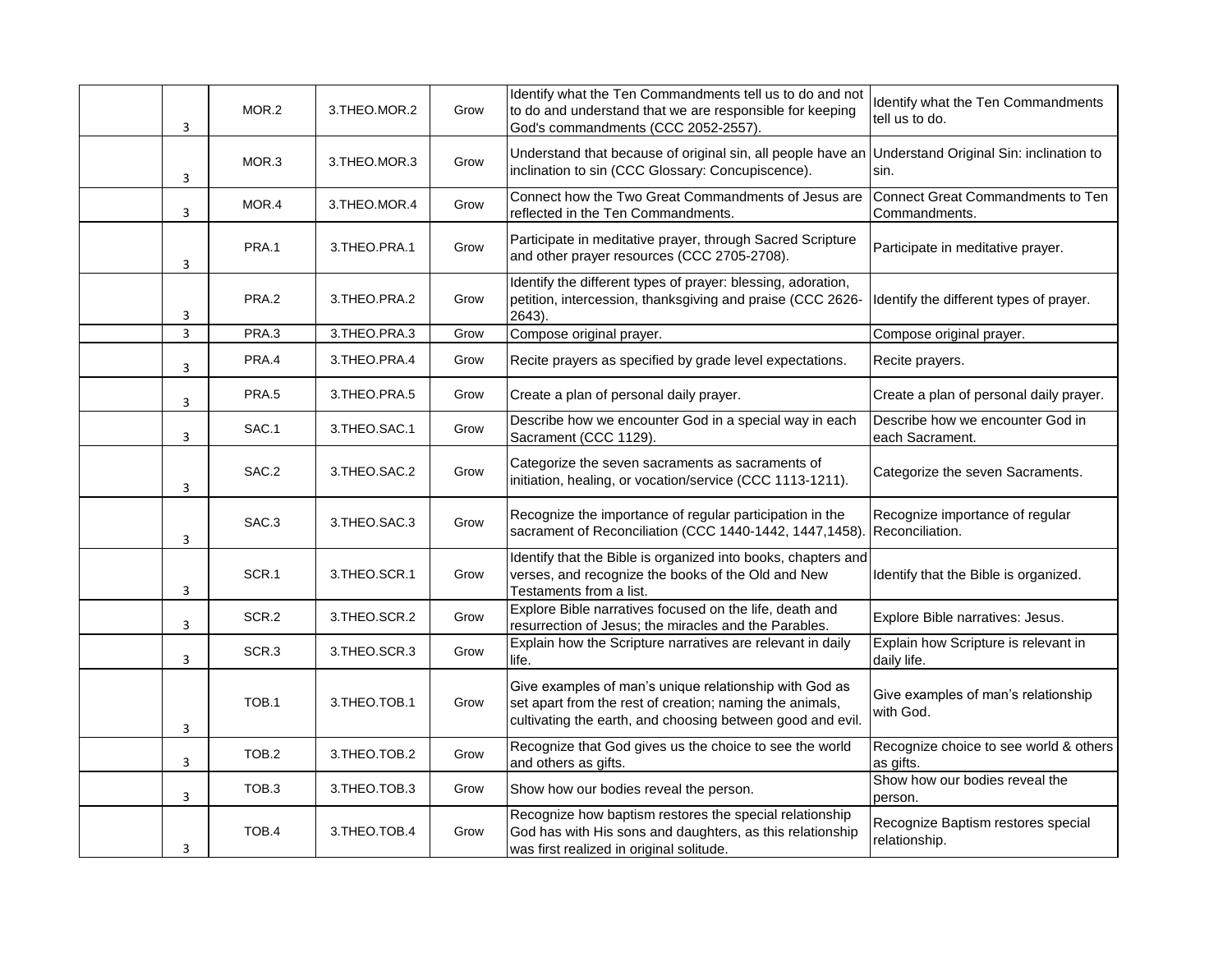| | | | | | | |
|---|---|---|---|---|---|---|
| | 3 | MOR.2 | 3.THEO.MOR.2 | Grow | Identify what the Ten Commandments tell us to do and not to do and understand that we are responsible for keeping God's commandments (CCC 2052-2557). | Identify what the Ten Commandments tell us to do. |
| | 3 | MOR.3 | 3.THEO.MOR.3 | Grow | Understand that because of original sin, all people have an inclination to sin (CCC Glossary: Concupiscence). | Understand Original Sin: inclination to sin. |
| | 3 | MOR.4 | 3.THEO.MOR.4 | Grow | Connect how the Two Great Commandments of Jesus are reflected in the Ten Commandments. | Connect Great Commandments to Ten Commandments. |
| | 3 | PRA.1 | 3.THEO.PRA.1 | Grow | Participate in meditative prayer, through Sacred Scripture and other prayer resources (CCC 2705-2708). | Participate in meditative prayer. |
| | 3 | PRA.2 | 3.THEO.PRA.2 | Grow | Identify the different types of prayer: blessing, adoration, petition, intercession, thanksgiving and praise (CCC 2626-2643). | Identify the different types of prayer. |
| | 3 | PRA.3 | 3.THEO.PRA.3 | Grow | Compose original prayer. | Compose original prayer. |
| | 3 | PRA.4 | 3.THEO.PRA.4 | Grow | Recite prayers as specified by grade level expectations. | Recite prayers. |
| | 3 | PRA.5 | 3.THEO.PRA.5 | Grow | Create a plan of personal daily prayer. | Create a plan of personal daily prayer. |
| | 3 | SAC.1 | 3.THEO.SAC.1 | Grow | Describe how we encounter God in a special way in each Sacrament (CCC 1129). | Describe how we encounter God in each Sacrament. |
| | 3 | SAC.2 | 3.THEO.SAC.2 | Grow | Categorize the seven sacraments as sacraments of initiation, healing, or vocation/service (CCC 1113-1211). | Categorize the seven Sacraments. |
| | 3 | SAC.3 | 3.THEO.SAC.3 | Grow | Recognize the importance of regular participation in the sacrament of Reconciliation (CCC 1440-1442, 1447,1458). | Recognize importance of regular Reconciliation. |
| | 3 | SCR.1 | 3.THEO.SCR.1 | Grow | Identify that the Bible is organized into books, chapters and verses, and recognize the books of the Old and New Testaments from a list. | Identify that the Bible is organized. |
| | 3 | SCR.2 | 3.THEO.SCR.2 | Grow | Explore Bible narratives focused on the life, death and resurrection of Jesus; the miracles and the Parables. | Explore Bible narratives: Jesus. |
| | 3 | SCR.3 | 3.THEO.SCR.3 | Grow | Explain how the Scripture narratives are relevant in daily life. | Explain how Scripture is relevant in daily life. |
| | 3 | TOB.1 | 3.THEO.TOB.1 | Grow | Give examples of man's unique relationship with God as set apart from the rest of creation; naming the animals, cultivating the earth, and choosing between good and evil. | Give examples of man's relationship with God. |
| | 3 | TOB.2 | 3.THEO.TOB.2 | Grow | Recognize that God gives us the choice to see the world and others as gifts. | Recognize choice to see world & others as gifts. |
| | 3 | TOB.3 | 3.THEO.TOB.3 | Grow | Show how our bodies reveal the person. | Show how our bodies reveal the person. |
| | 3 | TOB.4 | 3.THEO.TOB.4 | Grow | Recognize how baptism restores the special relationship God has with His sons and daughters, as this relationship was first realized in original solitude. | Recognize Baptism restores special relationship. |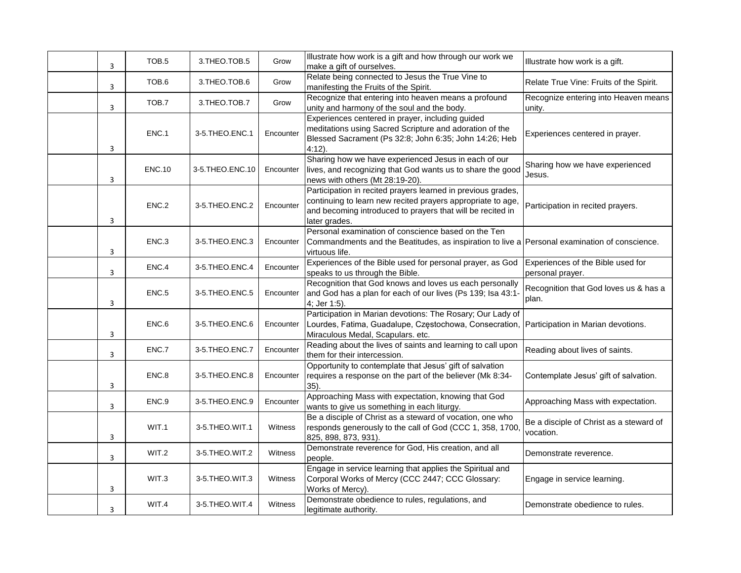|  | 3 | TOB.5 | 3.THEO.TOB.5 | Grow | Illustrate how work is a gift and how through our work we make a gift of ourselves. | Illustrate how work is a gift. |
|---|---|---|---|---|---|---|
|  | 3 | TOB.6 | 3.THEO.TOB.6 | Grow | Relate being connected to Jesus the True Vine to manifesting the Fruits of the Spirit. | Relate True Vine: Fruits of the Spirit. |
|  | 3 | TOB.7 | 3.THEO.TOB.7 | Grow | Recognize that entering into heaven means a profound unity and harmony of the soul and the body. | Recognize entering into Heaven means unity. |
|  | 3 | ENC.1 | 3-5.THEO.ENC.1 | Encounter | Experiences centered in prayer, including guided meditations using Sacred Scripture and adoration of the Blessed Sacrament (Ps 32:8; John 6:35; John 14:26; Heb 4:12). | Experiences centered in prayer. |
|  | 3 | ENC.10 | 3-5.THEO.ENC.10 | Encounter | Sharing how we have experienced Jesus in each of our lives, and recognizing that God wants us to share the good news with others (Mt 28:19-20). | Sharing how we have experienced Jesus. |
|  | 3 | ENC.2 | 3-5.THEO.ENC.2 | Encounter | Participation in recited prayers learned in previous grades, continuing to learn new recited prayers appropriate to age, and becoming introduced to prayers that will be recited in later grades. | Participation in recited prayers. |
|  | 3 | ENC.3 | 3-5.THEO.ENC.3 | Encounter | Personal examination of conscience based on the Ten Commandments and the Beatitudes, as inspiration to live a virtuous life. | Personal examination of conscience. |
|  | 3 | ENC.4 | 3-5.THEO.ENC.4 | Encounter | Experiences of the Bible used for personal prayer, as God speaks to us through the Bible. | Experiences of the Bible used for personal prayer. |
|  | 3 | ENC.5 | 3-5.THEO.ENC.5 | Encounter | Recognition that God knows and loves us each personally and God has a plan for each of our lives (Ps 139; Isa 43:1-4; Jer 1:5). | Recognition that God loves us & has a plan. |
|  | 3 | ENC.6 | 3-5.THEO.ENC.6 | Encounter | Participation in Marian devotions: The Rosary; Our Lady of Lourdes, Fatima, Guadalupe, Częstochowa, Consecration, Miraculous Medal, Scapulars. etc. | Participation in Marian devotions. |
|  | 3 | ENC.7 | 3-5.THEO.ENC.7 | Encounter | Reading about the lives of saints and learning to call upon them for their intercession. | Reading about lives of saints. |
|  | 3 | ENC.8 | 3-5.THEO.ENC.8 | Encounter | Opportunity to contemplate that Jesus' gift of salvation requires a response on the part of the believer (Mk 8:34-35). | Contemplate Jesus' gift of salvation. |
|  | 3 | ENC.9 | 3-5.THEO.ENC.9 | Encounter | Approaching Mass with expectation, knowing that God wants to give us something in each liturgy. | Approaching Mass with expectation. |
|  | 3 | WIT.1 | 3-5.THEO.WIT.1 | Witness | Be a disciple of Christ as a steward of vocation, one who responds generously to the call of God (CCC 1, 358, 1700, 825, 898, 873, 931). | Be a disciple of Christ as a steward of vocation. |
|  | 3 | WIT.2 | 3-5.THEO.WIT.2 | Witness | Demonstrate reverence for God, His creation, and all people. | Demonstrate reverence. |
|  | 3 | WIT.3 | 3-5.THEO.WIT.3 | Witness | Engage in service learning that applies the Spiritual and Corporal Works of Mercy (CCC 2447; CCC Glossary: Works of Mercy). | Engage in service learning. |
|  | 3 | WIT.4 | 3-5.THEO.WIT.4 | Witness | Demonstrate obedience to rules, regulations, and legitimate authority. | Demonstrate obedience to rules. |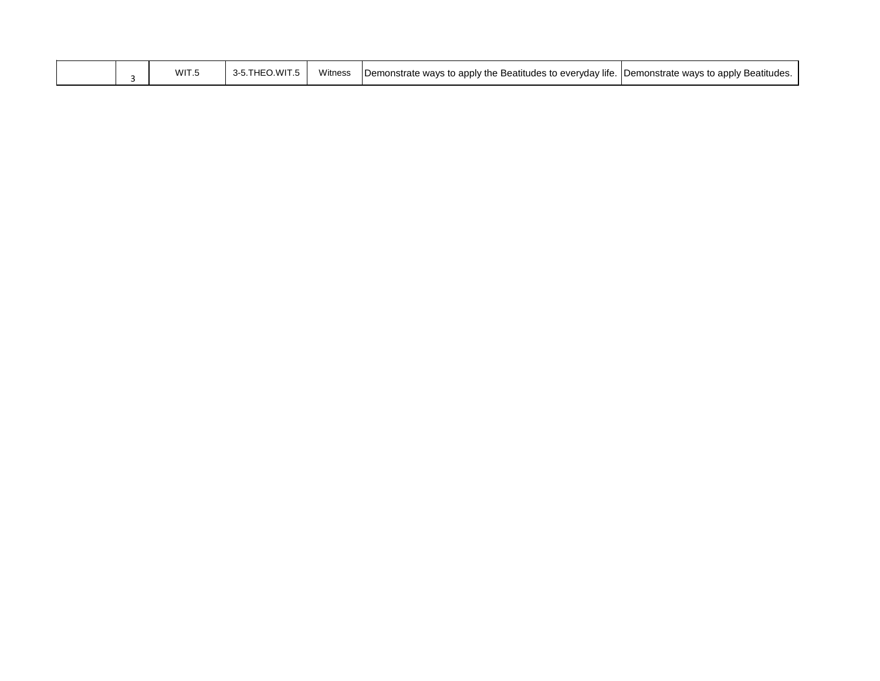| | | | | | | |
|---|---|---|---|---|---|---|
| | 3 | WIT.5 | 3-5.THEO.WIT.5 | Witness | Demonstrate ways to apply the Beatitudes to everyday life. | Demonstrate ways to apply Beatitudes. |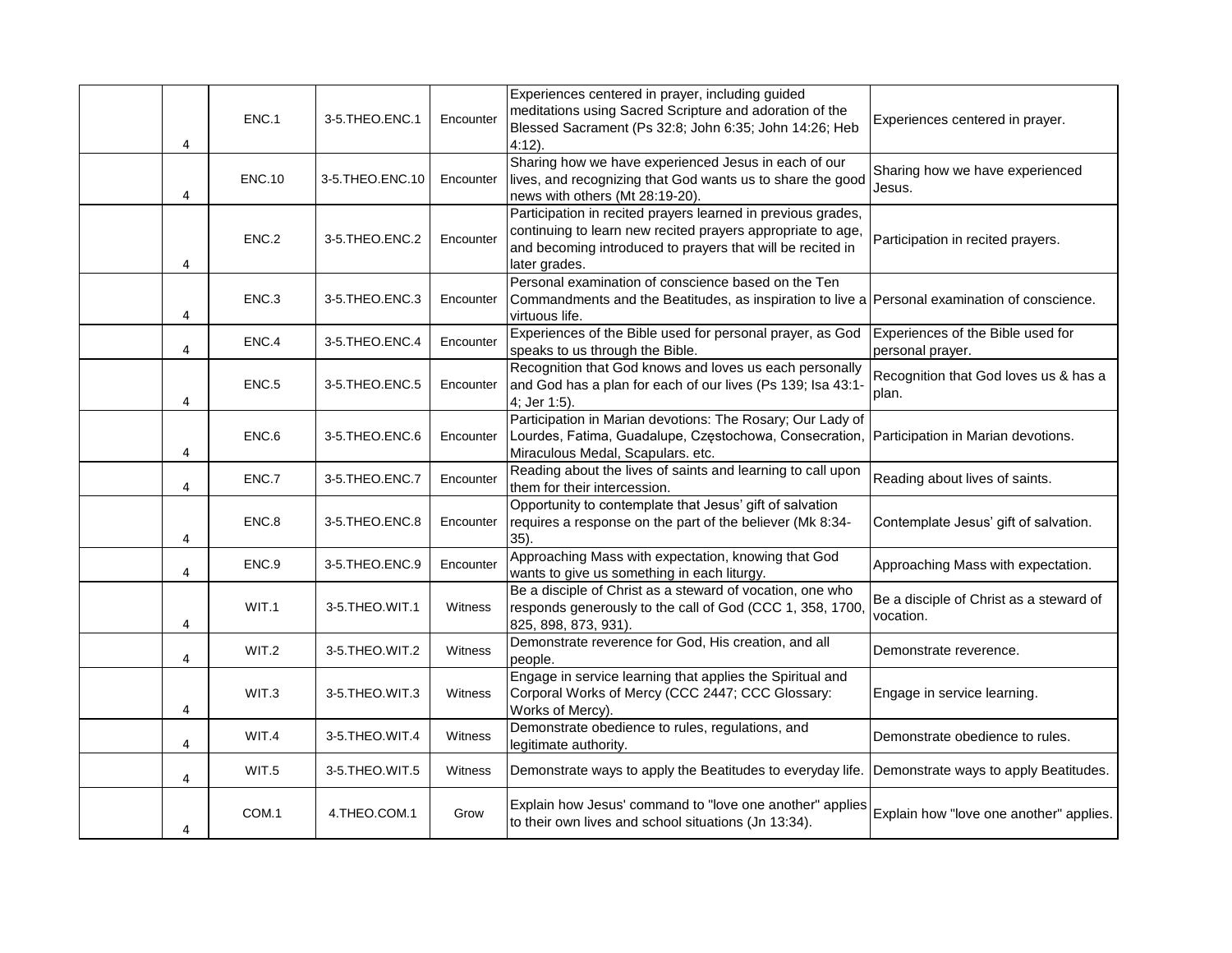|  |  |  |  |  |  |  |
|---|---|---|---|---|---|---|
|  | 4 | ENC.1 | 3-5.THEO.ENC.1 | Encounter | Experiences centered in prayer, including guided meditations using Sacred Scripture and adoration of the Blessed Sacrament (Ps 32:8; John 6:35; John 14:26; Heb 4:12). | Experiences centered in prayer. |
|  | 4 | ENC.10 | 3-5.THEO.ENC.10 | Encounter | Sharing how we have experienced Jesus in each of our lives, and recognizing that God wants us to share the good news with others (Mt 28:19-20). | Sharing how we have experienced Jesus. |
|  | 4 | ENC.2 | 3-5.THEO.ENC.2 | Encounter | Participation in recited prayers learned in previous grades, continuing to learn new recited prayers appropriate to age, and becoming introduced to prayers that will be recited in later grades. | Participation in recited prayers. |
|  | 4 | ENC.3 | 3-5.THEO.ENC.3 | Encounter | Personal examination of conscience based on the Ten Commandments and the Beatitudes, as inspiration to live a virtuous life. | Personal examination of conscience. |
|  | 4 | ENC.4 | 3-5.THEO.ENC.4 | Encounter | Experiences of the Bible used for personal prayer, as God speaks to us through the Bible. | Experiences of the Bible used for personal prayer. |
|  | 4 | ENC.5 | 3-5.THEO.ENC.5 | Encounter | Recognition that God knows and loves us each personally and God has a plan for each of our lives (Ps 139; Isa 43:1-4; Jer 1:5). | Recognition that God loves us & has a plan. |
|  | 4 | ENC.6 | 3-5.THEO.ENC.6 | Encounter | Participation in Marian devotions: The Rosary; Our Lady of Lourdes, Fatima, Guadalupe, Częstochowa, Consecration, Miraculous Medal, Scapulars. etc. | Participation in Marian devotions. |
|  | 4 | ENC.7 | 3-5.THEO.ENC.7 | Encounter | Reading about the lives of saints and learning to call upon them for their intercession. | Reading about lives of saints. |
|  | 4 | ENC.8 | 3-5.THEO.ENC.8 | Encounter | Opportunity to contemplate that Jesus' gift of salvation requires a response on the part of the believer (Mk 8:34-35). | Contemplate Jesus' gift of salvation. |
|  | 4 | ENC.9 | 3-5.THEO.ENC.9 | Encounter | Approaching Mass with expectation, knowing that God wants to give us something in each liturgy. | Approaching Mass with expectation. |
|  | 4 | WIT.1 | 3-5.THEO.WIT.1 | Witness | Be a disciple of Christ as a steward of vocation, one who responds generously to the call of God (CCC 1, 358, 1700, 825, 898, 873, 931). | Be a disciple of Christ as a steward of vocation. |
|  | 4 | WIT.2 | 3-5.THEO.WIT.2 | Witness | Demonstrate reverence for God, His creation, and all people. | Demonstrate reverence. |
|  | 4 | WIT.3 | 3-5.THEO.WIT.3 | Witness | Engage in service learning that applies the Spiritual and Corporal Works of Mercy (CCC 2447; CCC Glossary: Works of Mercy). | Engage in service learning. |
|  | 4 | WIT.4 | 3-5.THEO.WIT.4 | Witness | Demonstrate obedience to rules, regulations, and legitimate authority. | Demonstrate obedience to rules. |
|  | 4 | WIT.5 | 3-5.THEO.WIT.5 | Witness | Demonstrate ways to apply the Beatitudes to everyday life. | Demonstrate ways to apply Beatitudes. |
|  | 4 | COM.1 | 4.THEO.COM.1 | Grow | Explain how Jesus' command to "love one another" applies to their own lives and school situations (Jn 13:34). | Explain how "love one another" applies. |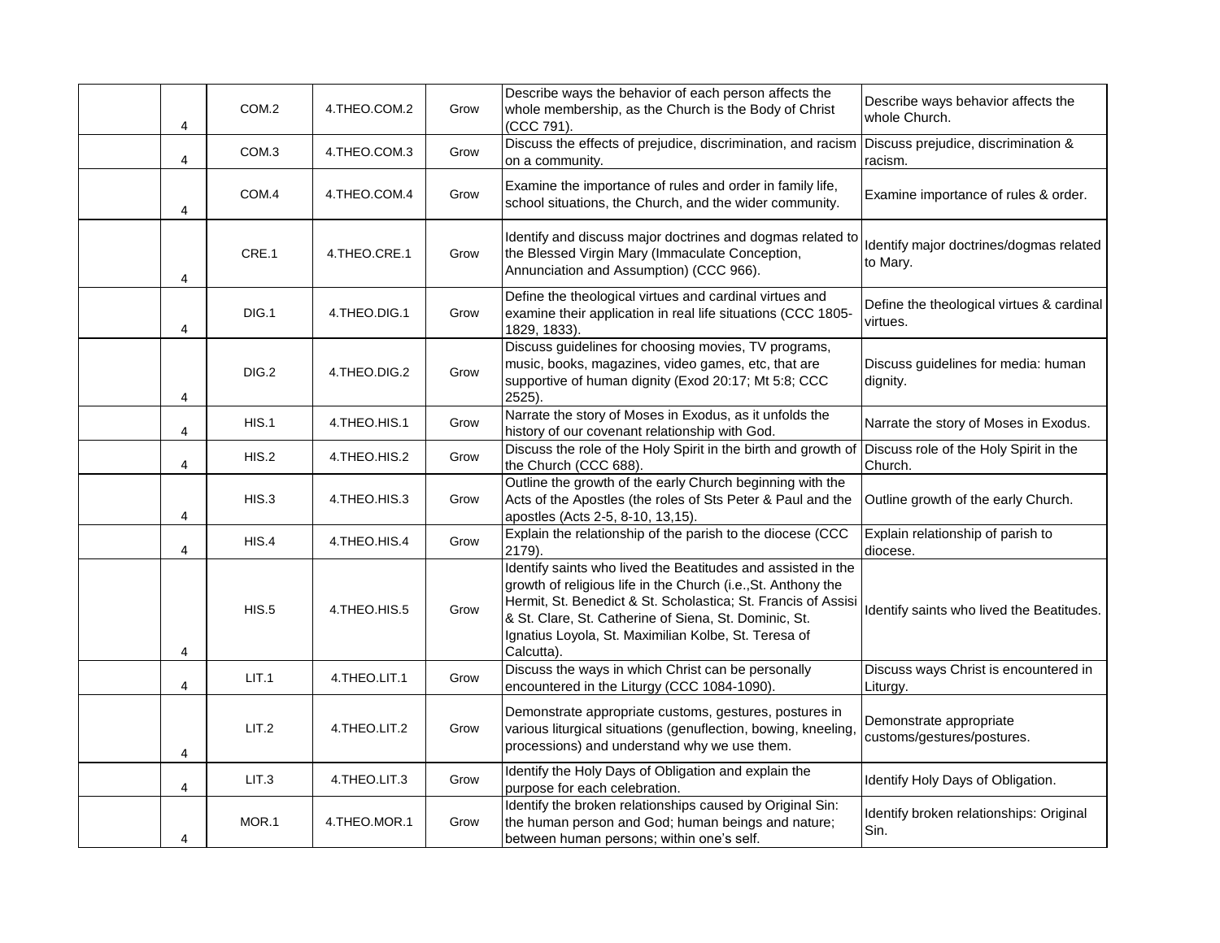|  |  |  |  |  |  |  |
|---|---|---|---|---|---|---|
|  | 4 | COM.2 | 4.THEO.COM.2 | Grow | Describe ways the behavior of each person affects the whole membership, as the Church is the Body of Christ (CCC 791). | Describe ways behavior affects the whole Church. |
|  | 4 | COM.3 | 4.THEO.COM.3 | Grow | Discuss the effects of prejudice, discrimination, and racism on a community. | Discuss prejudice, discrimination & racism. |
|  | 4 | COM.4 | 4.THEO.COM.4 | Grow | Examine the importance of rules and order in family life, school situations, the Church, and the wider community. | Examine importance of rules & order. |
|  | 4 | CRE.1 | 4.THEO.CRE.1 | Grow | Identify and discuss major doctrines and dogmas related to the Blessed Virgin Mary (Immaculate Conception, Annunciation and Assumption) (CCC 966). | Identify major doctrines/dogmas related to Mary. |
|  | 4 | DIG.1 | 4.THEO.DIG.1 | Grow | Define the theological virtues and cardinal virtues and examine their application in real life situations (CCC 1805-1829, 1833). | Define the theological virtues & cardinal virtues. |
|  | 4 | DIG.2 | 4.THEO.DIG.2 | Grow | Discuss guidelines for choosing movies, TV programs, music, books, magazines, video games, etc, that are supportive of human dignity (Exod 20:17; Mt 5:8; CCC 2525). | Discuss guidelines for media: human dignity. |
|  | 4 | HIS.1 | 4.THEO.HIS.1 | Grow | Narrate the story of Moses in Exodus, as it unfolds the history of our covenant relationship with God. | Narrate the story of Moses in Exodus. |
|  | 4 | HIS.2 | 4.THEO.HIS.2 | Grow | Discuss the role of the Holy Spirit in the birth and growth of the Church (CCC 688). | Discuss role of the Holy Spirit in the Church. |
|  | 4 | HIS.3 | 4.THEO.HIS.3 | Grow | Outline the growth of the early Church beginning with the Acts of the Apostles (the roles of Sts Peter & Paul and the apostles (Acts 2-5, 8-10, 13,15). | Outline growth of the early Church. |
|  | 4 | HIS.4 | 4.THEO.HIS.4 | Grow | Explain the relationship of the parish to the diocese (CCC 2179). | Explain relationship of parish to diocese. |
|  | 4 | HIS.5 | 4.THEO.HIS.5 | Grow | Identify saints who lived the Beatitudes and assisted in the growth of religious life in the Church (i.e.,St. Anthony the Hermit, St. Benedict & St. Scholastica; St. Francis of Assisi & St. Clare, St. Catherine of Siena, St. Dominic, St. Ignatius Loyola, St. Maximilian Kolbe, St. Teresa of Calcutta). | Identify saints who lived the Beatitudes. |
|  | 4 | LIT.1 | 4.THEO.LIT.1 | Grow | Discuss the ways in which Christ can be personally encountered in the Liturgy (CCC 1084-1090). | Discuss ways Christ is encountered in Liturgy. |
|  | 4 | LIT.2 | 4.THEO.LIT.2 | Grow | Demonstrate appropriate customs, gestures, postures in various liturgical situations (genuflection, bowing, kneeling, processions) and understand why we use them. | Demonstrate appropriate customs/gestures/postures. |
|  | 4 | LIT.3 | 4.THEO.LIT.3 | Grow | Identify the Holy Days of Obligation and explain the purpose for each celebration. | Identify Holy Days of Obligation. |
|  | 4 | MOR.1 | 4.THEO.MOR.1 | Grow | Identify the broken relationships caused by Original Sin: the human person and God; human beings and nature; between human persons; within one's self. | Identify broken relationships: Original Sin. |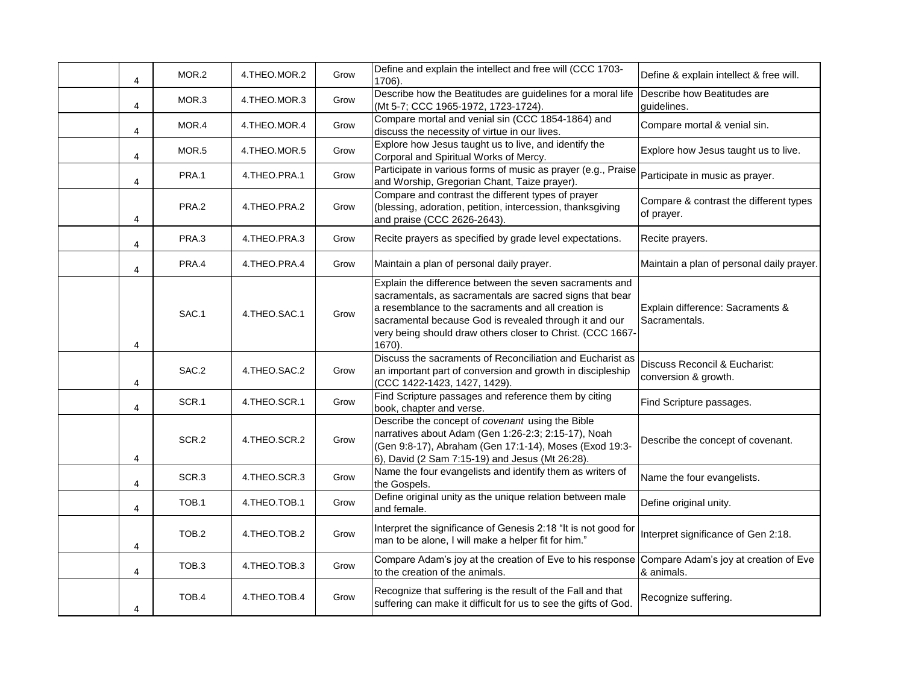| | | | | | | |
|---|---|---|---|---|---|---|
| | 4 | MOR.2 | 4.THEO.MOR.2 | Grow | Define and explain the intellect and free will (CCC 1703-1706). | Define & explain intellect & free will. |
| | 4 | MOR.3 | 4.THEO.MOR.3 | Grow | Describe how the Beatitudes are guidelines for a moral life (Mt 5-7; CCC 1965-1972, 1723-1724). | Describe how Beatitudes are guidelines. |
| | 4 | MOR.4 | 4.THEO.MOR.4 | Grow | Compare mortal and venial sin (CCC 1854-1864) and discuss the necessity of virtue in our lives. | Compare mortal & venial sin. |
| | 4 | MOR.5 | 4.THEO.MOR.5 | Grow | Explore how Jesus taught us to live, and identify the Corporal and Spiritual Works of Mercy. | Explore how Jesus taught us to live. |
| | 4 | PRA.1 | 4.THEO.PRA.1 | Grow | Participate in various forms of music as prayer (e.g., Praise and Worship, Gregorian Chant, Taize prayer). | Participate in music as prayer. |
| | 4 | PRA.2 | 4.THEO.PRA.2 | Grow | Compare and contrast the different types of prayer (blessing, adoration, petition, intercession, thanksgiving and praise (CCC 2626-2643). | Compare & contrast the different types of prayer. |
| | 4 | PRA.3 | 4.THEO.PRA.3 | Grow | Recite prayers as specified by grade level expectations. | Recite prayers. |
| | 4 | PRA.4 | 4.THEO.PRA.4 | Grow | Maintain a plan of personal daily prayer. | Maintain a plan of personal daily prayer. |
| | 4 | SAC.1 | 4.THEO.SAC.1 | Grow | Explain the difference between the seven sacraments and sacramentals, as sacramentals are sacred signs that bear a resemblance to the sacraments and all creation is sacramental because God is revealed through it and our very being should draw others closer to Christ. (CCC 1667-1670). | Explain difference: Sacraments & Sacramentals. |
| | 4 | SAC.2 | 4.THEO.SAC.2 | Grow | Discuss the sacraments of Reconciliation and Eucharist as an important part of conversion and growth in discipleship (CCC 1422-1423, 1427, 1429). | Discuss Reconcil & Eucharist: conversion & growth. |
| | 4 | SCR.1 | 4.THEO.SCR.1 | Grow | Find Scripture passages and reference them by citing book, chapter and verse. | Find Scripture passages. |
| | 4 | SCR.2 | 4.THEO.SCR.2 | Grow | Describe the concept of *covenant* using the Bible narratives about Adam (Gen 1:26-2:3; 2:15-17), Noah (Gen 9:8-17), Abraham (Gen 17:1-14), Moses (Exod 19:3-6), David (2 Sam 7:15-19) and Jesus (Mt 26:28). | Describe the concept of covenant. |
| | 4 | SCR.3 | 4.THEO.SCR.3 | Grow | Name the four evangelists and identify them as writers of the Gospels. | Name the four evangelists. |
| | 4 | TOB.1 | 4.THEO.TOB.1 | Grow | Define original unity as the unique relation between male and female. | Define original unity. |
| | 4 | TOB.2 | 4.THEO.TOB.2 | Grow | Interpret the significance of Genesis 2:18 "It is not good for man to be alone, I will make a helper fit for him." | Interpret significance of Gen 2:18. |
| | 4 | TOB.3 | 4.THEO.TOB.3 | Grow | Compare Adam's joy at the creation of Eve to his response to the creation of the animals. | Compare Adam's joy at creation of Eve & animals. |
| | 4 | TOB.4 | 4.THEO.TOB.4 | Grow | Recognize that suffering is the result of the Fall and that suffering can make it difficult for us to see the gifts of God. | Recognize suffering. |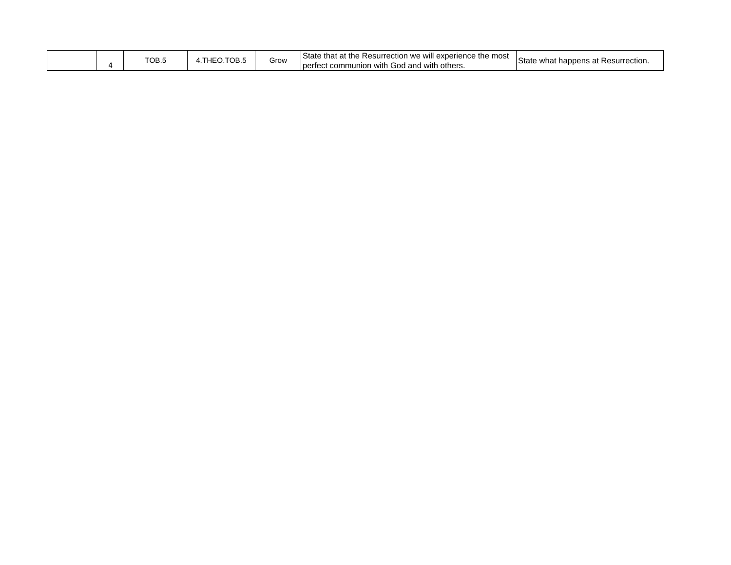| | | | | | | |
|---|---|---|---|---|---|---|
| | 4 | TOB.5 | 4.THEO.TOB.5 | Grow | State that at the Resurrection we will experience the most perfect communion with God and with others. | State what happens at Resurrection. |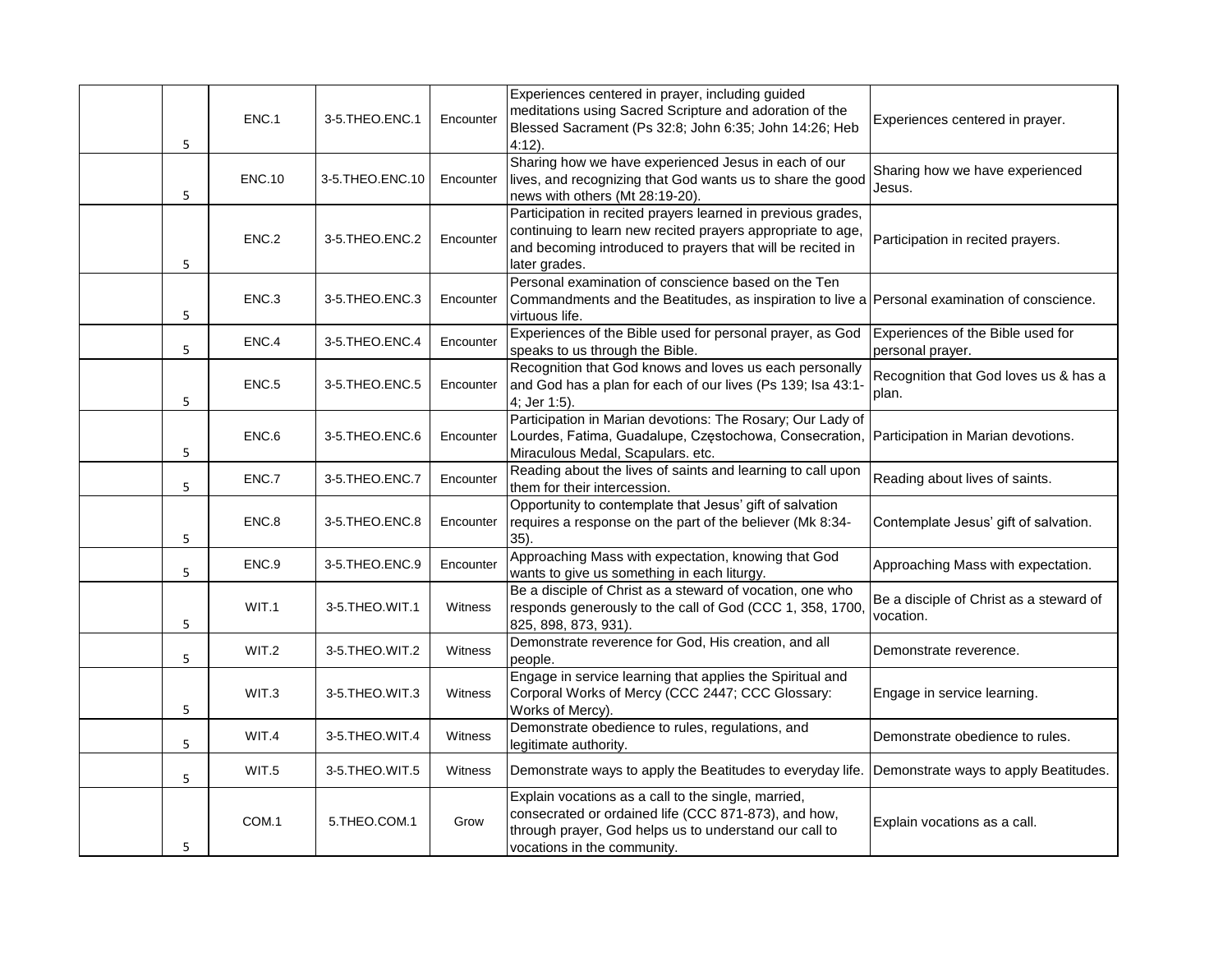| | | | | | | |
|---|---|---|---|---|---|---|
| | 5 | ENC.1 | 3-5.THEO.ENC.1 | Encounter | Experiences centered in prayer, including guided meditations using Sacred Scripture and adoration of the Blessed Sacrament (Ps 32:8; John 6:35; John 14:26; Heb 4:12). | Experiences centered in prayer. |
| | 5 | ENC.10 | 3-5.THEO.ENC.10 | Encounter | Sharing how we have experienced Jesus in each of our lives, and recognizing that God wants us to share the good news with others (Mt 28:19-20). | Sharing how we have experienced Jesus. |
| | 5 | ENC.2 | 3-5.THEO.ENC.2 | Encounter | Participation in recited prayers learned in previous grades, continuing to learn new recited prayers appropriate to age, and becoming introduced to prayers that will be recited in later grades. | Participation in recited prayers. |
| | 5 | ENC.3 | 3-5.THEO.ENC.3 | Encounter | Personal examination of conscience based on the Ten Commandments and the Beatitudes, as inspiration to live a virtuous life. | Personal examination of conscience. |
| | 5 | ENC.4 | 3-5.THEO.ENC.4 | Encounter | Experiences of the Bible used for personal prayer, as God speaks to us through the Bible. | Experiences of the Bible used for personal prayer. |
| | 5 | ENC.5 | 3-5.THEO.ENC.5 | Encounter | Recognition that God knows and loves us each personally and God has a plan for each of our lives (Ps 139; Isa 43:1-4; Jer 1:5). | Recognition that God loves us & has a plan. |
| | 5 | ENC.6 | 3-5.THEO.ENC.6 | Encounter | Participation in Marian devotions: The Rosary; Our Lady of Lourdes, Fatima, Guadalupe, Częstochowa, Consecration, Miraculous Medal, Scapulars. etc. | Participation in Marian devotions. |
| | 5 | ENC.7 | 3-5.THEO.ENC.7 | Encounter | Reading about the lives of saints and learning to call upon them for their intercession. | Reading about lives of saints. |
| | 5 | ENC.8 | 3-5.THEO.ENC.8 | Encounter | Opportunity to contemplate that Jesus' gift of salvation requires a response on the part of the believer (Mk 8:34-35). | Contemplate Jesus' gift of salvation. |
| | 5 | ENC.9 | 3-5.THEO.ENC.9 | Encounter | Approaching Mass with expectation, knowing that God wants to give us something in each liturgy. | Approaching Mass with expectation. |
| | 5 | WIT.1 | 3-5.THEO.WIT.1 | Witness | Be a disciple of Christ as a steward of vocation, one who responds generously to the call of God (CCC 1, 358, 1700, 825, 898, 873, 931). | Be a disciple of Christ as a steward of vocation. |
| | 5 | WIT.2 | 3-5.THEO.WIT.2 | Witness | Demonstrate reverence for God, His creation, and all people. | Demonstrate reverence. |
| | 5 | WIT.3 | 3-5.THEO.WIT.3 | Witness | Engage in service learning that applies the Spiritual and Corporal Works of Mercy (CCC 2447; CCC Glossary: Works of Mercy). | Engage in service learning. |
| | 5 | WIT.4 | 3-5.THEO.WIT.4 | Witness | Demonstrate obedience to rules, regulations, and legitimate authority. | Demonstrate obedience to rules. |
| | 5 | WIT.5 | 3-5.THEO.WIT.5 | Witness | Demonstrate ways to apply the Beatitudes to everyday life. | Demonstrate ways to apply Beatitudes. |
| | 5 | COM.1 | 5.THEO.COM.1 | Grow | Explain vocations as a call to the single, married, consecrated or ordained life (CCC 871-873), and how, through prayer, God helps us to understand our call to vocations in the community. | Explain vocations as a call. |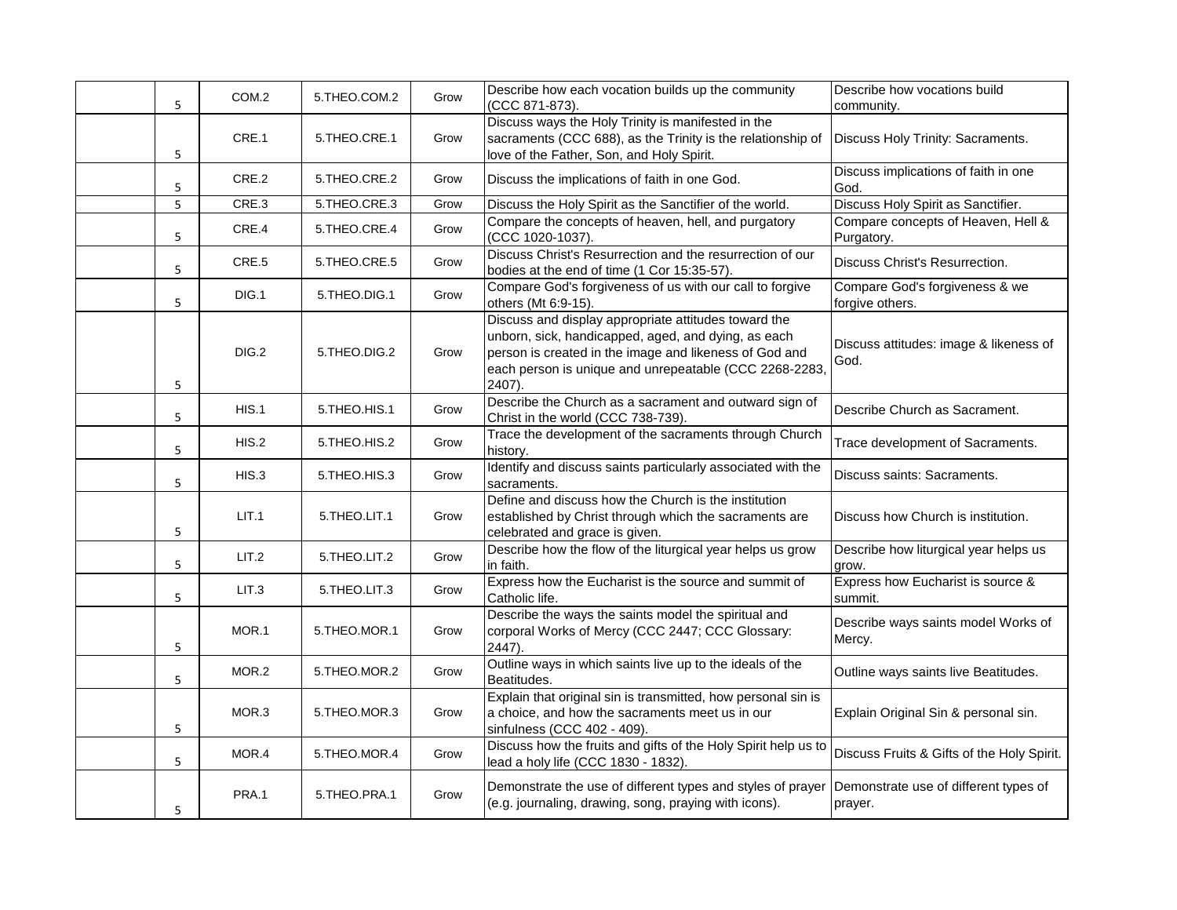|  |  |  |  |  |  |  |
|---|---|---|---|---|---|---|
|  | 5 | COM.2 | 5.THEO.COM.2 | Grow | Describe how each vocation builds up the community (CCC 871-873). | Describe how vocations build community. |
|  | 5 | CRE.1 | 5.THEO.CRE.1 | Grow | Discuss ways the Holy Trinity is manifested in the sacraments (CCC 688), as the Trinity is the relationship of love of the Father, Son, and Holy Spirit. | Discuss Holy Trinity: Sacraments. |
|  | 5 | CRE.2 | 5.THEO.CRE.2 | Grow | Discuss the implications of faith in one God. | Discuss implications of faith in one God. |
|  | 5 | CRE.3 | 5.THEO.CRE.3 | Grow | Discuss the Holy Spirit as the Sanctifier of the world. | Discuss Holy Spirit as Sanctifier. |
|  | 5 | CRE.4 | 5.THEO.CRE.4 | Grow | Compare the concepts of heaven, hell, and purgatory (CCC 1020-1037). | Compare concepts of Heaven, Hell & Purgatory. |
|  | 5 | CRE.5 | 5.THEO.CRE.5 | Grow | Discuss Christ's Resurrection and the resurrection of our bodies at the end of time (1 Cor 15:35-57). | Discuss Christ's Resurrection. |
|  | 5 | DIG.1 | 5.THEO.DIG.1 | Grow | Compare God's forgiveness of us with our call to forgive others (Mt 6:9-15). | Compare God's forgiveness & we forgive others. |
|  | 5 | DIG.2 | 5.THEO.DIG.2 | Grow | Discuss and display appropriate attitudes toward the unborn, sick, handicapped, aged, and dying, as each person is created in the image and likeness of God and each person is unique and unrepeatable (CCC 2268-2283, 2407). | Discuss attitudes: image & likeness of God. |
|  | 5 | HIS.1 | 5.THEO.HIS.1 | Grow | Describe the Church as a sacrament and outward sign of Christ in the world (CCC 738-739). | Describe Church as Sacrament. |
|  | 5 | HIS.2 | 5.THEO.HIS.2 | Grow | Trace the development of the sacraments through Church history. | Trace development of Sacraments. |
|  | 5 | HIS.3 | 5.THEO.HIS.3 | Grow | Identify and discuss saints particularly associated with the sacraments. | Discuss saints: Sacraments. |
|  | 5 | LIT.1 | 5.THEO.LIT.1 | Grow | Define and discuss how the Church is the institution established by Christ through which the sacraments are celebrated and grace is given. | Discuss how Church is institution. |
|  | 5 | LIT.2 | 5.THEO.LIT.2 | Grow | Describe how the flow of the liturgical year helps us grow in faith. | Describe how liturgical year helps us grow. |
|  | 5 | LIT.3 | 5.THEO.LIT.3 | Grow | Express how the Eucharist is the source and summit of Catholic life. | Express how Eucharist is source & summit. |
|  | 5 | MOR.1 | 5.THEO.MOR.1 | Grow | Describe the ways the saints model the spiritual and corporal Works of Mercy (CCC 2447; CCC Glossary: 2447). | Describe ways saints model Works of Mercy. |
|  | 5 | MOR.2 | 5.THEO.MOR.2 | Grow | Outline ways in which saints live up to the ideals of the Beatitudes. | Outline ways saints live Beatitudes. |
|  | 5 | MOR.3 | 5.THEO.MOR.3 | Grow | Explain that original sin is transmitted, how personal sin is a choice, and how the sacraments meet us in our sinfulness (CCC 402 - 409). | Explain Original Sin & personal sin. |
|  | 5 | MOR.4 | 5.THEO.MOR.4 | Grow | Discuss how the fruits and gifts of the Holy Spirit help us to lead a holy life (CCC 1830 - 1832). | Discuss Fruits & Gifts of the Holy Spirit. |
|  | 5 | PRA.1 | 5.THEO.PRA.1 | Grow | Demonstrate the use of different types and styles of prayer (e.g. journaling, drawing, song, praying with icons). | Demonstrate use of different types of prayer. |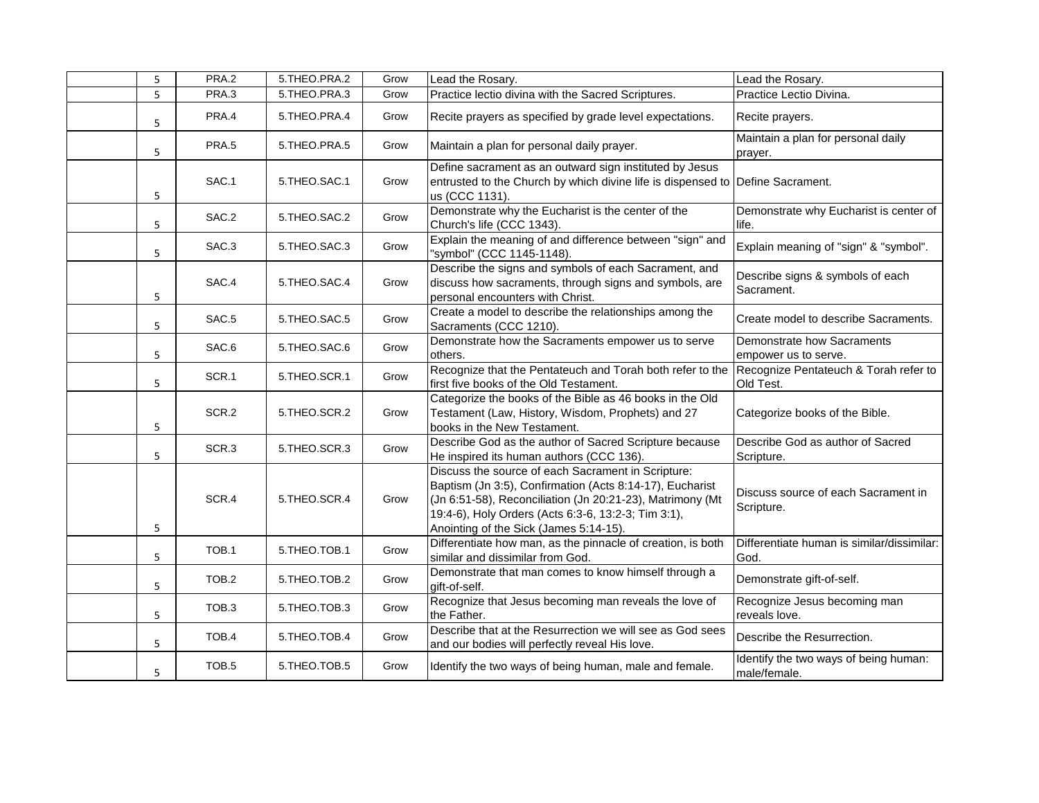|  | 5 | PRA.2 | 5.THEO.PRA.2 | Grow | Lead the Rosary. | Lead the Rosary. |
|---|---|---|---|---|---|---|
|  | 5 | PRA.3 | 5.THEO.PRA.3 | Grow | Practice lectio divina with the Sacred Scriptures. | Practice Lectio Divina. |
|  | 5 | PRA.4 | 5.THEO.PRA.4 | Grow | Recite prayers as specified by grade level expectations. | Recite prayers. |
|  | 5 | PRA.5 | 5.THEO.PRA.5 | Grow | Maintain a plan for personal daily prayer. | Maintain a plan for personal daily prayer. |
|  | 5 | SAC.1 | 5.THEO.SAC.1 | Grow | Define sacrament as an outward sign instituted by Jesus entrusted to the Church by which divine life is dispensed to us (CCC 1131). | Define Sacrament. |
|  | 5 | SAC.2 | 5.THEO.SAC.2 | Grow | Demonstrate why the Eucharist is the center of the Church's life (CCC 1343). | Demonstrate why Eucharist is center of life. |
|  | 5 | SAC.3 | 5.THEO.SAC.3 | Grow | Explain the meaning of and difference between "sign" and "symbol" (CCC 1145-1148). | Explain meaning of "sign" & "symbol". |
|  | 5 | SAC.4 | 5.THEO.SAC.4 | Grow | Describe the signs and symbols of each Sacrament, and discuss how sacraments, through signs and symbols, are personal encounters with Christ. | Describe signs & symbols of each Sacrament. |
|  | 5 | SAC.5 | 5.THEO.SAC.5 | Grow | Create a model to describe the relationships among the Sacraments (CCC 1210). | Create model to describe Sacraments. |
|  | 5 | SAC.6 | 5.THEO.SAC.6 | Grow | Demonstrate how the Sacraments empower us to serve others. | Demonstrate how Sacraments empower us to serve. |
|  | 5 | SCR.1 | 5.THEO.SCR.1 | Grow | Recognize that the Pentateuch and Torah both refer to the first five books of the Old Testament. | Recognize Pentateuch & Torah refer to Old Test. |
|  | 5 | SCR.2 | 5.THEO.SCR.2 | Grow | Categorize the books of the Bible as 46 books in the Old Testament (Law, History, Wisdom, Prophets) and 27 books in the New Testament. | Categorize books of the Bible. |
|  | 5 | SCR.3 | 5.THEO.SCR.3 | Grow | Describe God as the author of Sacred Scripture because He inspired its human authors (CCC 136). | Describe God as author of Sacred Scripture. |
|  | 5 | SCR.4 | 5.THEO.SCR.4 | Grow | Discuss the source of each Sacrament in Scripture: Baptism (Jn 3:5), Confirmation (Acts 8:14-17), Eucharist (Jn 6:51-58), Reconciliation (Jn 20:21-23), Matrimony (Mt 19:4-6), Holy Orders (Acts 6:3-6, 13:2-3; Tim 3:1), Anointing of the Sick (James 5:14-15). | Discuss source of each Sacrament in Scripture. |
|  | 5 | TOB.1 | 5.THEO.TOB.1 | Grow | Differentiate how man, as the pinnacle of creation, is both similar and dissimilar from God. | Differentiate human is similar/dissimilar: God. |
|  | 5 | TOB.2 | 5.THEO.TOB.2 | Grow | Demonstrate that man comes to know himself through a gift-of-self. | Demonstrate gift-of-self. |
|  | 5 | TOB.3 | 5.THEO.TOB.3 | Grow | Recognize that Jesus becoming man reveals the love of the Father. | Recognize Jesus becoming man reveals love. |
|  | 5 | TOB.4 | 5.THEO.TOB.4 | Grow | Describe that at the Resurrection we will see as God sees and our bodies will perfectly reveal His love. | Describe the Resurrection. |
|  | 5 | TOB.5 | 5.THEO.TOB.5 | Grow | Identify the two ways of being human, male and female. | Identify the two ways of being human: male/female. |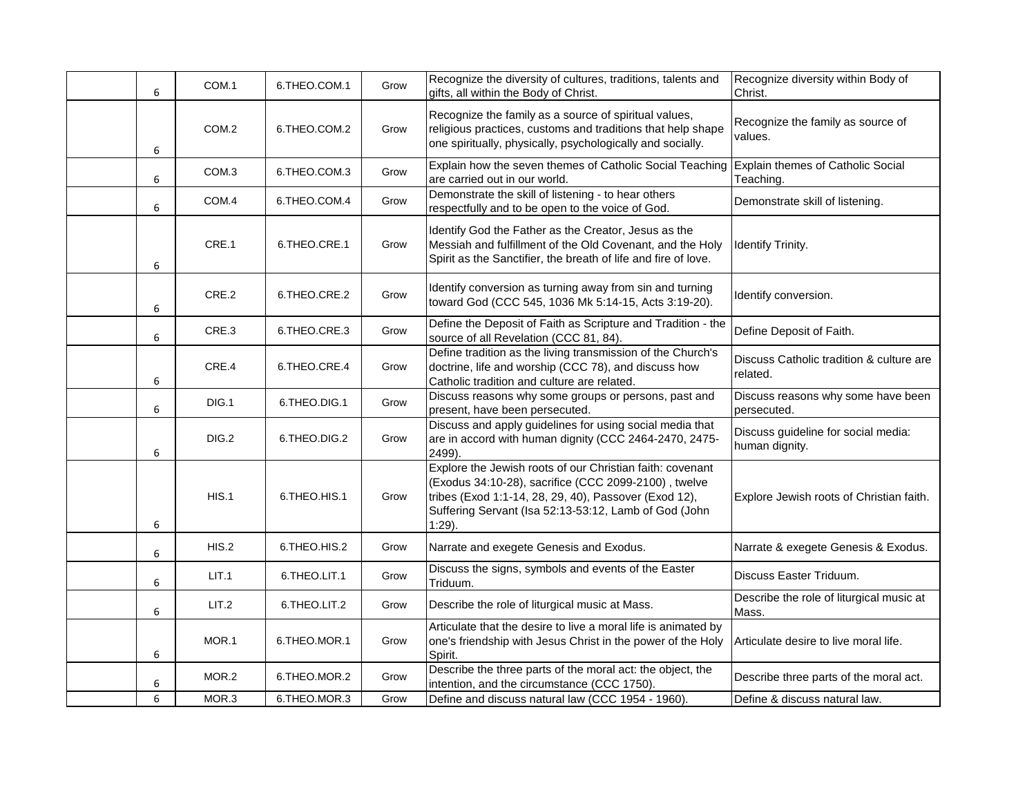| | | | | | | |
|---|---|---|---|---|---|---|
| | 6 | COM.1 | 6.THEO.COM.1 | Grow | Recognize the diversity of cultures, traditions, talents and gifts, all within the Body of Christ. | Recognize diversity within Body of Christ. |
| | 6 | COM.2 | 6.THEO.COM.2 | Grow | Recognize the family as a source of spiritual values, religious practices, customs and traditions that help shape one spiritually, physically, psychologically and socially. | Recognize the family as source of values. |
| | 6 | COM.3 | 6.THEO.COM.3 | Grow | Explain how the seven themes of Catholic Social Teaching are carried out in our world. | Explain themes of Catholic Social Teaching. |
| | 6 | COM.4 | 6.THEO.COM.4 | Grow | Demonstrate the skill of listening - to hear others respectfully and to be open to the voice of God. | Demonstrate skill of listening. |
| | 6 | CRE.1 | 6.THEO.CRE.1 | Grow | Identify God the Father as the Creator, Jesus as the Messiah and fulfillment of the Old Covenant, and the Holy Spirit as the Sanctifier, the breath of life and fire of love. | Identify Trinity. |
| | 6 | CRE.2 | 6.THEO.CRE.2 | Grow | Identify conversion as turning away from sin and turning toward God (CCC 545, 1036 Mk 5:14-15, Acts 3:19-20). | Identify conversion. |
| | 6 | CRE.3 | 6.THEO.CRE.3 | Grow | Define the Deposit of Faith as Scripture and Tradition - the source of all Revelation (CCC 81, 84). | Define Deposit of Faith. |
| | 6 | CRE.4 | 6.THEO.CRE.4 | Grow | Define tradition as the living transmission of the Church's doctrine, life and worship (CCC 78), and discuss how Catholic tradition and culture are related. | Discuss Catholic tradition & culture are related. |
| | 6 | DIG.1 | 6.THEO.DIG.1 | Grow | Discuss reasons why some groups or persons, past and present, have been persecuted. | Discuss reasons why some have been persecuted. |
| | 6 | DIG.2 | 6.THEO.DIG.2 | Grow | Discuss and apply guidelines for using social media that are in accord with human dignity (CCC 2464-2470, 2475-2499). | Discuss guideline for social media: human dignity. |
| | 6 | HIS.1 | 6.THEO.HIS.1 | Grow | Explore the Jewish roots of our Christian faith: covenant (Exodus 34:10-28), sacrifice (CCC 2099-2100) , twelve tribes (Exod 1:1-14, 28, 29, 40), Passover (Exod 12), Suffering Servant (Isa 52:13-53:12, Lamb of God (John 1:29). | Explore Jewish roots of Christian faith. |
| | 6 | HIS.2 | 6.THEO.HIS.2 | Grow | Narrate and exegete Genesis and Exodus. | Narrate & exegete Genesis & Exodus. |
| | 6 | LIT.1 | 6.THEO.LIT.1 | Grow | Discuss the signs, symbols and events of the Easter Triduum. | Discuss Easter Triduum. |
| | 6 | LIT.2 | 6.THEO.LIT.2 | Grow | Describe the role of liturgical music at Mass. | Describe the role of liturgical music at Mass. |
| | 6 | MOR.1 | 6.THEO.MOR.1 | Grow | Articulate that the desire to live a moral life is animated by one's friendship with Jesus Christ in the power of the Holy Spirit. | Articulate desire to live moral life. |
| | 6 | MOR.2 | 6.THEO.MOR.2 | Grow | Describe the three parts of the moral act: the object, the intention, and the circumstance (CCC 1750). | Describe three parts of the moral act. |
| | 6 | MOR.3 | 6.THEO.MOR.3 | Grow | Define and discuss natural law (CCC 1954 - 1960). | Define & discuss natural law. |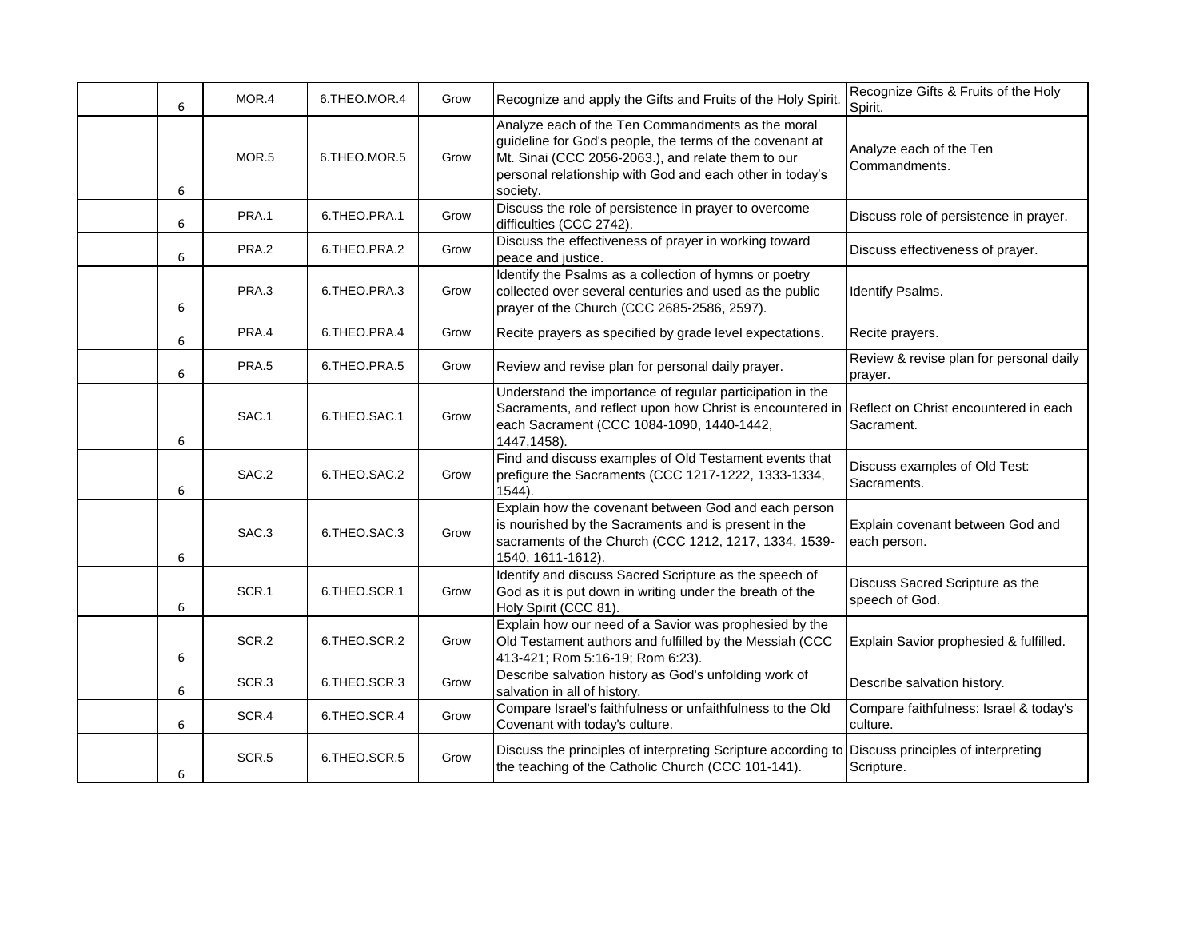| | | | | | | |
|---|---|---|---|---|---|---|
| | 6 | MOR.4 | 6.THEO.MOR.4 | Grow | Recognize and apply the Gifts and Fruits of the Holy Spirit. | Recognize Gifts & Fruits of the Holy Spirit. |
| | 6 | MOR.5 | 6.THEO.MOR.5 | Grow | Analyze each of the Ten Commandments as the moral guideline for God's people, the terms of the covenant at Mt. Sinai (CCC 2056-2063.), and relate them to our personal relationship with God and each other in today's society. | Analyze each of the Ten Commandments. |
| | 6 | PRA.1 | 6.THEO.PRA.1 | Grow | Discuss the role of persistence in prayer to overcome difficulties (CCC 2742). | Discuss role of persistence in prayer. |
| | 6 | PRA.2 | 6.THEO.PRA.2 | Grow | Discuss the effectiveness of prayer in working toward peace and justice. | Discuss effectiveness of prayer. |
| | 6 | PRA.3 | 6.THEO.PRA.3 | Grow | Identify the Psalms as a collection of hymns or poetry collected over several centuries and used as the public prayer of the Church (CCC 2685-2586, 2597). | Identify Psalms. |
| | 6 | PRA.4 | 6.THEO.PRA.4 | Grow | Recite prayers as specified by grade level expectations. | Recite prayers. |
| | 6 | PRA.5 | 6.THEO.PRA.5 | Grow | Review and revise plan for personal daily prayer. | Review & revise plan for personal daily prayer. |
| | 6 | SAC.1 | 6.THEO.SAC.1 | Grow | Understand the importance of regular participation in the Sacraments, and reflect upon how Christ is encountered in each Sacrament (CCC 1084-1090, 1440-1442, 1447,1458). | Reflect on Christ encountered in each Sacrament. |
| | 6 | SAC.2 | 6.THEO.SAC.2 | Grow | Find and discuss examples of Old Testament events that prefigure the Sacraments (CCC 1217-1222, 1333-1334, 1544). | Discuss examples of Old Test: Sacraments. |
| | 6 | SAC.3 | 6.THEO.SAC.3 | Grow | Explain how the covenant between God and each person is nourished by the Sacraments and is present in the sacraments of the Church (CCC 1212, 1217, 1334, 1539-1540, 1611-1612). | Explain covenant between God and each person. |
| | 6 | SCR.1 | 6.THEO.SCR.1 | Grow | Identify and discuss Sacred Scripture as the speech of God as it is put down in writing under the breath of the Holy Spirit (CCC 81). | Discuss Sacred Scripture as the speech of God. |
| | 6 | SCR.2 | 6.THEO.SCR.2 | Grow | Explain how our need of a Savior was prophesied by the Old Testament authors and fulfilled by the Messiah (CCC 413-421; Rom 5:16-19; Rom 6:23). | Explain Savior prophesied & fulfilled. |
| | 6 | SCR.3 | 6.THEO.SCR.3 | Grow | Describe salvation history as God's unfolding work of salvation in all of history. | Describe salvation history. |
| | 6 | SCR.4 | 6.THEO.SCR.4 | Grow | Compare Israel's faithfulness or unfaithfulness to the Old Covenant with today's culture. | Compare faithfulness: Israel & today's culture. |
| | 6 | SCR.5 | 6.THEO.SCR.5 | Grow | Discuss the principles of interpreting Scripture according to the teaching of the Catholic Church (CCC 101-141). | Discuss principles of interpreting Scripture. |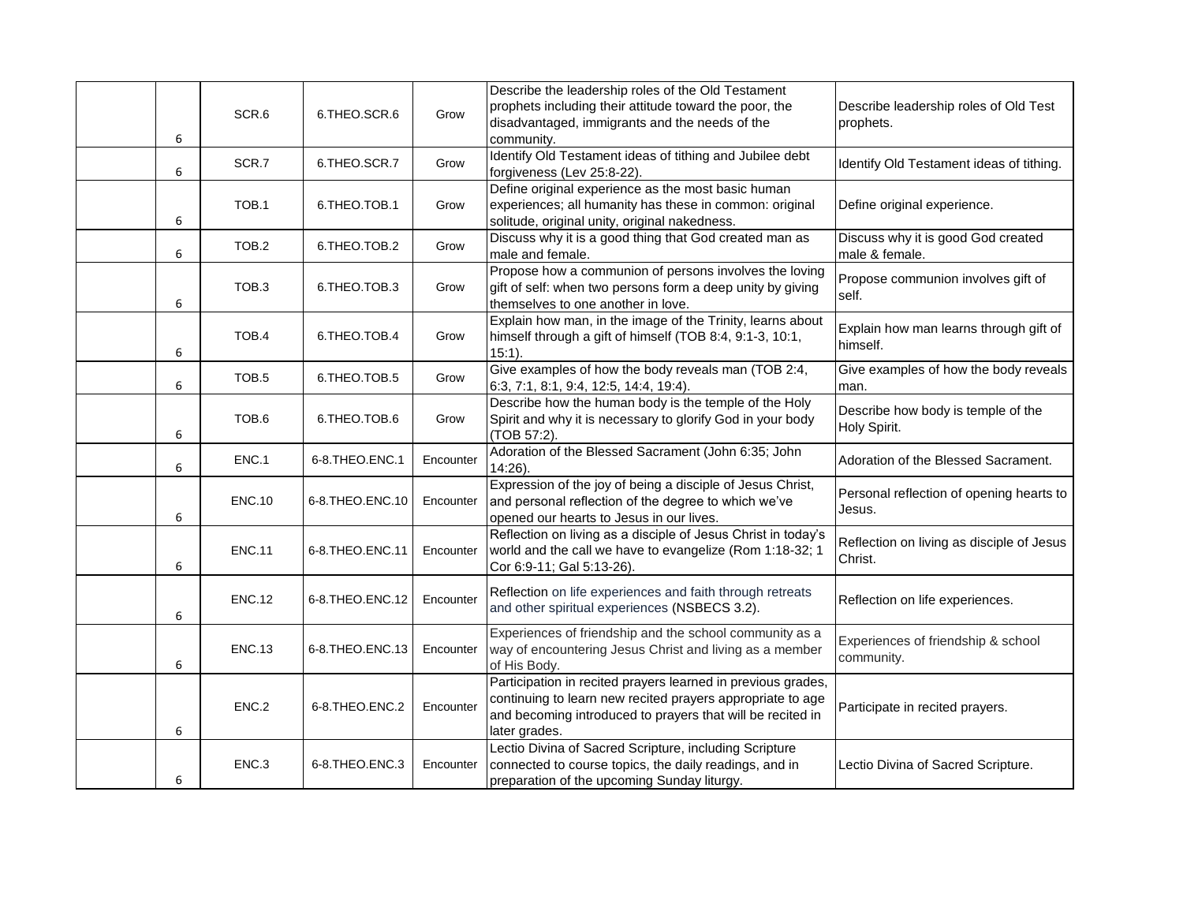| | | | | | | |
|---|---|---|---|---|---|---|
| | 6 | SCR.6 | 6.THEO.SCR.6 | Grow | Describe the leadership roles of the Old Testament prophets including their attitude toward the poor, the disadvantaged, immigrants and the needs of the community. | Describe leadership roles of Old Test prophets. |
| | 6 | SCR.7 | 6.THEO.SCR.7 | Grow | Identify Old Testament ideas of tithing and Jubilee debt forgiveness (Lev 25:8-22). | Identify Old Testament ideas of tithing. |
| | 6 | TOB.1 | 6.THEO.TOB.1 | Grow | Define original experience as the most basic human experiences; all humanity has these in common: original solitude, original unity, original nakedness. | Define original experience. |
| | 6 | TOB.2 | 6.THEO.TOB.2 | Grow | Discuss why it is a good thing that God created man as male and female. | Discuss why it is good God created male & female. |
| | 6 | TOB.3 | 6.THEO.TOB.3 | Grow | Propose how a communion of persons involves the loving gift of self: when two persons form a deep unity by giving themselves to one another in love. | Propose communion involves gift of self. |
| | 6 | TOB.4 | 6.THEO.TOB.4 | Grow | Explain how man, in the image of the Trinity, learns about himself through a gift of himself (TOB 8:4, 9:1-3, 10:1, 15:1). | Explain how man learns through gift of himself. |
| | 6 | TOB.5 | 6.THEO.TOB.5 | Grow | Give examples of how the body reveals man (TOB 2:4, 6:3, 7:1, 8:1, 9:4, 12:5, 14:4, 19:4). | Give examples of how the body reveals man. |
| | 6 | TOB.6 | 6.THEO.TOB.6 | Grow | Describe how the human body is the temple of the Holy Spirit and why it is necessary to glorify God in your body (TOB 57:2). | Describe how body is temple of the Holy Spirit. |
| | 6 | ENC.1 | 6-8.THEO.ENC.1 | Encounter | Adoration of the Blessed Sacrament (John 6:35; John 14:26). | Adoration of the Blessed Sacrament. |
| | 6 | ENC.10 | 6-8.THEO.ENC.10 | Encounter | Expression of the joy of being a disciple of Jesus Christ, and personal reflection of the degree to which we've opened our hearts to Jesus in our lives. | Personal reflection of opening hearts to Jesus. |
| | 6 | ENC.11 | 6-8.THEO.ENC.11 | Encounter | Reflection on living as a disciple of Jesus Christ in today's world and the call we have to evangelize (Rom 1:18-32; 1 Cor 6:9-11; Gal 5:13-26). | Reflection on living as disciple of Jesus Christ. |
| | 6 | ENC.12 | 6-8.THEO.ENC.12 | Encounter | Reflection on life experiences and faith through retreats and other spiritual experiences (NSBECS 3.2). | Reflection on life experiences. |
| | 6 | ENC.13 | 6-8.THEO.ENC.13 | Encounter | Experiences of friendship and the school community as a way of encountering Jesus Christ and living as a member of His Body. | Experiences of friendship & school community. |
| | 6 | ENC.2 | 6-8.THEO.ENC.2 | Encounter | Participation in recited prayers learned in previous grades, continuing to learn new recited prayers appropriate to age and becoming introduced to prayers that will be recited in later grades. | Participate in recited prayers. |
| | 6 | ENC.3 | 6-8.THEO.ENC.3 | Encounter | Lectio Divina of Sacred Scripture, including Scripture connected to course topics, the daily readings, and in preparation of the upcoming Sunday liturgy. | Lectio Divina of Sacred Scripture. |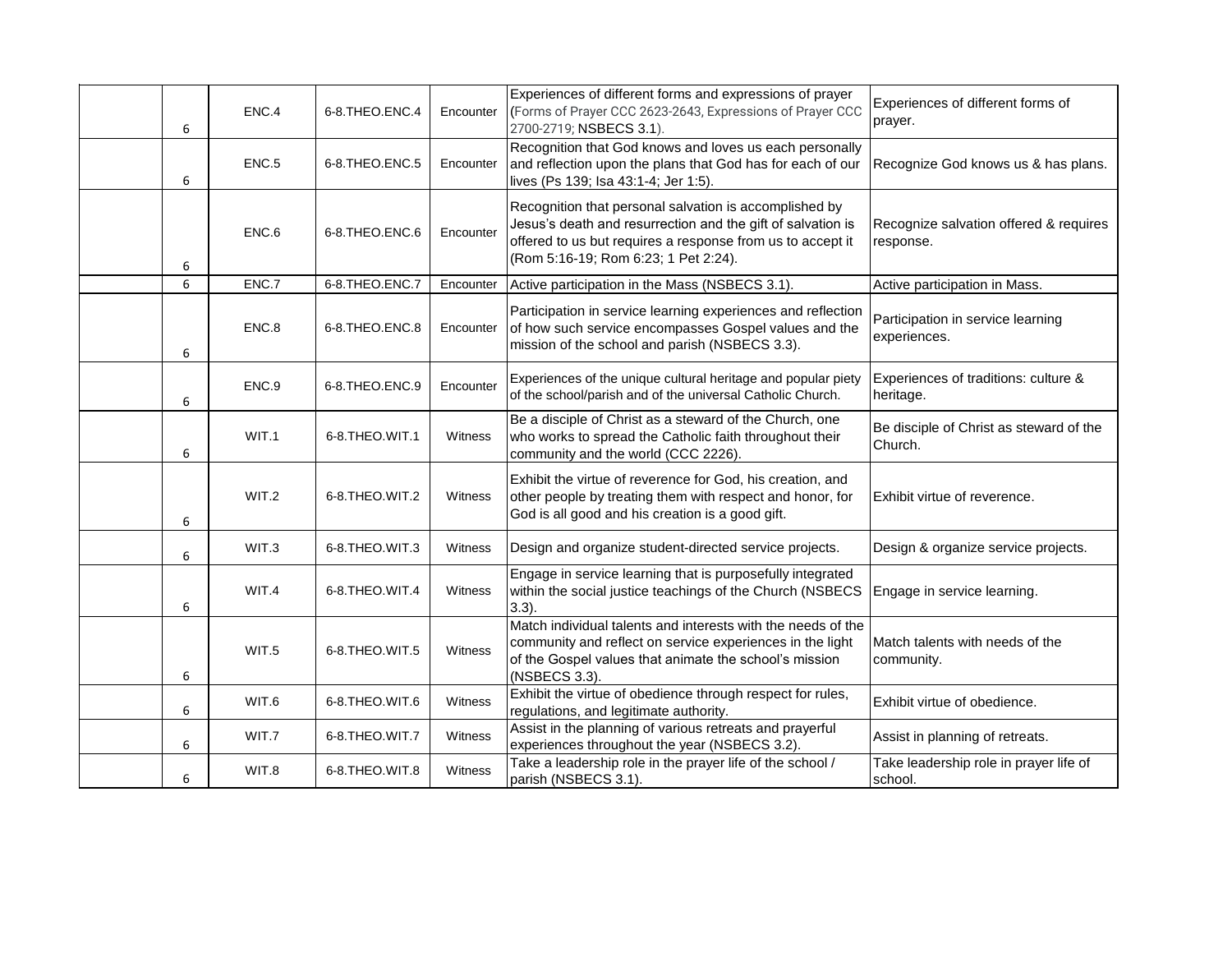| | | | | | | |
|---|---|---|---|---|---|---|
| | 6 | ENC.4 | 6-8.THEO.ENC.4 | Encounter | Experiences of different forms and expressions of prayer (Forms of Prayer CCC 2623-2643, Expressions of Prayer CCC 2700-2719; NSBECS 3.1). | Experiences of different forms of prayer. |
| | 6 | ENC.5 | 6-8.THEO.ENC.5 | Encounter | Recognition that God knows and loves us each personally and reflection upon the plans that God has for each of our lives (Ps 139; Isa 43:1-4; Jer 1:5). | Recognize God knows us & has plans. |
| | 6 | ENC.6 | 6-8.THEO.ENC.6 | Encounter | Recognition that personal salvation is accomplished by Jesus's death and resurrection and the gift of salvation is offered to us but requires a response from us to accept it (Rom 5:16-19; Rom 6:23; 1 Pet 2:24). | Recognize salvation offered & requires response. |
| | 6 | ENC.7 | 6-8.THEO.ENC.7 | Encounter | Active participation in the Mass (NSBECS 3.1). | Active participation in Mass. |
| | 6 | ENC.8 | 6-8.THEO.ENC.8 | Encounter | Participation in service learning experiences and reflection of how such service encompasses Gospel values and the mission of the school and parish (NSBECS 3.3). | Participation in service learning experiences. |
| | 6 | ENC.9 | 6-8.THEO.ENC.9 | Encounter | Experiences of the unique cultural heritage and popular piety of the school/parish and of the universal Catholic Church. | Experiences of traditions: culture & heritage. |
| | 6 | WIT.1 | 6-8.THEO.WIT.1 | Witness | Be a disciple of Christ as a steward of the Church, one who works to spread the Catholic faith throughout their community and the world (CCC 2226). | Be disciple of Christ as steward of the Church. |
| | 6 | WIT.2 | 6-8.THEO.WIT.2 | Witness | Exhibit the virtue of reverence for God, his creation, and other people by treating them with respect and honor, for God is all good and his creation is a good gift. | Exhibit virtue of reverence. |
| | 6 | WIT.3 | 6-8.THEO.WIT.3 | Witness | Design and organize student-directed service projects. | Design & organize service projects. |
| | 6 | WIT.4 | 6-8.THEO.WIT.4 | Witness | Engage in service learning that is purposefully integrated within the social justice teachings of the Church (NSBECS 3.3). | Engage in service learning. |
| | 6 | WIT.5 | 6-8.THEO.WIT.5 | Witness | Match individual talents and interests with the needs of the community and reflect on service experiences in the light of the Gospel values that animate the school's mission (NSBECS 3.3). | Match talents with needs of the community. |
| | 6 | WIT.6 | 6-8.THEO.WIT.6 | Witness | Exhibit the virtue of obedience through respect for rules, regulations, and legitimate authority. | Exhibit virtue of obedience. |
| | 6 | WIT.7 | 6-8.THEO.WIT.7 | Witness | Assist in the planning of various retreats and prayerful experiences throughout the year (NSBECS 3.2). | Assist in planning of retreats. |
| | 6 | WIT.8 | 6-8.THEO.WIT.8 | Witness | Take a leadership role in the prayer life of the school / parish (NSBECS 3.1). | Take leadership role in prayer life of school. |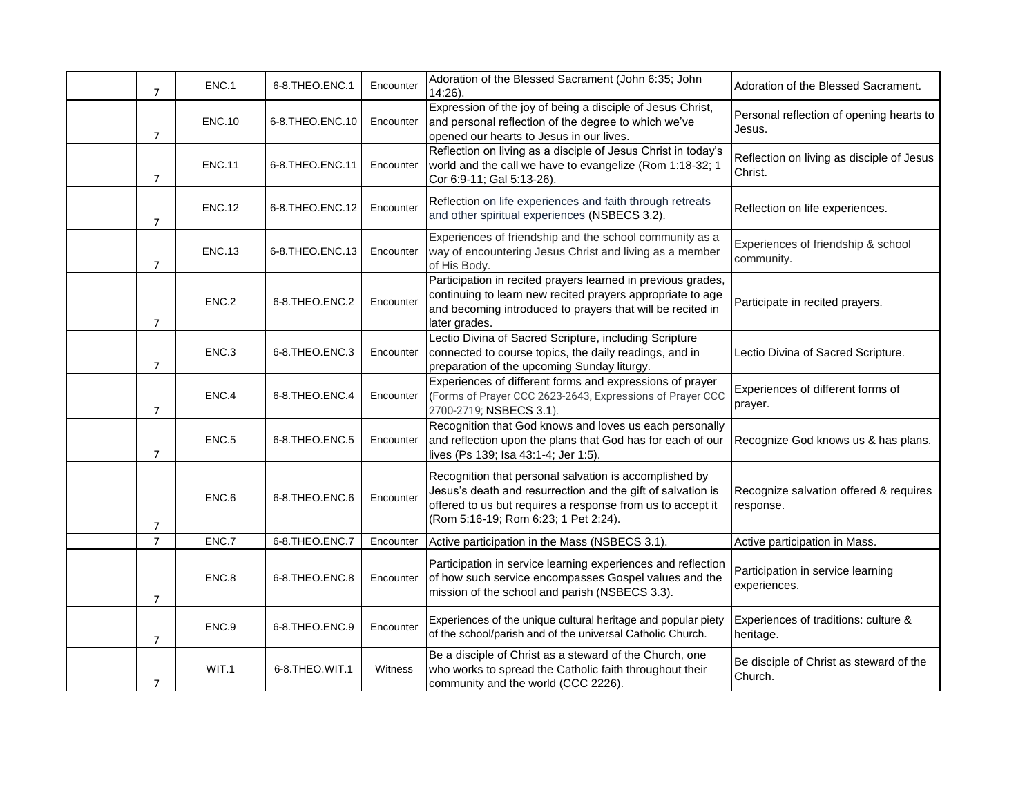| | | | | | | |
|---|---|---|---|---|---|---|
| | 7 | ENC.1 | 6-8.THEO.ENC.1 | Encounter | Adoration of the Blessed Sacrament (John 6:35; John 14:26). | Adoration of the Blessed Sacrament. |
| | 7 | ENC.10 | 6-8.THEO.ENC.10 | Encounter | Expression of the joy of being a disciple of Jesus Christ, and personal reflection of the degree to which we've opened our hearts to Jesus in our lives. | Personal reflection of opening hearts to Jesus. |
| | 7 | ENC.11 | 6-8.THEO.ENC.11 | Encounter | Reflection on living as a disciple of Jesus Christ in today's world and the call we have to evangelize (Rom 1:18-32; 1 Cor 6:9-11; Gal 5:13-26). | Reflection on living as disciple of Jesus Christ. |
| | 7 | ENC.12 | 6-8.THEO.ENC.12 | Encounter | Reflection on life experiences and faith through retreats and other spiritual experiences (NSBECS 3.2). | Reflection on life experiences. |
| | 7 | ENC.13 | 6-8.THEO.ENC.13 | Encounter | Experiences of friendship and the school community as a way of encountering Jesus Christ and living as a member of His Body. | Experiences of friendship & school community. |
| | 7 | ENC.2 | 6-8.THEO.ENC.2 | Encounter | Participation in recited prayers learned in previous grades, continuing to learn new recited prayers appropriate to age and becoming introduced to prayers that will be recited in later grades. | Participate in recited prayers. |
| | 7 | ENC.3 | 6-8.THEO.ENC.3 | Encounter | Lectio Divina of Sacred Scripture, including Scripture connected to course topics, the daily readings, and in preparation of the upcoming Sunday liturgy. | Lectio Divina of Sacred Scripture. |
| | 7 | ENC.4 | 6-8.THEO.ENC.4 | Encounter | Experiences of different forms and expressions of prayer (Forms of Prayer CCC 2623-2643, Expressions of Prayer CCC 2700-2719; NSBECS 3.1). | Experiences of different forms of prayer. |
| | 7 | ENC.5 | 6-8.THEO.ENC.5 | Encounter | Recognition that God knows and loves us each personally and reflection upon the plans that God has for each of our lives (Ps 139; Isa 43:1-4; Jer 1:5). | Recognize God knows us & has plans. |
| | 7 | ENC.6 | 6-8.THEO.ENC.6 | Encounter | Recognition that personal salvation is accomplished by Jesus's death and resurrection and the gift of salvation is offered to us but requires a response from us to accept it (Rom 5:16-19; Rom 6:23; 1 Pet 2:24). | Recognize salvation offered & requires response. |
| | 7 | ENC.7 | 6-8.THEO.ENC.7 | Encounter | Active participation in the Mass (NSBECS 3.1). | Active participation in Mass. |
| | 7 | ENC.8 | 6-8.THEO.ENC.8 | Encounter | Participation in service learning experiences and reflection of how such service encompasses Gospel values and the mission of the school and parish (NSBECS 3.3). | Participation in service learning experiences. |
| | 7 | ENC.9 | 6-8.THEO.ENC.9 | Encounter | Experiences of the unique cultural heritage and popular piety of the school/parish and of the universal Catholic Church. | Experiences of traditions: culture & heritage. |
| | 7 | WIT.1 | 6-8.THEO.WIT.1 | Witness | Be a disciple of Christ as a steward of the Church, one who works to spread the Catholic faith throughout their community and the world (CCC 2226). | Be disciple of Christ as steward of the Church. |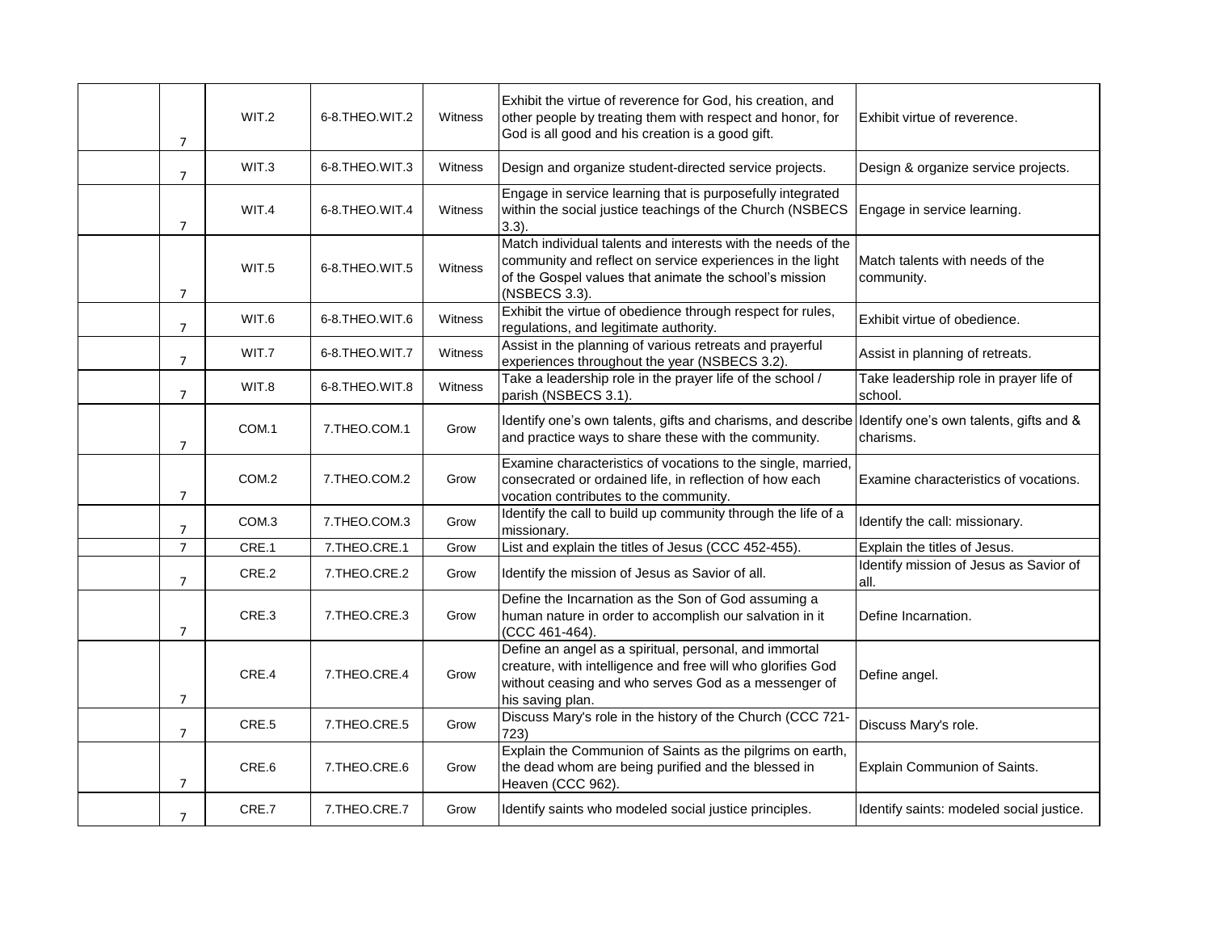| | | | | | | |
|---|---|---|---|---|---|---|
| | 7 | WIT.2 | 6-8.THEO.WIT.2 | Witness | Exhibit the virtue of reverence for God, his creation, and other people by treating them with respect and honor, for God is all good and his creation is a good gift. | Exhibit virtue of reverence. |
| | 7 | WIT.3 | 6-8.THEO.WIT.3 | Witness | Design and organize student-directed service projects. | Design & organize service projects. |
| | 7 | WIT.4 | 6-8.THEO.WIT.4 | Witness | Engage in service learning that is purposefully integrated within the social justice teachings of the Church (NSBECS 3.3). | Engage in service learning. |
| | 7 | WIT.5 | 6-8.THEO.WIT.5 | Witness | Match individual talents and interests with the needs of the community and reflect on service experiences in the light of the Gospel values that animate the school's mission (NSBECS 3.3). | Match talents with needs of the community. |
| | 7 | WIT.6 | 6-8.THEO.WIT.6 | Witness | Exhibit the virtue of obedience through respect for rules, regulations, and legitimate authority. | Exhibit virtue of obedience. |
| | 7 | WIT.7 | 6-8.THEO.WIT.7 | Witness | Assist in the planning of various retreats and prayerful experiences throughout the year (NSBECS 3.2). | Assist in planning of retreats. |
| | 7 | WIT.8 | 6-8.THEO.WIT.8 | Witness | Take a leadership role in the prayer life of the school / parish (NSBECS 3.1). | Take leadership role in prayer life of school. |
| | 7 | COM.1 | 7.THEO.COM.1 | Grow | Identify one's own talents, gifts and charisms, and describe and practice ways to share these with the community. | Identify one's own talents, gifts and & charisms. |
| | 7 | COM.2 | 7.THEO.COM.2 | Grow | Examine characteristics of vocations to the single, married, consecrated or ordained life, in reflection of how each vocation contributes to the community. | Examine characteristics of vocations. |
| | 7 | COM.3 | 7.THEO.COM.3 | Grow | Identify the call to build up community through the life of a missionary. | Identify the call: missionary. |
| | 7 | CRE.1 | 7.THEO.CRE.1 | Grow | List and explain the titles of Jesus (CCC 452-455). | Explain the titles of Jesus. |
| | 7 | CRE.2 | 7.THEO.CRE.2 | Grow | Identify the mission of Jesus as Savior of all. | Identify mission of Jesus as Savior of all. |
| | 7 | CRE.3 | 7.THEO.CRE.3 | Grow | Define the Incarnation as the Son of God assuming a human nature in order to accomplish our salvation in it (CCC 461-464). | Define Incarnation. |
| | 7 | CRE.4 | 7.THEO.CRE.4 | Grow | Define an angel as a spiritual, personal, and immortal creature, with intelligence and free will who glorifies God without ceasing and who serves God as a messenger of his saving plan. | Define angel. |
| | 7 | CRE.5 | 7.THEO.CRE.5 | Grow | Discuss Mary's role in the history of the Church (CCC 721-723) | Discuss Mary's role. |
| | 7 | CRE.6 | 7.THEO.CRE.6 | Grow | Explain the Communion of Saints as the pilgrims on earth, the dead whom are being purified and the blessed in Heaven (CCC 962). | Explain Communion of Saints. |
| | 7 | CRE.7 | 7.THEO.CRE.7 | Grow | Identify saints who modeled social justice principles. | Identify saints: modeled social justice. |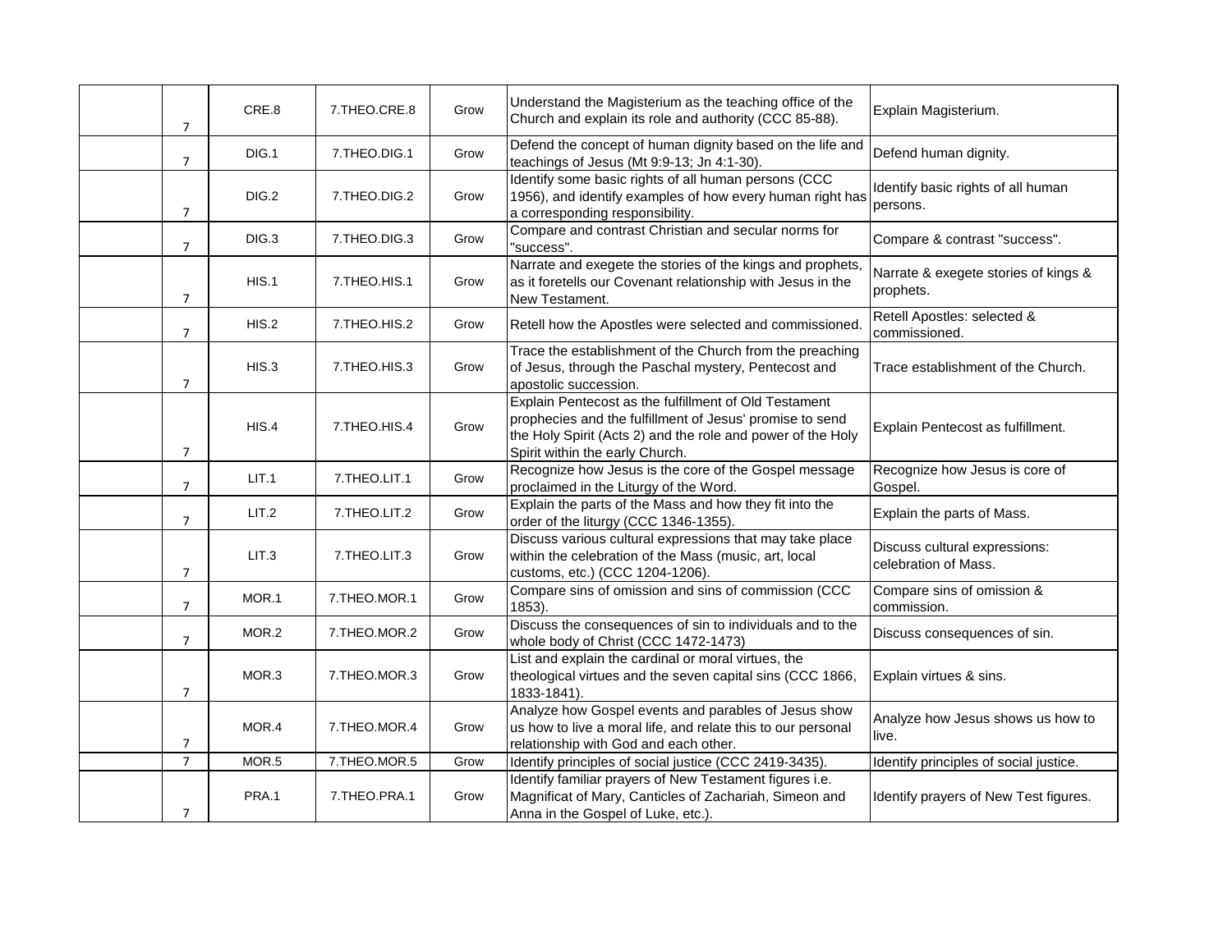| | | | | | | |
|---|---|---|---|---|---|---|
| | 7 | CRE.8 | 7.THEO.CRE.8 | Grow | Understand the Magisterium as the teaching office of the Church and explain its role and authority (CCC 85-88). | Explain Magisterium. |
| | 7 | DIG.1 | 7.THEO.DIG.1 | Grow | Defend the concept of human dignity based on the life and teachings of Jesus (Mt 9:9-13; Jn 4:1-30). | Defend human dignity. |
| | 7 | DIG.2 | 7.THEO.DIG.2 | Grow | Identify some basic rights of all human persons (CCC 1956), and identify examples of how every human right has a corresponding responsibility. | Identify basic rights of all human persons. |
| | 7 | DIG.3 | 7.THEO.DIG.3 | Grow | Compare and contrast Christian and secular norms for "success". | Compare & contrast "success". |
| | 7 | HIS.1 | 7.THEO.HIS.1 | Grow | Narrate and exegete the stories of the kings and prophets, as it foretells our Covenant relationship with Jesus in the New Testament. | Narrate & exegete stories of kings & prophets. |
| | 7 | HIS.2 | 7.THEO.HIS.2 | Grow | Retell how the Apostles were selected and commissioned. | Retell Apostles: selected & commissioned. |
| | 7 | HIS.3 | 7.THEO.HIS.3 | Grow | Trace the establishment of the Church from the preaching of Jesus, through the Paschal mystery, Pentecost and apostolic succession. | Trace establishment of the Church. |
| | 7 | HIS.4 | 7.THEO.HIS.4 | Grow | Explain Pentecost as the fulfillment of Old Testament prophecies and the fulfillment of Jesus' promise to send the Holy Spirit (Acts 2) and the role and power of the Holy Spirit within the early Church. | Explain Pentecost as fulfillment. |
| | 7 | LIT.1 | 7.THEO.LIT.1 | Grow | Recognize how Jesus is the core of the Gospel message proclaimed in the Liturgy of the Word. | Recognize how Jesus is core of Gospel. |
| | 7 | LIT.2 | 7.THEO.LIT.2 | Grow | Explain the parts of the Mass and how they fit into the order of the liturgy (CCC 1346-1355). | Explain the parts of Mass. |
| | 7 | LIT.3 | 7.THEO.LIT.3 | Grow | Discuss various cultural expressions that may take place within the celebration of the Mass (music, art, local customs, etc.) (CCC 1204-1206). | Discuss cultural expressions: celebration of Mass. |
| | 7 | MOR.1 | 7.THEO.MOR.1 | Grow | Compare sins of omission and sins of commission (CCC 1853). | Compare sins of omission & commission. |
| | 7 | MOR.2 | 7.THEO.MOR.2 | Grow | Discuss the consequences of sin to individuals and to the whole body of Christ (CCC 1472-1473) | Discuss consequences of sin. |
| | 7 | MOR.3 | 7.THEO.MOR.3 | Grow | List and explain the cardinal or moral virtues, the theological virtues and the seven capital sins (CCC 1866, 1833-1841). | Explain virtues & sins. |
| | 7 | MOR.4 | 7.THEO.MOR.4 | Grow | Analyze how Gospel events and parables of Jesus show us how to live a moral life, and relate this to our personal relationship with God and each other. | Analyze how Jesus shows us how to live. |
| | 7 | MOR.5 | 7.THEO.MOR.5 | Grow | Identify principles of social justice (CCC 2419-3435). | Identify principles of social justice. |
| | 7 | PRA.1 | 7.THEO.PRA.1 | Grow | Identify familiar prayers of New Testament figures i.e. Magnificat of Mary, Canticles of Zachariah, Simeon and Anna in the Gospel of Luke, etc.). | Identify prayers of New Test figures. |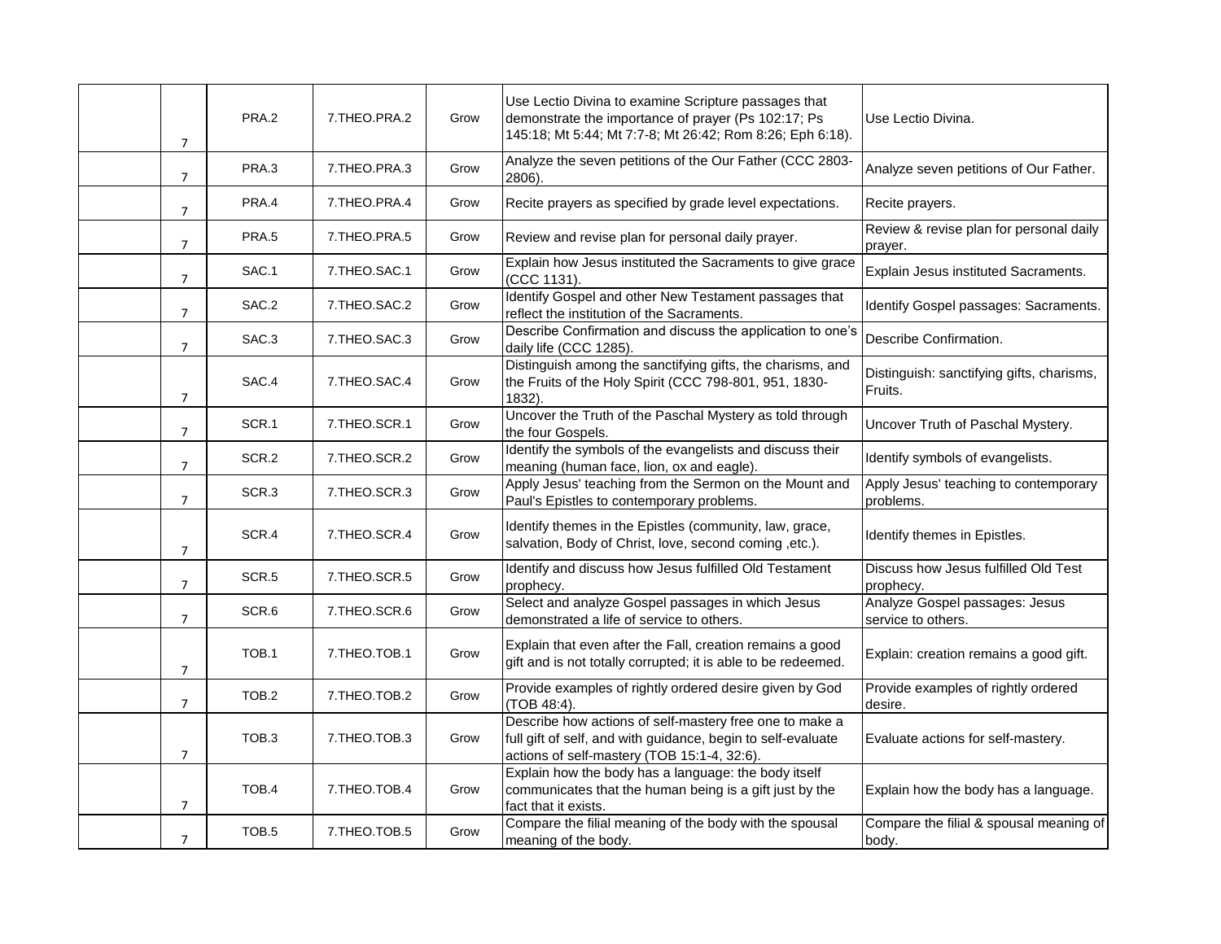| | | | | | | |
|---|---|---|---|---|---|---|
| | 7 | PRA.2 | 7.THEO.PRA.2 | Grow | Use Lectio Divina to examine Scripture passages that demonstrate the importance of prayer (Ps 102:17; Ps 145:18; Mt 5:44; Mt 7:7-8; Mt 26:42; Rom 8:26; Eph 6:18). | Use Lectio Divina. |
| | 7 | PRA.3 | 7.THEO.PRA.3 | Grow | Analyze the seven petitions of the Our Father (CCC 2803-2806). | Analyze seven petitions of Our Father. |
| | 7 | PRA.4 | 7.THEO.PRA.4 | Grow | Recite prayers as specified by grade level expectations. | Recite prayers. |
| | 7 | PRA.5 | 7.THEO.PRA.5 | Grow | Review and revise plan for personal daily prayer. | Review & revise plan for personal daily prayer. |
| | 7 | SAC.1 | 7.THEO.SAC.1 | Grow | Explain how Jesus instituted the Sacraments to give grace (CCC 1131). | Explain Jesus instituted Sacraments. |
| | 7 | SAC.2 | 7.THEO.SAC.2 | Grow | Identify Gospel and other New Testament passages that reflect the institution of the Sacraments. | Identify Gospel passages: Sacraments. |
| | 7 | SAC.3 | 7.THEO.SAC.3 | Grow | Describe Confirmation and discuss the application to one's daily life (CCC 1285). | Describe Confirmation. |
| | 7 | SAC.4 | 7.THEO.SAC.4 | Grow | Distinguish among the sanctifying gifts, the charisms, and the Fruits of the Holy Spirit (CCC 798-801, 951, 1830-1832). | Distinguish: sanctifying gifts, charisms, Fruits. |
| | 7 | SCR.1 | 7.THEO.SCR.1 | Grow | Uncover the Truth of the Paschal Mystery as told through the four Gospels. | Uncover Truth of Paschal Mystery. |
| | 7 | SCR.2 | 7.THEO.SCR.2 | Grow | Identify the symbols of the evangelists and discuss their meaning (human face, lion, ox and eagle). | Identify symbols of evangelists. |
| | 7 | SCR.3 | 7.THEO.SCR.3 | Grow | Apply Jesus' teaching from the Sermon on the Mount and Paul's Epistles to contemporary problems. | Apply Jesus' teaching to contemporary problems. |
| | 7 | SCR.4 | 7.THEO.SCR.4 | Grow | Identify themes in the Epistles (community, law, grace, salvation, Body of Christ, love, second coming ,etc.). | Identify themes in Epistles. |
| | 7 | SCR.5 | 7.THEO.SCR.5 | Grow | Identify and discuss how Jesus fulfilled Old Testament prophecy. | Discuss how Jesus fulfilled Old Test prophecy. |
| | 7 | SCR.6 | 7.THEO.SCR.6 | Grow | Select and analyze Gospel passages in which Jesus demonstrated a life of service to others. | Analyze Gospel passages: Jesus service to others. |
| | 7 | TOB.1 | 7.THEO.TOB.1 | Grow | Explain that even after the Fall, creation remains a good gift and is not totally corrupted; it is able to be redeemed. | Explain: creation remains a good gift. |
| | 7 | TOB.2 | 7.THEO.TOB.2 | Grow | Provide examples of rightly ordered desire given by God (TOB 48:4). | Provide examples of rightly ordered desire. |
| | 7 | TOB.3 | 7.THEO.TOB.3 | Grow | Describe how actions of self-mastery free one to make a full gift of self, and with guidance, begin to self-evaluate actions of self-mastery (TOB 15:1-4, 32:6). | Evaluate actions for self-mastery. |
| | 7 | TOB.4 | 7.THEO.TOB.4 | Grow | Explain how the body has a language: the body itself communicates that the human being is a gift just by the fact that it exists. | Explain how the body has a language. |
| | 7 | TOB.5 | 7.THEO.TOB.5 | Grow | Compare the filial meaning of the body with the spousal meaning of the body. | Compare the filial & spousal meaning of body. |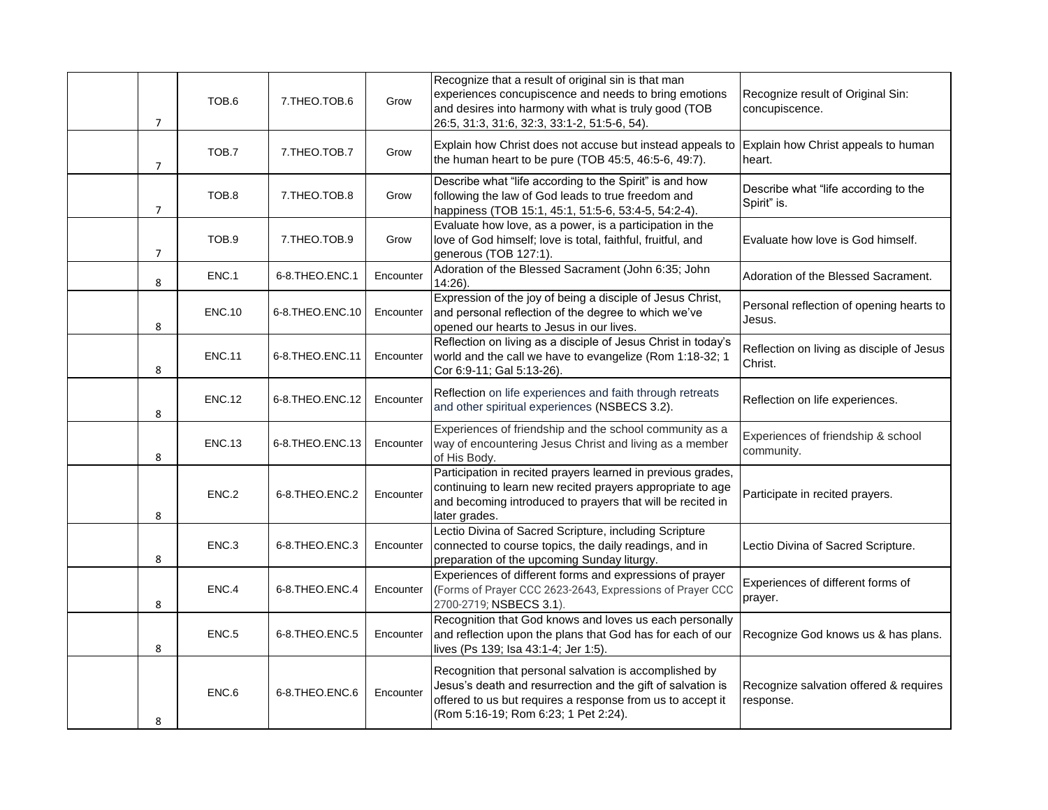|  |  |  |  |  |  |  |
|---|---|---|---|---|---|---|
|  | 7 | TOB.6 | 7.THEO.TOB.6 | Grow | Recognize that a result of original sin is that man experiences concupiscence and needs to bring emotions and desires into harmony with what is truly good (TOB 26:5, 31:3, 31:6, 32:3, 33:1-2, 51:5-6, 54). | Recognize result of Original Sin: concupiscence. |
|  | 7 | TOB.7 | 7.THEO.TOB.7 | Grow | Explain how Christ does not accuse but instead appeals to the human heart to be pure (TOB 45:5, 46:5-6, 49:7). | Explain how Christ appeals to human heart. |
|  | 7 | TOB.8 | 7.THEO.TOB.8 | Grow | Describe what “life according to the Spirit” is and how following the law of God leads to true freedom and happiness (TOB 15:1, 45:1, 51:5-6, 53:4-5, 54:2-4). | Describe what “life according to the Spirit” is. |
|  | 7 | TOB.9 | 7.THEO.TOB.9 | Grow | Evaluate how love, as a power, is a participation in the love of God himself; love is total, faithful, fruitful, and generous (TOB 127:1). | Evaluate how love is God himself. |
|  | 8 | ENC.1 | 6-8.THEO.ENC.1 | Encounter | Adoration of the Blessed Sacrament (John 6:35; John 14:26). | Adoration of the Blessed Sacrament. |
|  | 8 | ENC.10 | 6-8.THEO.ENC.10 | Encounter | Expression of the joy of being a disciple of Jesus Christ, and personal reflection of the degree to which we’ve opened our hearts to Jesus in our lives. | Personal reflection of opening hearts to Jesus. |
|  | 8 | ENC.11 | 6-8.THEO.ENC.11 | Encounter | Reflection on living as a disciple of Jesus Christ in today’s world and the call we have to evangelize (Rom 1:18-32; 1 Cor 6:9-11; Gal 5:13-26). | Reflection on living as disciple of Jesus Christ. |
|  | 8 | ENC.12 | 6-8.THEO.ENC.12 | Encounter | Reflection on life experiences and faith through retreats and other spiritual experiences (NSBECS 3.2). | Reflection on life experiences. |
|  | 8 | ENC.13 | 6-8.THEO.ENC.13 | Encounter | Experiences of friendship and the school community as a way of encountering Jesus Christ and living as a member of His Body. | Experiences of friendship & school community. |
|  | 8 | ENC.2 | 6-8.THEO.ENC.2 | Encounter | Participation in recited prayers learned in previous grades, continuing to learn new recited prayers appropriate to age and becoming introduced to prayers that will be recited in later grades. | Participate in recited prayers. |
|  | 8 | ENC.3 | 6-8.THEO.ENC.3 | Encounter | Lectio Divina of Sacred Scripture, including Scripture connected to course topics, the daily readings, and in preparation of the upcoming Sunday liturgy. | Lectio Divina of Sacred Scripture. |
|  | 8 | ENC.4 | 6-8.THEO.ENC.4 | Encounter | Experiences of different forms and expressions of prayer (Forms of Prayer CCC 2623-2643, Expressions of Prayer CCC 2700-2719; NSBECS 3.1). | Experiences of different forms of prayer. |
|  | 8 | ENC.5 | 6-8.THEO.ENC.5 | Encounter | Recognition that God knows and loves us each personally and reflection upon the plans that God has for each of our lives (Ps 139; Isa 43:1-4; Jer 1:5). | Recognize God knows us & has plans. |
|  | 8 | ENC.6 | 6-8.THEO.ENC.6 | Encounter | Recognition that personal salvation is accomplished by Jesus’s death and resurrection and the gift of salvation is offered to us but requires a response from us to accept it (Rom 5:16-19; Rom 6:23; 1 Pet 2:24). | Recognize salvation offered & requires response. |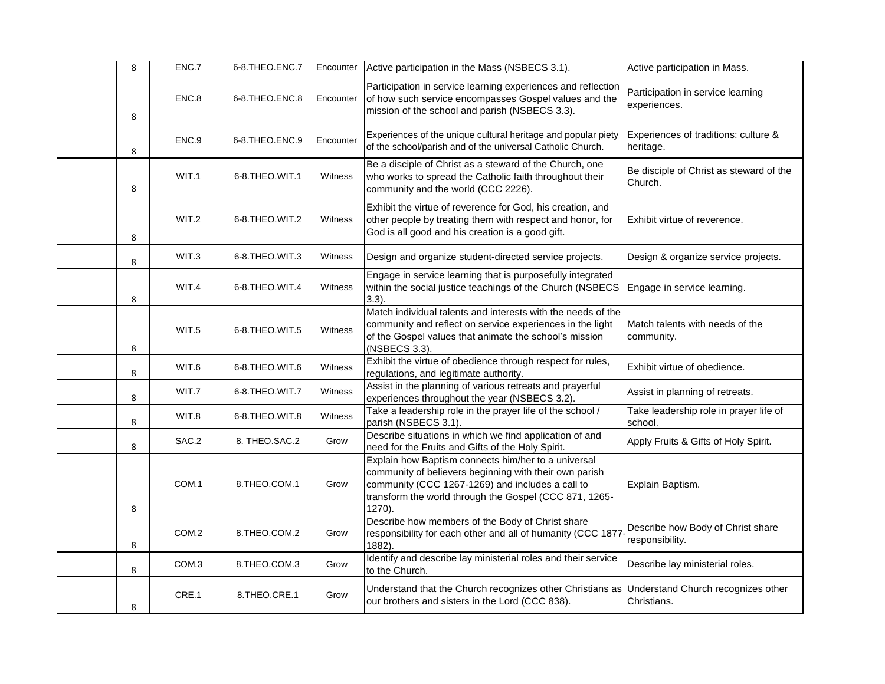|  | 8 | ENC.7 | 6-8.THEO.ENC.7 | Encounter | Active participation in the Mass (NSBECS 3.1). | Active participation in Mass. |
|---|---|---|---|---|---|---|
|  | 8 | ENC.8 | 6-8.THEO.ENC.8 | Encounter | Participation in service learning experiences and reflection of how such service encompasses Gospel values and the mission of the school and parish (NSBECS 3.3). | Participation in service learning experiences. |
|  | 8 | ENC.9 | 6-8.THEO.ENC.9 | Encounter | Experiences of the unique cultural heritage and popular piety of the school/parish and of the universal Catholic Church. | Experiences of traditions: culture & heritage. |
|  | 8 | WIT.1 | 6-8.THEO.WIT.1 | Witness | Be a disciple of Christ as a steward of the Church, one who works to spread the Catholic faith throughout their community and the world (CCC 2226). | Be disciple of Christ as steward of the Church. |
|  | 8 | WIT.2 | 6-8.THEO.WIT.2 | Witness | Exhibit the virtue of reverence for God, his creation, and other people by treating them with respect and honor, for God is all good and his creation is a good gift. | Exhibit virtue of reverence. |
|  | 8 | WIT.3 | 6-8.THEO.WIT.3 | Witness | Design and organize student-directed service projects. | Design & organize service projects. |
|  | 8 | WIT.4 | 6-8.THEO.WIT.4 | Witness | Engage in service learning that is purposefully integrated within the social justice teachings of the Church (NSBECS 3.3). | Engage in service learning. |
|  | 8 | WIT.5 | 6-8.THEO.WIT.5 | Witness | Match individual talents and interests with the needs of the community and reflect on service experiences in the light of the Gospel values that animate the school's mission (NSBECS 3.3). | Match talents with needs of the community. |
|  | 8 | WIT.6 | 6-8.THEO.WIT.6 | Witness | Exhibit the virtue of obedience through respect for rules, regulations, and legitimate authority. | Exhibit virtue of obedience. |
|  | 8 | WIT.7 | 6-8.THEO.WIT.7 | Witness | Assist in the planning of various retreats and prayerful experiences throughout the year (NSBECS 3.2). | Assist in planning of retreats. |
|  | 8 | WIT.8 | 6-8.THEO.WIT.8 | Witness | Take a leadership role in the prayer life of the school / parish (NSBECS 3.1). | Take leadership role in prayer life of school. |
|  | 8 | SAC.2 | 8. THEO.SAC.2 | Grow | Describe situations in which we find application of and need for the Fruits and Gifts of the Holy Spirit. | Apply Fruits & Gifts of Holy Spirit. |
|  | 8 | COM.1 | 8.THEO.COM.1 | Grow | Explain how Baptism connects him/her to a universal community of believers beginning with their own parish community (CCC 1267-1269) and includes a call to transform the world through the Gospel (CCC 871, 1265-1270). | Explain Baptism. |
|  | 8 | COM.2 | 8.THEO.COM.2 | Grow | Describe how members of the Body of Christ share responsibility for each other and all of humanity (CCC 1877-1882). | Describe how Body of Christ share responsibility. |
|  | 8 | COM.3 | 8.THEO.COM.3 | Grow | Identify and describe lay ministerial roles and their service to the Church. | Describe lay ministerial roles. |
|  | 8 | CRE.1 | 8.THEO.CRE.1 | Grow | Understand that the Church recognizes other Christians as our brothers and sisters in the Lord (CCC 838). | Understand Church recognizes other Christians. |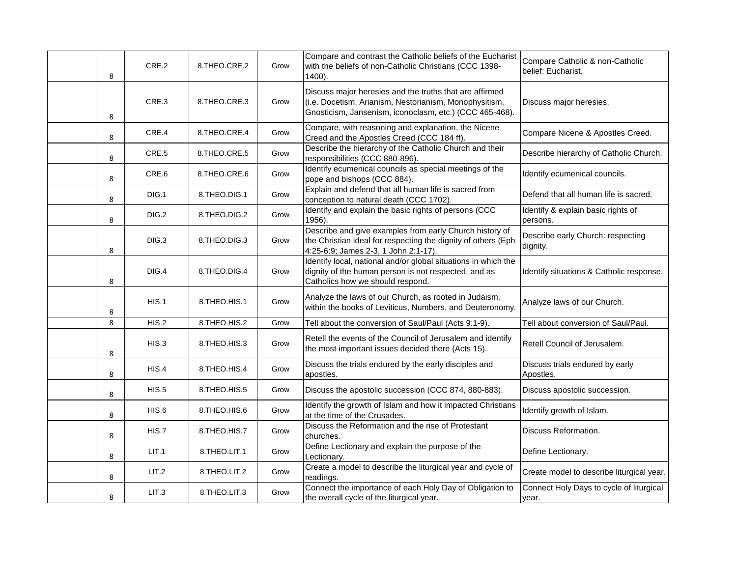|  |  |  |  |  |  |  |
|---|---|---|---|---|---|---|
|  | 8 | CRE.2 | 8.THEO.CRE.2 | Grow | Compare and contrast the Catholic beliefs of the Eucharist with the beliefs of non-Catholic Christians (CCC 1398-1400). | Compare Catholic & non-Catholic belief: Eucharist. |
|  | 8 | CRE.3 | 8.THEO.CRE.3 | Grow | Discuss major heresies and the truths that are affirmed (i.e. Docetism, Arianism, Nestorianism, Monophysitism, Gnosticism, Jansenism, iconoclasm, etc.) (CCC 465-468). | Discuss major heresies. |
|  | 8 | CRE.4 | 8.THEO.CRE.4 | Grow | Compare, with reasoning and explanation, the Nicene Creed and the Apostles Creed (CCC 184 ff). | Compare Nicene & Apostles Creed. |
|  | 8 | CRE.5 | 8.THEO.CRE.5 | Grow | Describe the hierarchy of the Catholic Church and their responsibilities (CCC 880-896). | Describe hierarchy of Catholic Church. |
|  | 8 | CRE.6 | 8.THEO.CRE.6 | Grow | Identify ecumenical councils as special meetings of the pope and bishops (CCC 884). | Identify ecumenical councils. |
|  | 8 | DIG.1 | 8.THEO.DIG.1 | Grow | Explain and defend that all human life is sacred from conception to natural death (CCC 1702). | Defend that all human life is sacred. |
|  | 8 | DIG.2 | 8.THEO.DIG.2 | Grow | Identify and explain the basic rights of persons (CCC 1956). | Identify & explain basic rights of persons. |
|  | 8 | DIG.3 | 8.THEO.DIG.3 | Grow | Describe and give examples from early Church history of the Christian ideal for respecting the dignity of others (Eph 4:25-6:9; James 2-3, 1 John 2:1-17). | Describe early Church: respecting dignity. |
|  | 8 | DIG.4 | 8.THEO.DIG.4 | Grow | Identify local, national and/or global situations in which the dignity of the human person is not respected, and as Catholics how we should respond. | Identify situations & Catholic response. |
|  | 8 | HIS.1 | 8.THEO.HIS.1 | Grow | Analyze the laws of our Church, as rooted in Judaism, within the books of Leviticus, Numbers, and Deuteronomy. | Analyze laws of our Church. |
|  | 8 | HIS.2 | 8.THEO.HIS.2 | Grow | Tell about the conversion of Saul/Paul (Acts 9:1-9). | Tell about conversion of Saul/Paul. |
|  | 8 | HIS.3 | 8.THEO.HIS.3 | Grow | Retell the events of the Council of Jerusalem and identify the most important issues decided there (Acts 15). | Retell Council of Jerusalem. |
|  | 8 | HIS.4 | 8.THEO.HIS.4 | Grow | Discuss the trials endured by the early disciples and apostles. | Discuss trials endured by early Apostles. |
|  | 8 | HIS.5 | 8.THEO.HIS.5 | Grow | Discuss the apostolic succession (CCC 874, 880-883). | Discuss apostolic succession. |
|  | 8 | HIS.6 | 8.THEO.HIS.6 | Grow | Identify the growth of Islam and how it impacted Christians at the time of the Crusades. | Identify growth of Islam. |
|  | 8 | HIS.7 | 8.THEO.HIS.7 | Grow | Discuss the Reformation and the rise of Protestant churches. | Discuss Reformation. |
|  | 8 | LIT.1 | 8.THEO.LIT.1 | Grow | Define Lectionary and explain the purpose of the Lectionary. | Define Lectionary. |
|  | 8 | LIT.2 | 8.THEO.LIT.2 | Grow | Create a model to describe the liturgical year and cycle of readings. | Create model to describe liturgical year. |
|  | 8 | LIT.3 | 8.THEO.LIT.3 | Grow | Connect the importance of each Holy Day of Obligation to the overall cycle of the liturgical year. | Connect Holy Days to cycle of liturgical year. |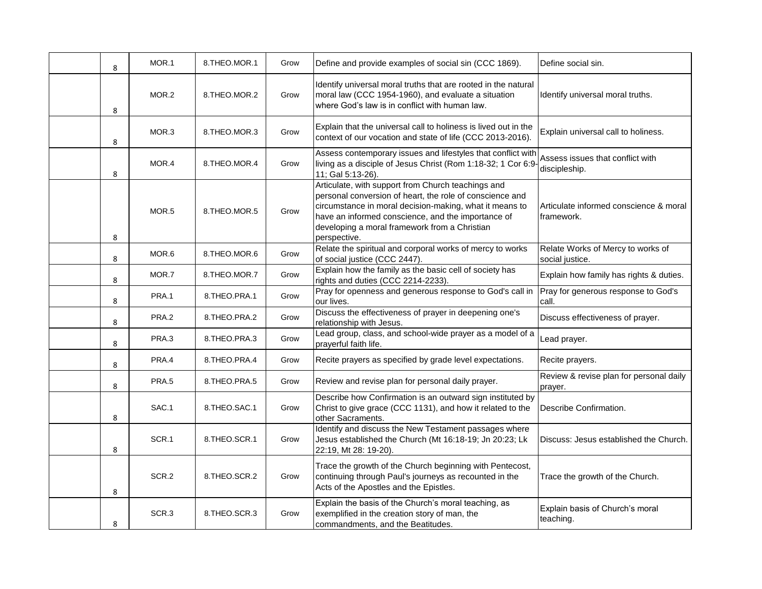| | | | | | | |
|---|---|---|---|---|---|---|
| | 8 | MOR.1 | 8.THEO.MOR.1 | Grow | Define and provide examples of social sin (CCC 1869). | Define social sin. |
| | 8 | MOR.2 | 8.THEO.MOR.2 | Grow | Identify universal moral truths that are rooted in the natural moral law (CCC 1954-1960), and evaluate a situation where God's law is in conflict with human law. | Identify universal moral truths. |
| | 8 | MOR.3 | 8.THEO.MOR.3 | Grow | Explain that the universal call to holiness is lived out in the context of our vocation and state of life (CCC 2013-2016). | Explain universal call to holiness. |
| | 8 | MOR.4 | 8.THEO.MOR.4 | Grow | Assess contemporary issues and lifestyles that conflict with living as a disciple of Jesus Christ (Rom 1:18-32; 1 Cor 6:9-11; Gal 5:13-26). | Assess issues that conflict with discipleship. |
| | 8 | MOR.5 | 8.THEO.MOR.5 | Grow | Articulate, with support from Church teachings and personal conversion of heart, the role of conscience and circumstance in moral decision-making, what it means to have an informed conscience, and the importance of developing a moral framework from a Christian perspective. | Articulate informed conscience & moral framework. |
| | 8 | MOR.6 | 8.THEO.MOR.6 | Grow | Relate the spiritual and corporal works of mercy to works of social justice (CCC 2447). | Relate Works of Mercy to works of social justice. |
| | 8 | MOR.7 | 8.THEO.MOR.7 | Grow | Explain how the family as the basic cell of society has rights and duties (CCC 2214-2233). | Explain how family has rights & duties. |
| | 8 | PRA.1 | 8.THEO.PRA.1 | Grow | Pray for openness and generous response to God's call in our lives. | Pray for generous response to God's call. |
| | 8 | PRA.2 | 8.THEO.PRA.2 | Grow | Discuss the effectiveness of prayer in deepening one's relationship with Jesus. | Discuss effectiveness of prayer. |
| | 8 | PRA.3 | 8.THEO.PRA.3 | Grow | Lead group, class, and school-wide prayer as a model of a prayerful faith life. | Lead prayer. |
| | 8 | PRA.4 | 8.THEO.PRA.4 | Grow | Recite prayers as specified by grade level expectations. | Recite prayers. |
| | 8 | PRA.5 | 8.THEO.PRA.5 | Grow | Review and revise plan for personal daily prayer. | Review & revise plan for personal daily prayer. |
| | 8 | SAC.1 | 8.THEO.SAC.1 | Grow | Describe how Confirmation is an outward sign instituted by Christ to give grace (CCC 1131), and how it related to the other Sacraments. | Describe Confirmation. |
| | 8 | SCR.1 | 8.THEO.SCR.1 | Grow | Identify and discuss the New Testament passages where Jesus established the Church (Mt 16:18-19; Jn 20:23; Lk 22:19, Mt 28: 19-20). | Discuss: Jesus established the Church. |
| | 8 | SCR.2 | 8.THEO.SCR.2 | Grow | Trace the growth of the Church beginning with Pentecost, continuing through Paul's journeys as recounted in the Acts of the Apostles and the Epistles. | Trace the growth of the Church. |
| | 8 | SCR.3 | 8.THEO.SCR.3 | Grow | Explain the basis of the Church's moral teaching, as exemplified in the creation story of man, the commandments, and the Beatitudes. | Explain basis of Church's moral teaching. |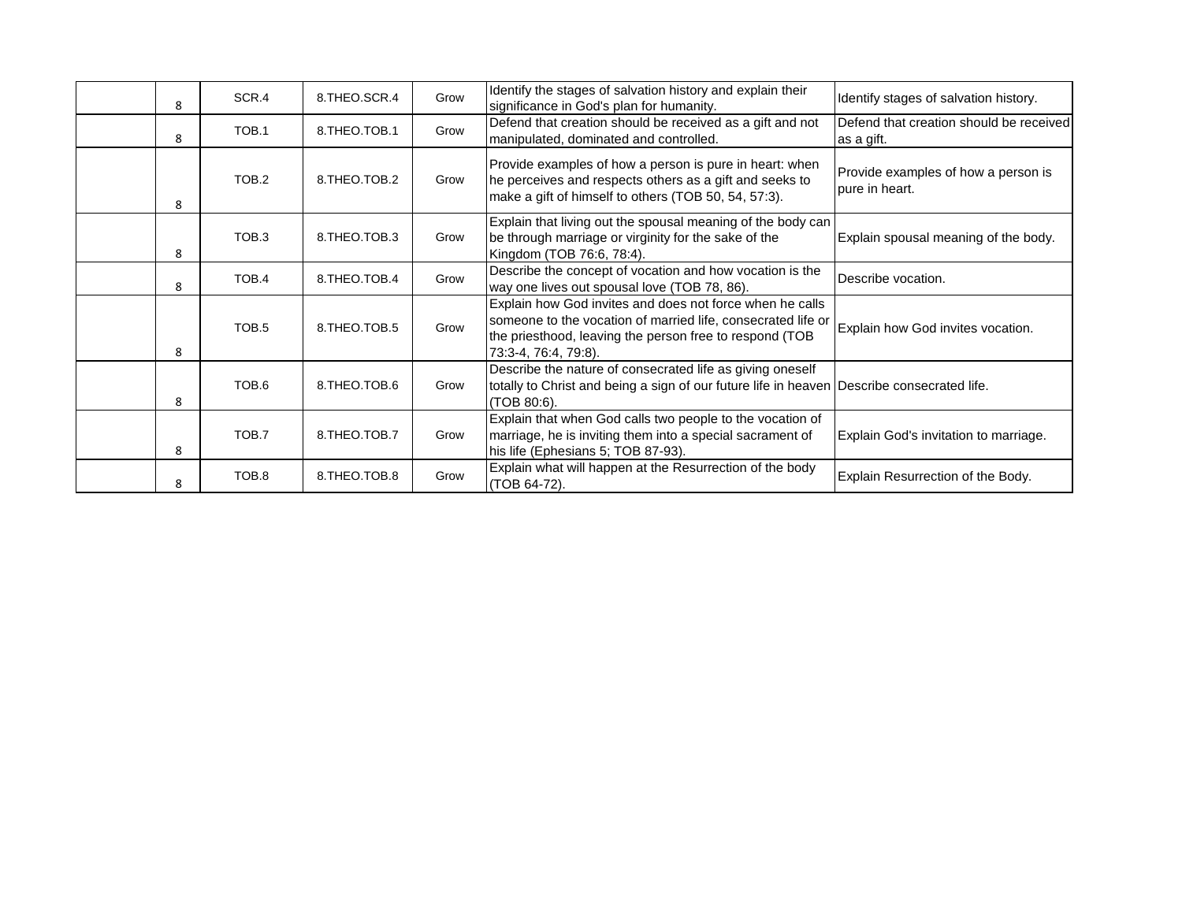| | | | | | | |
|---|---|---|---|---|---|---|
| | 8 | SCR.4 | 8.THEO.SCR.4 | Grow | Identify the stages of salvation history and explain their significance in God's plan for humanity. | Identify stages of salvation history. |
| | 8 | TOB.1 | 8.THEO.TOB.1 | Grow | Defend that creation should be received as a gift and not manipulated, dominated and controlled. | Defend that creation should be received as a gift. |
| | 8 | TOB.2 | 8.THEO.TOB.2 | Grow | Provide examples of how a person is pure in heart: when he perceives and respects others as a gift and seeks to make a gift of himself to others (TOB 50, 54, 57:3). | Provide examples of how a person is pure in heart. |
| | 8 | TOB.3 | 8.THEO.TOB.3 | Grow | Explain that living out the spousal meaning of the body can be through marriage or virginity for the sake of the Kingdom (TOB 76:6, 78:4). | Explain spousal meaning of the body. |
| | 8 | TOB.4 | 8.THEO.TOB.4 | Grow | Describe the concept of vocation and how vocation is the way one lives out spousal love (TOB 78, 86). | Describe vocation. |
| | 8 | TOB.5 | 8.THEO.TOB.5 | Grow | Explain how God invites and does not force when he calls someone to the vocation of married life, consecrated life or the priesthood, leaving the person free to respond (TOB 73:3-4, 76:4, 79:8). | Explain how God invites vocation. |
| | 8 | TOB.6 | 8.THEO.TOB.6 | Grow | Describe the nature of consecrated life as giving oneself totally to Christ and being a sign of our future life in heaven (TOB 80:6). | Describe consecrated life. |
| | 8 | TOB.7 | 8.THEO.TOB.7 | Grow | Explain that when God calls two people to the vocation of marriage, he is inviting them into a special sacrament of his life (Ephesians 5; TOB 87-93). | Explain God's invitation to marriage. |
| | 8 | TOB.8 | 8.THEO.TOB.8 | Grow | Explain what will happen at the Resurrection of the body (TOB 64-72). | Explain Resurrection of the Body. |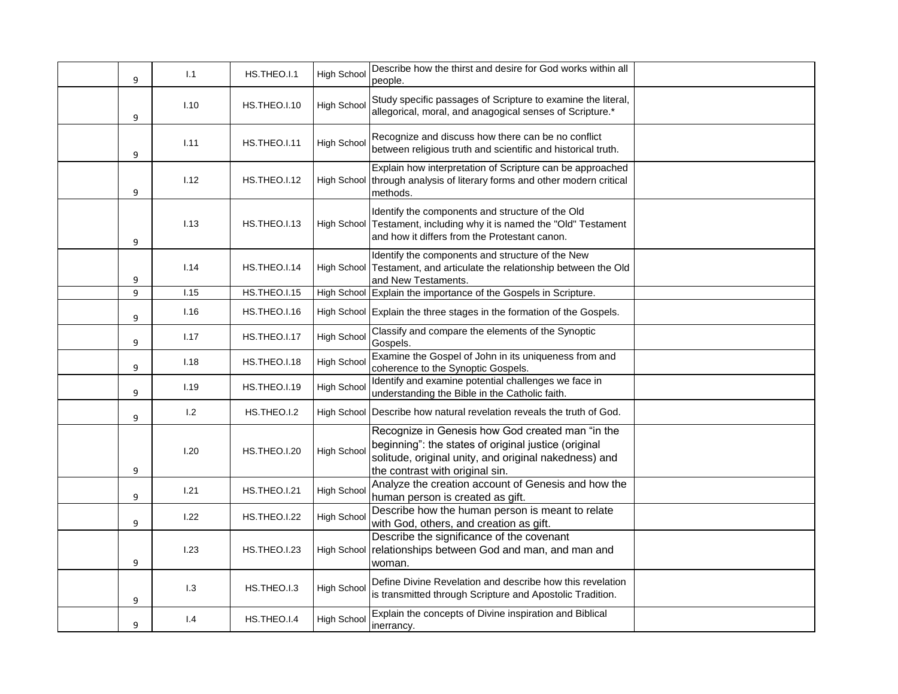| | | | | | |
|---|---|---|---|---|---|
| | 9 | I.1 | HS.THEO.I.1 | High School | Describe how the thirst and desire for God works within all people. | |
| | 9 | I.10 | HS.THEO.I.10 | High School | Study specific passages of Scripture to examine the literal, allegorical, moral, and anagogical senses of Scripture.* | |
| | 9 | I.11 | HS.THEO.I.11 | High School | Recognize and discuss how there can be no conflict between religious truth and scientific and historical truth. | |
| | 9 | I.12 | HS.THEO.I.12 | High School | Explain how interpretation of Scripture can be approached through analysis of literary forms and other modern critical methods. | |
| | 9 | I.13 | HS.THEO.I.13 | High School | Identify the components and structure of the Old Testament, including why it is named the "Old" Testament and how it differs from the Protestant canon. | |
| | 9 | I.14 | HS.THEO.I.14 | High School | Identify the components and structure of the New Testament, and articulate the relationship between the Old and New Testaments. | |
| | 9 | I.15 | HS.THEO.I.15 | High School | Explain the importance of the Gospels in Scripture. | |
| | 9 | I.16 | HS.THEO.I.16 | High School | Explain the three stages in the formation of the Gospels. | |
| | 9 | I.17 | HS.THEO.I.17 | High School | Classify and compare the elements of the Synoptic Gospels. | |
| | 9 | I.18 | HS.THEO.I.18 | High School | Examine the Gospel of John in its uniqueness from and coherence to the Synoptic Gospels. | |
| | 9 | I.19 | HS.THEO.I.19 | High School | Identify and examine potential challenges we face in understanding the Bible in the Catholic faith. | |
| | 9 | I.2 | HS.THEO.I.2 | High School | Describe how natural revelation reveals the truth of God. | |
| | 9 | I.20 | HS.THEO.I.20 | High School | Recognize in Genesis how God created man "in the beginning": the states of original justice (original solitude, original unity, and original nakedness) and the contrast with original sin. | |
| | 9 | I.21 | HS.THEO.I.21 | High School | Analyze the creation account of Genesis and how the human person is created as gift. | |
| | 9 | I.22 | HS.THEO.I.22 | High School | Describe how the human person is meant to relate with God, others, and creation as gift. | |
| | 9 | I.23 | HS.THEO.I.23 | High School | Describe the significance of the covenant relationships between God and man, and man and woman. | |
| | 9 | I.3 | HS.THEO.I.3 | High School | Define Divine Revelation and describe how this revelation is transmitted through Scripture and Apostolic Tradition. | |
| | 9 | I.4 | HS.THEO.I.4 | High School | Explain the concepts of Divine inspiration and Biblical inerrancy. | |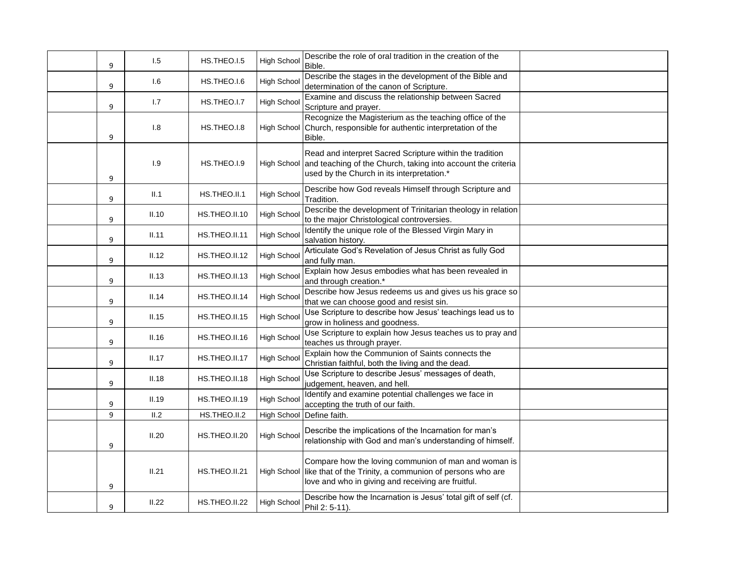| | | | | | | |
|---|---|---|---|---|---|---|
| | 9 | I.5 | HS.THEO.I.5 | High School | Describe the role of oral tradition in the creation of the Bible. | |
| | 9 | I.6 | HS.THEO.I.6 | High School | Describe the stages in the development of the Bible and determination of the canon of Scripture. | |
| | 9 | I.7 | HS.THEO.I.7 | High School | Examine and discuss the relationship between Sacred Scripture and prayer. | |
| | 9 | I.8 | HS.THEO.I.8 | High School | Recognize the Magisterium as the teaching office of the Church, responsible for authentic interpretation of the Bible. | |
| | 9 | I.9 | HS.THEO.I.9 | High School | Read and interpret Sacred Scripture within the tradition and teaching of the Church, taking into account the criteria used by the Church in its interpretation.* | |
| | 9 | II.1 | HS.THEO.II.1 | High School | Describe how God reveals Himself through Scripture and Tradition. | |
| | 9 | II.10 | HS.THEO.II.10 | High School | Describe the development of Trinitarian theology in relation to the major Christological controversies. | |
| | 9 | II.11 | HS.THEO.II.11 | High School | Identify the unique role of the Blessed Virgin Mary in salvation history. | |
| | 9 | II.12 | HS.THEO.II.12 | High School | Articulate God's Revelation of Jesus Christ as fully God and fully man. | |
| | 9 | II.13 | HS.THEO.II.13 | High School | Explain how Jesus embodies what has been revealed in and through creation.* | |
| | 9 | II.14 | HS.THEO.II.14 | High School | Describe how Jesus redeems us and gives us his grace so that we can choose good and resist sin. | |
| | 9 | II.15 | HS.THEO.II.15 | High School | Use Scripture to describe how Jesus' teachings lead us to grow in holiness and goodness. | |
| | 9 | II.16 | HS.THEO.II.16 | High School | Use Scripture to explain how Jesus teaches us to pray and teaches us through prayer. | |
| | 9 | II.17 | HS.THEO.II.17 | High School | Explain how the Communion of Saints connects the Christian faithful, both the living and the dead. | |
| | 9 | II.18 | HS.THEO.II.18 | High School | Use Scripture to describe Jesus' messages of death, judgement, heaven, and hell. | |
| | 9 | II.19 | HS.THEO.II.19 | High School | Identify and examine potential challenges we face in accepting the truth of our faith. | |
| | 9 | II.2 | HS.THEO.II.2 | High School | Define faith. | |
| | 9 | II.20 | HS.THEO.II.20 | High School | Describe the implications of the Incarnation for man's relationship with God and man's understanding of himself. | |
| | 9 | II.21 | HS.THEO.II.21 | High School | Compare how the loving communion of man and woman is like that of the Trinity, a communion of persons who are love and who in giving and receiving are fruitful. | |
| | 9 | II.22 | HS.THEO.II.22 | High School | Describe how the Incarnation is Jesus' total gift of self (cf. Phil 2: 5-11). | |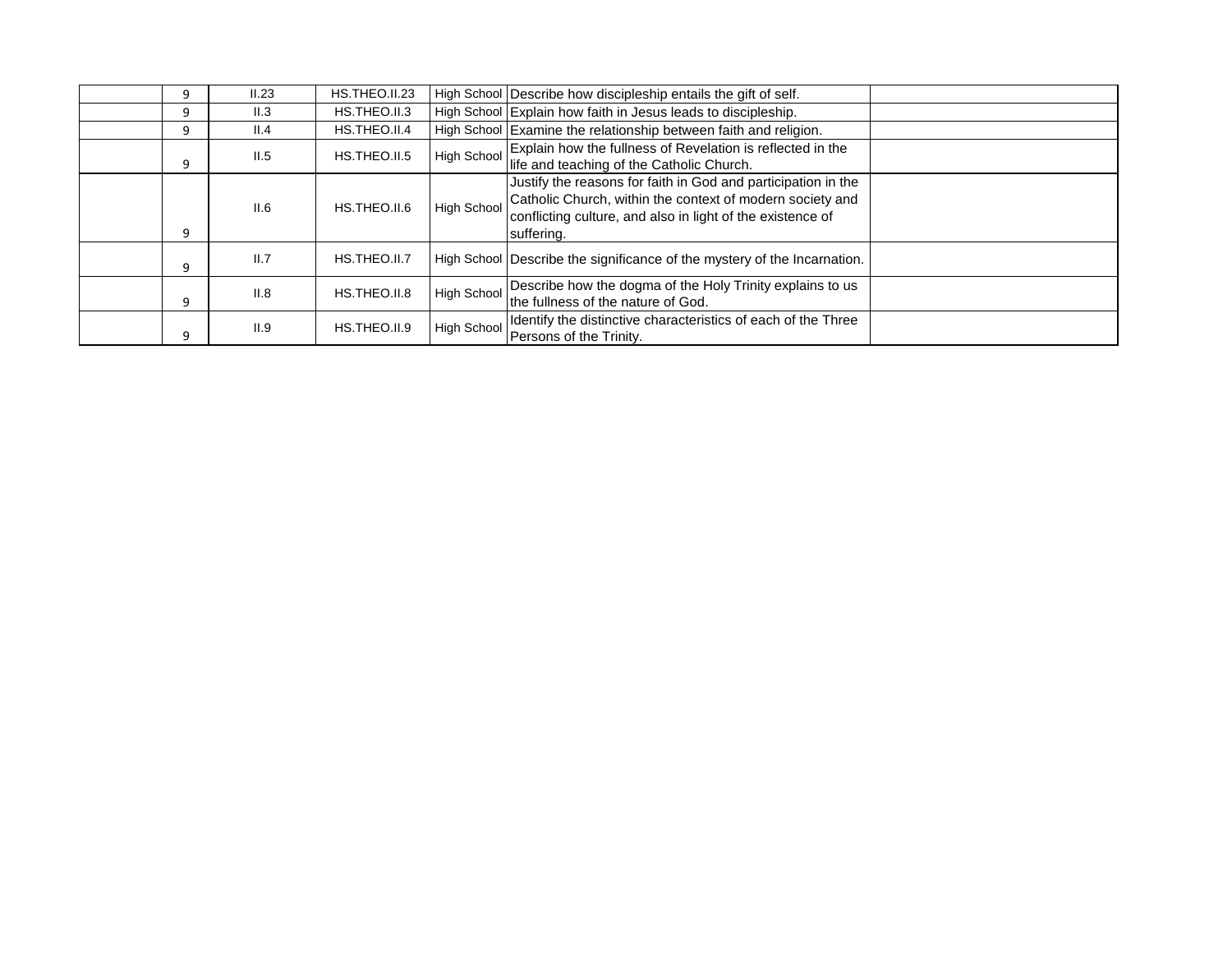| | | | | | | |
|---|---|---|---|---|---|---|
| | 9 | II.23 | HS.THEO.II.23 | High School | Describe how discipleship entails the gift of self. | |
| | 9 | II.3 | HS.THEO.II.3 | High School | Explain how faith in Jesus leads to discipleship. | |
| | 9 | II.4 | HS.THEO.II.4 | High School | Examine the relationship between faith and religion. | |
| | 9 | II.5 | HS.THEO.II.5 | High School | Explain how the fullness of Revelation is reflected in the life and teaching of the Catholic Church. | |
| | 9 | II.6 | HS.THEO.II.6 | High School | Justify the reasons for faith in God and participation in the Catholic Church, within the context of modern society and conflicting culture, and also in light of the existence of suffering. | |
| | 9 | II.7 | HS.THEO.II.7 | High School | Describe the significance of the mystery of the Incarnation. | |
| | 9 | II.8 | HS.THEO.II.8 | High School | Describe how the dogma of the Holy Trinity explains to us the fullness of the nature of God. | |
| | 9 | II.9 | HS.THEO.II.9 | High School | Identify the distinctive characteristics of each of the Three Persons of the Trinity. | |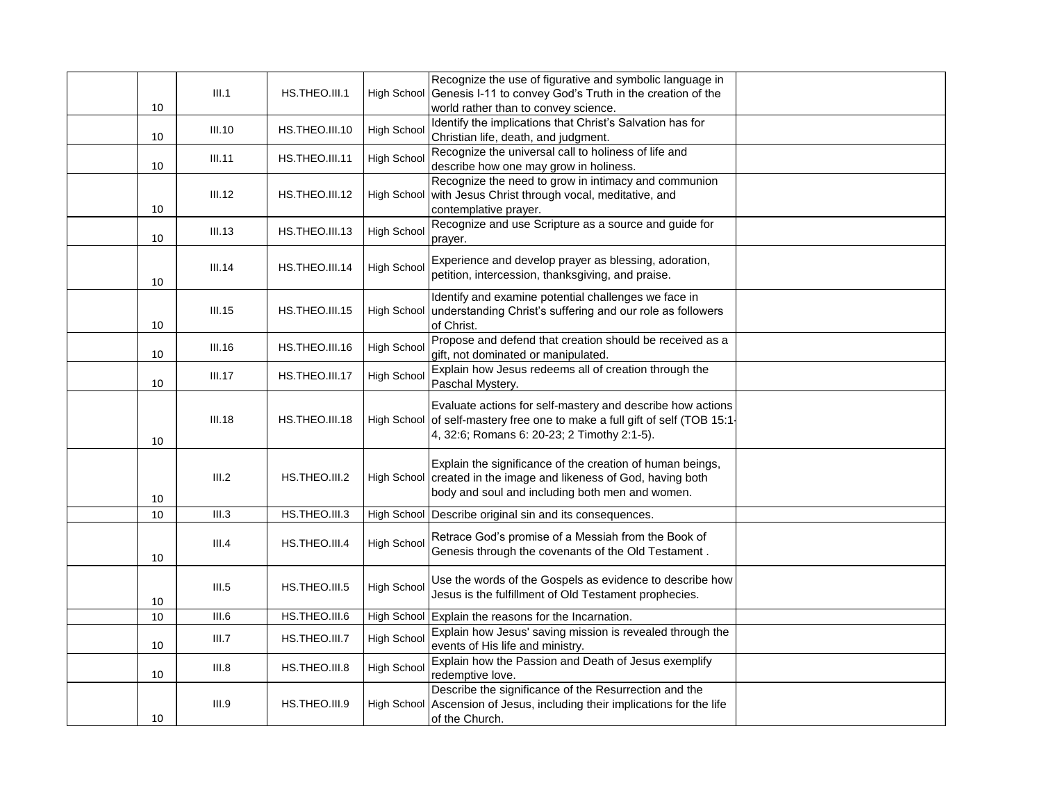| | | | | | | |
|---|---|---|---|---|---|---|
| | 10 | III.1 | HS.THEO.III.1 | High School | Recognize the use of figurative and symbolic language in Genesis I-11 to convey God's Truth in the creation of the world rather than to convey science. | |
| | 10 | III.10 | HS.THEO.III.10 | High School | Identify the implications that Christ's Salvation has for Christian life, death, and judgment. | |
| | 10 | III.11 | HS.THEO.III.11 | High School | Recognize the universal call to holiness of life and describe how one may grow in holiness. | |
| | 10 | III.12 | HS.THEO.III.12 | High School | Recognize the need to grow in intimacy and communion with Jesus Christ through vocal, meditative, and contemplative prayer. | |
| | 10 | III.13 | HS.THEO.III.13 | High School | Recognize and use Scripture as a source and guide for prayer. | |
| | 10 | III.14 | HS.THEO.III.14 | High School | Experience and develop prayer as blessing, adoration, petition, intercession, thanksgiving, and praise. | |
| | 10 | III.15 | HS.THEO.III.15 | High School | Identify and examine potential challenges we face in understanding Christ's suffering and our role as followers of Christ. | |
| | 10 | III.16 | HS.THEO.III.16 | High School | Propose and defend that creation should be received as a gift, not dominated or manipulated. | |
| | 10 | III.17 | HS.THEO.III.17 | High School | Explain how Jesus redeems all of creation through the Paschal Mystery. | |
| | 10 | III.18 | HS.THEO.III.18 | High School | Evaluate actions for self-mastery and describe how actions of self-mastery free one to make a full gift of self (TOB 15:1-4, 32:6; Romans 6: 20-23; 2 Timothy 2:1-5). | |
| | 10 | III.2 | HS.THEO.III.2 | High School | Explain the significance of the creation of human beings, created in the image and likeness of God, having both body and soul and including both men and women. | |
| | 10 | III.3 | HS.THEO.III.3 | High School | Describe original sin and its consequences. | |
| | 10 | III.4 | HS.THEO.III.4 | High School | Retrace God's promise of a Messiah from the Book of Genesis through the covenants of the Old Testament . | |
| | 10 | III.5 | HS.THEO.III.5 | High School | Use the words of the Gospels as evidence to describe how Jesus is the fulfillment of Old Testament prophecies. | |
| | 10 | III.6 | HS.THEO.III.6 | High School | Explain the reasons for the Incarnation. | |
| | 10 | III.7 | HS.THEO.III.7 | High School | Explain how Jesus' saving mission is revealed through the events of His life and ministry. | |
| | 10 | III.8 | HS.THEO.III.8 | High School | Explain how the Passion and Death of Jesus exemplify redemptive love. | |
| | 10 | III.9 | HS.THEO.III.9 | High School | Describe the significance of the Resurrection and the Ascension of Jesus, including their implications for the life of the Church. | |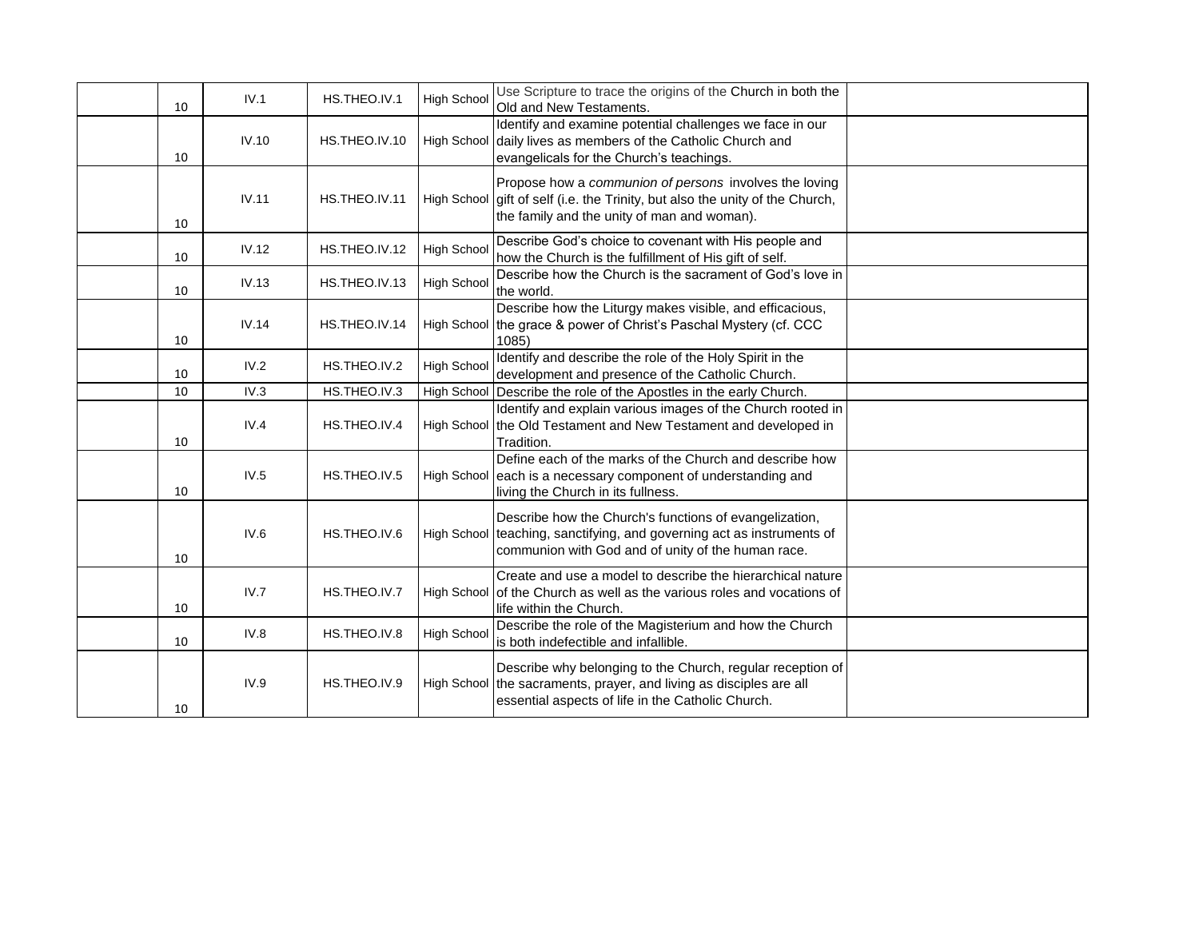| | | | | | | |
|---|---|---|---|---|---|---|
| | 10 | IV.1 | HS.THEO.IV.1 | High School | Use Scripture to trace the origins of the Church in both the Old and New Testaments. | |
| | 10 | IV.10 | HS.THEO.IV.10 | High School | Identify and examine potential challenges we face in our daily lives as members of the Catholic Church and evangelicals for the Church's teachings. | |
| | 10 | IV.11 | HS.THEO.IV.11 | High School | Propose how a *communion of persons* involves the loving gift of self (i.e. the Trinity, but also the unity of the Church, the family and the unity of man and woman). | |
| | 10 | IV.12 | HS.THEO.IV.12 | High School | Describe God's choice to covenant with His people and how the Church is the fulfillment of His gift of self. | |
| | 10 | IV.13 | HS.THEO.IV.13 | High School | Describe how the Church is the sacrament of God's love in the world. | |
| | 10 | IV.14 | HS.THEO.IV.14 | High School | Describe how the Liturgy makes visible, and efficacious, the grace & power of Christ's Paschal Mystery (cf. CCC 1085) | |
| | 10 | IV.2 | HS.THEO.IV.2 | High School | Identify and describe the role of the Holy Spirit in the development and presence of the Catholic Church. | |
| | 10 | IV.3 | HS.THEO.IV.3 | High School | Describe the role of the Apostles in the early Church. | |
| | 10 | IV.4 | HS.THEO.IV.4 | High School | Identify and explain various images of the Church rooted in the Old Testament and New Testament and developed in Tradition. | |
| | 10 | IV.5 | HS.THEO.IV.5 | High School | Define each of the marks of the Church and describe how each is a necessary component of understanding and living the Church in its fullness. | |
| | 10 | IV.6 | HS.THEO.IV.6 | High School | Describe how the Church's functions of evangelization, teaching, sanctifying, and governing act as instruments of communion with God and of unity of the human race. | |
| | 10 | IV.7 | HS.THEO.IV.7 | High School | Create and use a model to describe the hierarchical nature of the Church as well as the various roles and vocations of life within the Church. | |
| | 10 | IV.8 | HS.THEO.IV.8 | High School | Describe the role of the Magisterium and how the Church is both indefectible and infallible. | |
| | 10 | IV.9 | HS.THEO.IV.9 | High School | Describe why belonging to the Church, regular reception of the sacraments, prayer, and living as disciples are all essential aspects of life in the Catholic Church. | |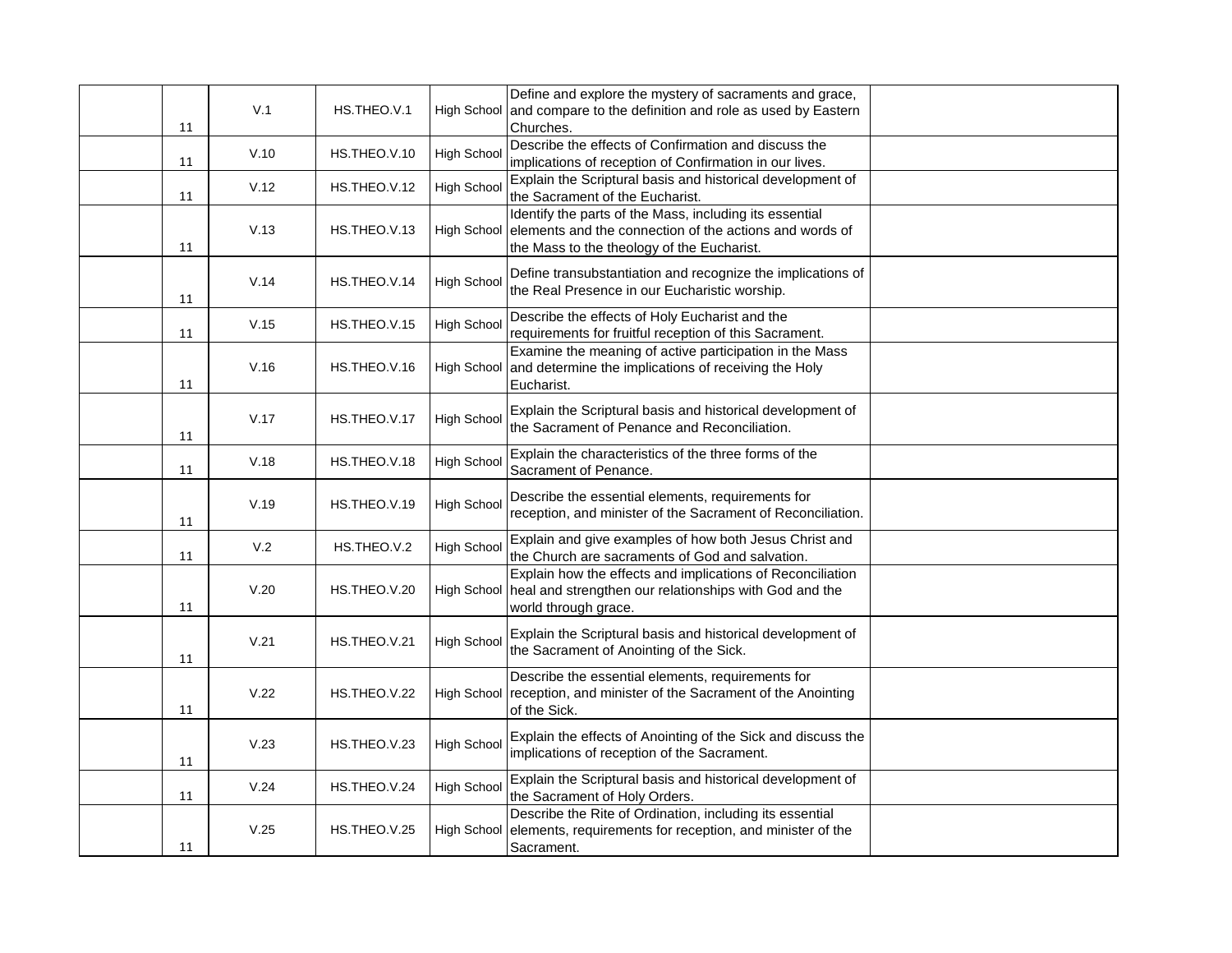| | | | | | | |
|---|---|---|---|---|---|---|
| | 11 | V.1 | HS.THEO.V.1 | High School | Define and explore the mystery of sacraments and grace, and compare to the definition and role as used by Eastern Churches. | |
| | 11 | V.10 | HS.THEO.V.10 | High School | Describe the effects of Confirmation and discuss the implications of reception of Confirmation in our lives. | |
| | 11 | V.12 | HS.THEO.V.12 | High School | Explain the Scriptural basis and historical development of the Sacrament of the Eucharist. | |
| | 11 | V.13 | HS.THEO.V.13 | High School | Identify the parts of the Mass, including its essential elements and the connection of the actions and words of the Mass to the theology of the Eucharist. | |
| | 11 | V.14 | HS.THEO.V.14 | High School | Define transubstantiation and recognize the implications of the Real Presence in our Eucharistic worship. | |
| | 11 | V.15 | HS.THEO.V.15 | High School | Describe the effects of Holy Eucharist and the requirements for fruitful reception of this Sacrament. | |
| | 11 | V.16 | HS.THEO.V.16 | High School | Examine the meaning of active participation in the Mass and determine the implications of receiving the Holy Eucharist. | |
| | 11 | V.17 | HS.THEO.V.17 | High School | Explain the Scriptural basis and historical development of the Sacrament of Penance and Reconciliation. | |
| | 11 | V.18 | HS.THEO.V.18 | High School | Explain the characteristics of the three forms of the Sacrament of Penance. | |
| | 11 | V.19 | HS.THEO.V.19 | High School | Describe the essential elements, requirements for reception, and minister of the Sacrament of Reconciliation. | |
| | 11 | V.2 | HS.THEO.V.2 | High School | Explain and give examples of how both Jesus Christ and the Church are sacraments of God and salvation. | |
| | 11 | V.20 | HS.THEO.V.20 | High School | Explain how the effects and implications of Reconciliation heal and strengthen our relationships with God and the world through grace. | |
| | 11 | V.21 | HS.THEO.V.21 | High School | Explain the Scriptural basis and historical development of the Sacrament of Anointing of the Sick. | |
| | 11 | V.22 | HS.THEO.V.22 | High School | Describe the essential elements, requirements for reception, and minister of the Sacrament of the Anointing of the Sick. | |
| | 11 | V.23 | HS.THEO.V.23 | High School | Explain the effects of Anointing of the Sick and discuss the implications of reception of the Sacrament. | |
| | 11 | V.24 | HS.THEO.V.24 | High School | Explain the Scriptural basis and historical development of the Sacrament of Holy Orders. | |
| | 11 | V.25 | HS.THEO.V.25 | High School | Describe the Rite of Ordination, including its essential elements, requirements for reception, and minister of the Sacrament. | |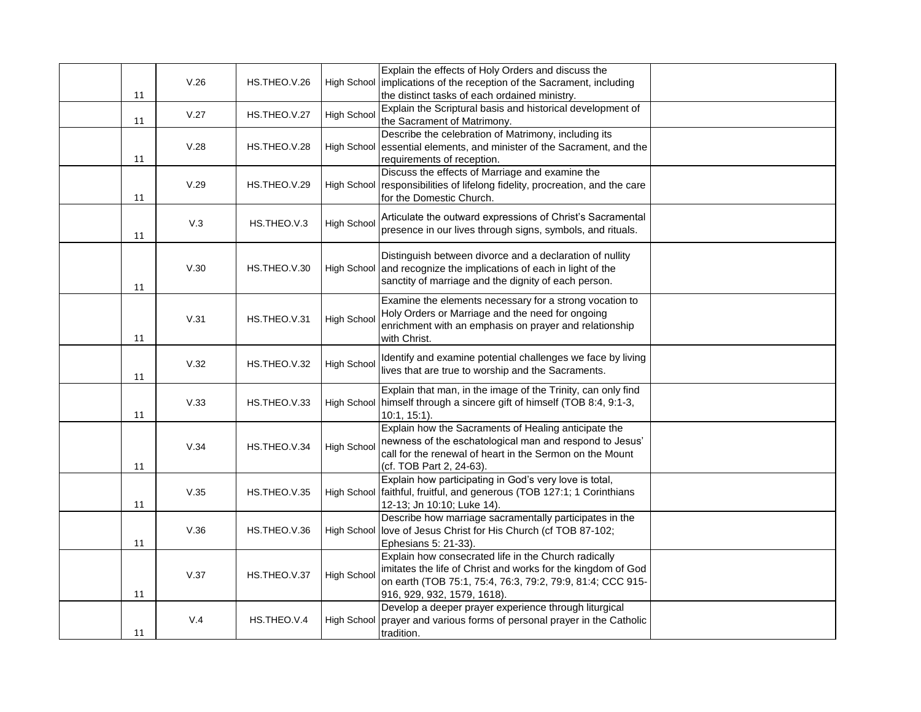| | | | | | |
|---|---|---|---|---|---|
| 11 | V.26 | HS.THEO.V.26 | High School | Explain the effects of Holy Orders and discuss the implications of the reception of the Sacrament, including the distinct tasks of each ordained ministry. | |
| 11 | V.27 | HS.THEO.V.27 | High School | Explain the Scriptural basis and historical development of the Sacrament of Matrimony. | |
| 11 | V.28 | HS.THEO.V.28 | High School | Describe the celebration of Matrimony, including its essential elements, and minister of the Sacrament, and the requirements of reception. | |
| 11 | V.29 | HS.THEO.V.29 | High School | Discuss the effects of Marriage and examine the responsibilities of lifelong fidelity, procreation, and the care for the Domestic Church. | |
| 11 | V.3 | HS.THEO.V.3 | High School | Articulate the outward expressions of Christ's Sacramental presence in our lives through signs, symbols, and rituals. | |
| 11 | V.30 | HS.THEO.V.30 | High School | Distinguish between divorce and a declaration of nullity and recognize the implications of each in light of the sanctity of marriage and the dignity of each person. | |
| 11 | V.31 | HS.THEO.V.31 | High School | Examine the elements necessary for a strong vocation to Holy Orders or Marriage and the need for ongoing enrichment with an emphasis on prayer and relationship with Christ. | |
| 11 | V.32 | HS.THEO.V.32 | High School | Identify and examine potential challenges we face by living lives that are true to worship and the Sacraments. | |
| 11 | V.33 | HS.THEO.V.33 | High School | Explain that man, in the image of the Trinity, can only find himself through a sincere gift of himself (TOB 8:4, 9:1-3, 10:1, 15:1). | |
| 11 | V.34 | HS.THEO.V.34 | High School | Explain how the Sacraments of Healing anticipate the newness of the eschatological man and respond to Jesus' call for the renewal of heart in the Sermon on the Mount (cf. TOB Part 2, 24-63). | |
| 11 | V.35 | HS.THEO.V.35 | High School | Explain how participating in God's very love is total, faithful, fruitful, and generous (TOB 127:1; 1 Corinthians 12-13; Jn 10:10; Luke 14). | |
| 11 | V.36 | HS.THEO.V.36 | High School | Describe how marriage sacramentally participates in the love of Jesus Christ for His Church (cf TOB 87-102; Ephesians 5: 21-33). | |
| 11 | V.37 | HS.THEO.V.37 | High School | Explain how consecrated life in the Church radically imitates the life of Christ and works for the kingdom of God on earth (TOB 75:1, 75:4, 76:3, 79:2, 79:9, 81:4; CCC 915-916, 929, 932, 1579, 1618). | |
| 11 | V.4 | HS.THEO.V.4 | High School | Develop a deeper prayer experience through liturgical prayer and various forms of personal prayer in the Catholic tradition. | |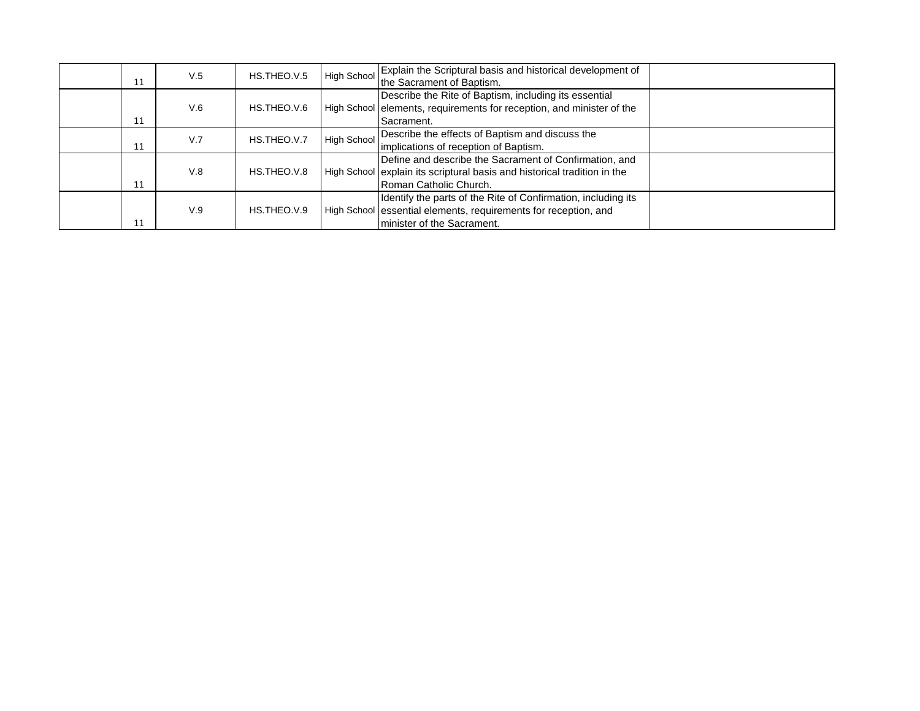|  |  |  |  |  |  |  |
|---|---|---|---|---|---|---|
|  | 11 | V.5 | HS.THEO.V.5 | High School | Explain the Scriptural basis and historical development of the Sacrament of Baptism. |  |
|  | 11 | V.6 | HS.THEO.V.6 | High School | Describe the Rite of Baptism, including its essential elements, requirements for reception, and minister of the Sacrament. |  |
|  | 11 | V.7 | HS.THEO.V.7 | High School | Describe the effects of Baptism and discuss the implications of reception of Baptism. |  |
|  | 11 | V.8 | HS.THEO.V.8 | High School | Define and describe the Sacrament of Confirmation, and explain its scriptural basis and historical tradition in the Roman Catholic Church. |  |
|  | 11 | V.9 | HS.THEO.V.9 | High School | Identify the parts of the Rite of Confirmation, including its essential elements, requirements for reception, and minister of the Sacrament. |  |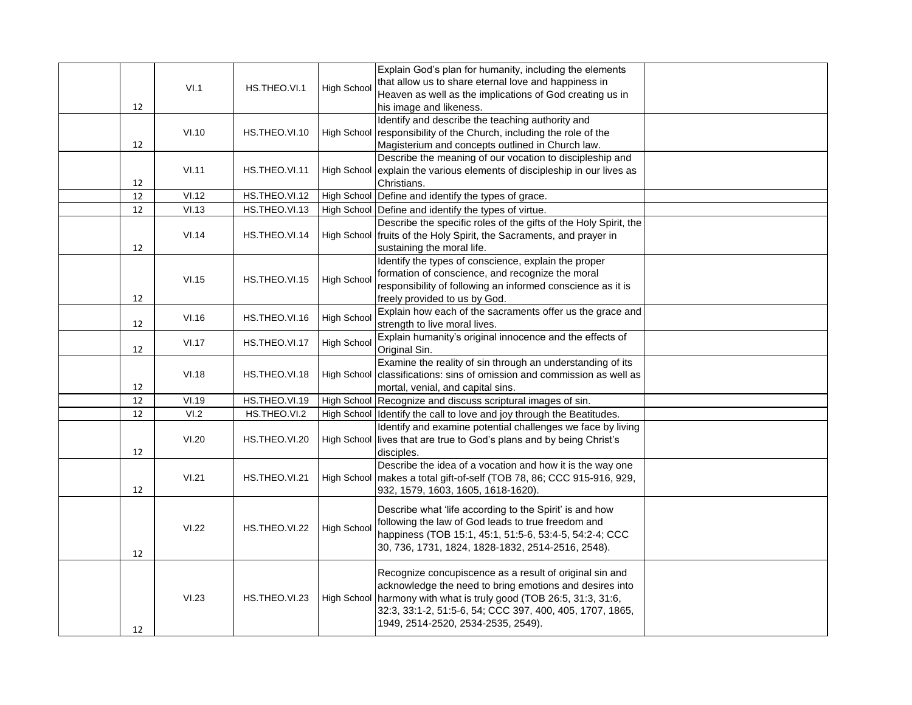| | | | | | |
|---|---|---|---|---|---|
| 12 | VI.1 | HS.THEO.VI.1 | High School | Explain God's plan for humanity, including the elements that allow us to share eternal love and happiness in Heaven as well as the implications of God creating us in his image and likeness. | |
| 12 | VI.10 | HS.THEO.VI.10 | High School | Identify and describe the teaching authority and responsibility of the Church, including the role of the Magisterium and concepts outlined in Church law. | |
| 12 | VI.11 | HS.THEO.VI.11 | High School | Describe the meaning of our vocation to discipleship and explain the various elements of discipleship in our lives as Christians. | |
| 12 | VI.12 | HS.THEO.VI.12 | High School | Define and identify the types of grace. | |
| 12 | VI.13 | HS.THEO.VI.13 | High School | Define and identify the types of virtue. | |
| 12 | VI.14 | HS.THEO.VI.14 | High School | Describe the specific roles of the gifts of the Holy Spirit, the fruits of the Holy Spirit, the Sacraments, and prayer in sustaining the moral life. | |
| 12 | VI.15 | HS.THEO.VI.15 | High School | Identify the types of conscience, explain the proper formation of conscience, and recognize the moral responsibility of following an informed conscience as it is freely provided to us by God. | |
| 12 | VI.16 | HS.THEO.VI.16 | High School | Explain how each of the sacraments offer us the grace and strength to live moral lives. | |
| 12 | VI.17 | HS.THEO.VI.17 | High School | Explain humanity's original innocence and the effects of Original Sin. | |
| 12 | VI.18 | HS.THEO.VI.18 | High School | Examine the reality of sin through an understanding of its classifications: sins of omission and commission as well as mortal, venial, and capital sins. | |
| 12 | VI.19 | HS.THEO.VI.19 | High School | Recognize and discuss scriptural images of sin. | |
| 12 | VI.2 | HS.THEO.VI.2 | High School | Identify the call to love and joy through the Beatitudes. | |
| 12 | VI.20 | HS.THEO.VI.20 | High School | Identify and examine potential challenges we face by living lives that are true to God's plans and by being Christ's disciples. | |
| 12 | VI.21 | HS.THEO.VI.21 | High School | Describe the idea of a vocation and how it is the way one makes a total gift-of-self (TOB 78, 86; CCC 915-916, 929, 932, 1579, 1603, 1605, 1618-1620). | |
| 12 | VI.22 | HS.THEO.VI.22 | High School | Describe what 'life according to the Spirit' is and how following the law of God leads to true freedom and happiness (TOB 15:1, 45:1, 51:5-6, 53:4-5, 54:2-4; CCC 30, 736, 1731, 1824, 1828-1832, 2514-2516, 2548). | |
| 12 | VI.23 | HS.THEO.VI.23 | High School | Recognize concupiscence as a result of original sin and acknowledge the need to bring emotions and desires into harmony with what is truly good (TOB 26:5, 31:3, 31:6, 32:3, 33:1-2, 51:5-6, 54; CCC 397, 400, 405, 1707, 1865, 1949, 2514-2520, 2534-2535, 2549). | |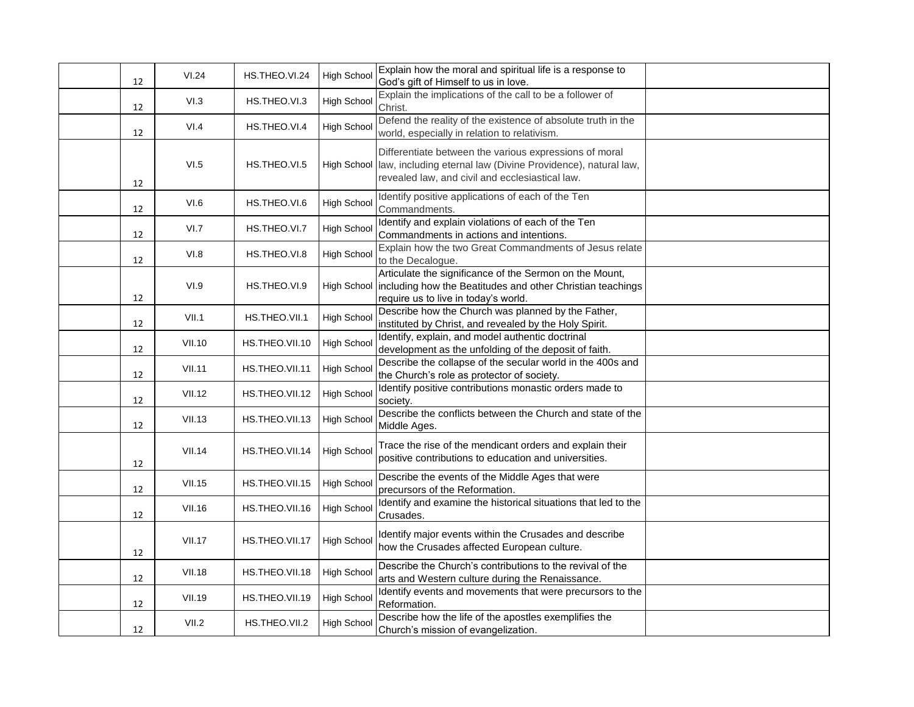| | | | | | | |
|---|---|---|---|---|---|---|
| | 12 | VI.24 | HS.THEO.VI.24 | High School | Explain how the moral and spiritual life is a response to God's gift of Himself to us in love. | |
| | 12 | VI.3 | HS.THEO.VI.3 | High School | Explain the implications of the call to be a follower of Christ. | |
| | 12 | VI.4 | HS.THEO.VI.4 | High School | Defend the reality of the existence of absolute truth in the world, especially in relation to relativism. | |
| | 12 | VI.5 | HS.THEO.VI.5 | High School | Differentiate between the various expressions of moral law, including eternal law (Divine Providence), natural law, revealed law, and civil and ecclesiastical law. | |
| | 12 | VI.6 | HS.THEO.VI.6 | High School | Identify positive applications of each of the Ten Commandments. | |
| | 12 | VI.7 | HS.THEO.VI.7 | High School | Identify and explain violations of each of the Ten Commandments in actions and intentions. | |
| | 12 | VI.8 | HS.THEO.VI.8 | High School | Explain how the two Great Commandments of Jesus relate to the Decalogue. | |
| | 12 | VI.9 | HS.THEO.VI.9 | High School | Articulate the significance of the Sermon on the Mount, including how the Beatitudes and other Christian teachings require us to live in today's world. | |
| | 12 | VII.1 | HS.THEO.VII.1 | High School | Describe how the Church was planned by the Father, instituted by Christ, and revealed by the Holy Spirit. | |
| | 12 | VII.10 | HS.THEO.VII.10 | High School | Identify, explain, and model authentic doctrinal development as the unfolding of the deposit of faith. | |
| | 12 | VII.11 | HS.THEO.VII.11 | High School | Describe the collapse of the secular world in the 400s and the Church's role as protector of society. | |
| | 12 | VII.12 | HS.THEO.VII.12 | High School | Identify positive contributions monastic orders made to society. | |
| | 12 | VII.13 | HS.THEO.VII.13 | High School | Describe the conflicts between the Church and state of the Middle Ages. | |
| | 12 | VII.14 | HS.THEO.VII.14 | High School | Trace the rise of the mendicant orders and explain their positive contributions to education and universities. | |
| | 12 | VII.15 | HS.THEO.VII.15 | High School | Describe the events of the Middle Ages that were precursors of the Reformation. | |
| | 12 | VII.16 | HS.THEO.VII.16 | High School | Identify and examine the historical situations that led to the Crusades. | |
| | 12 | VII.17 | HS.THEO.VII.17 | High School | Identify major events within the Crusades and describe how the Crusades affected European culture. | |
| | 12 | VII.18 | HS.THEO.VII.18 | High School | Describe the Church's contributions to the revival of the arts and Western culture during the Renaissance. | |
| | 12 | VII.19 | HS.THEO.VII.19 | High School | Identify events and movements that were precursors to the Reformation. | |
| | 12 | VII.2 | HS.THEO.VII.2 | High School | Describe how the life of the apostles exemplifies the Church's mission of evangelization. | |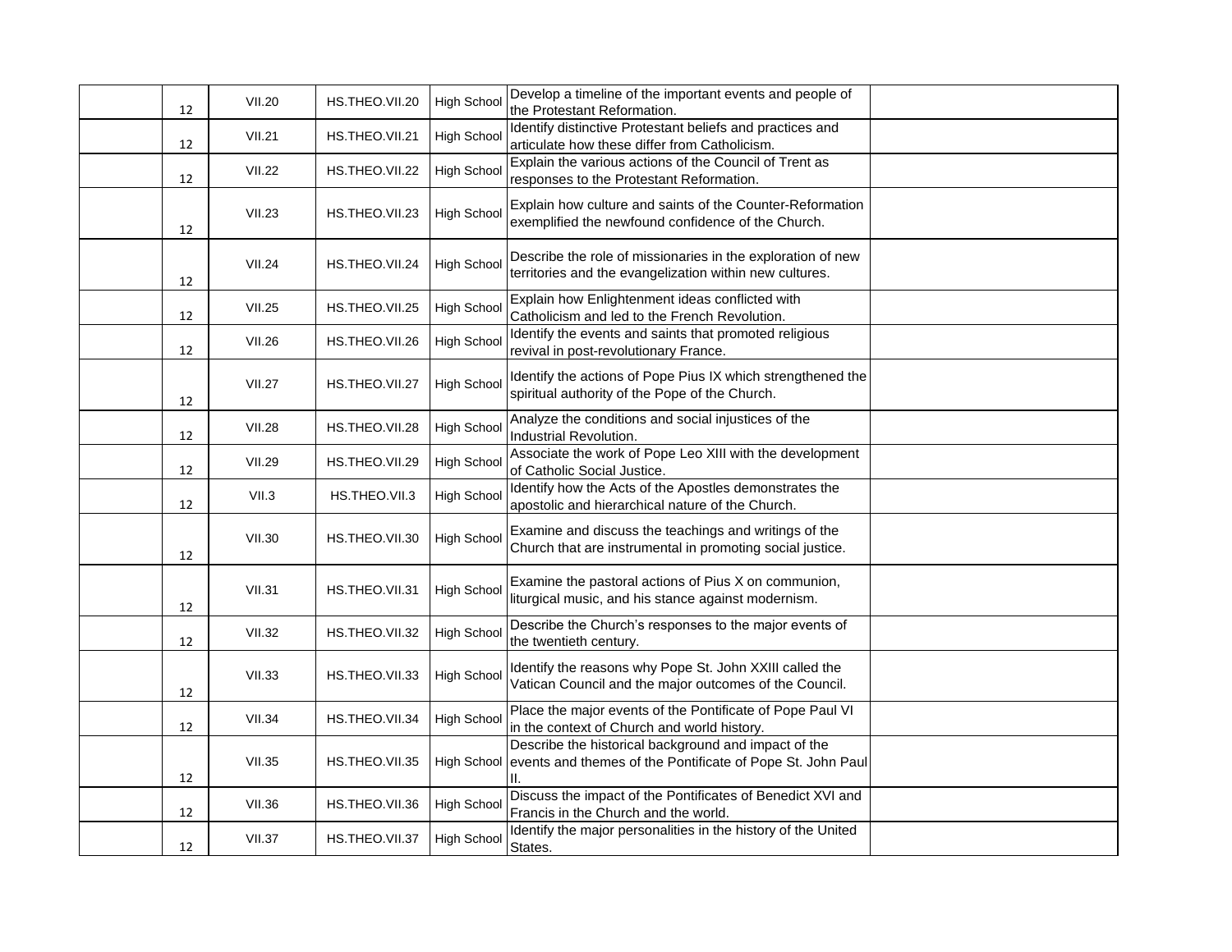|  |  |  |  |  |  |  |
|---|---|---|---|---|---|---|
|  | 12 | VII.20 | HS.THEO.VII.20 | High School | Develop a timeline of the important events and people of the Protestant Reformation. |  |
|  | 12 | VII.21 | HS.THEO.VII.21 | High School | Identify distinctive Protestant beliefs and practices and articulate how these differ from Catholicism. |  |
|  | 12 | VII.22 | HS.THEO.VII.22 | High School | Explain the various actions of the Council of Trent as responses to the Protestant Reformation. |  |
|  | 12 | VII.23 | HS.THEO.VII.23 | High School | Explain how culture and saints of the Counter-Reformation exemplified the newfound confidence of the Church. |  |
|  | 12 | VII.24 | HS.THEO.VII.24 | High School | Describe the role of missionaries in the exploration of new territories and the evangelization within new cultures. |  |
|  | 12 | VII.25 | HS.THEO.VII.25 | High School | Explain how Enlightenment ideas conflicted with Catholicism and led to the French Revolution. |  |
|  | 12 | VII.26 | HS.THEO.VII.26 | High School | Identify the events and saints that promoted religious revival in post-revolutionary France. |  |
|  | 12 | VII.27 | HS.THEO.VII.27 | High School | Identify the actions of Pope Pius IX which strengthened the spiritual authority of the Pope of the Church. |  |
|  | 12 | VII.28 | HS.THEO.VII.28 | High School | Analyze the conditions and social injustices of the Industrial Revolution. |  |
|  | 12 | VII.29 | HS.THEO.VII.29 | High School | Associate the work of Pope Leo XIII with the development of Catholic Social Justice. |  |
|  | 12 | VII.3 | HS.THEO.VII.3 | High School | Identify how the Acts of the Apostles demonstrates the apostolic and hierarchical nature of the Church. |  |
|  | 12 | VII.30 | HS.THEO.VII.30 | High School | Examine and discuss the teachings and writings of the Church that are instrumental in promoting social justice. |  |
|  | 12 | VII.31 | HS.THEO.VII.31 | High School | Examine the pastoral actions of Pius X on communion, liturgical music, and his stance against modernism. |  |
|  | 12 | VII.32 | HS.THEO.VII.32 | High School | Describe the Church's responses to the major events of the twentieth century. |  |
|  | 12 | VII.33 | HS.THEO.VII.33 | High School | Identify the reasons why Pope St. John XXIII called the Vatican Council and the major outcomes of the Council. |  |
|  | 12 | VII.34 | HS.THEO.VII.34 | High School | Place the major events of the Pontificate of Pope Paul VI in the context of Church and world history. |  |
|  | 12 | VII.35 | HS.THEO.VII.35 | High School | Describe the historical background and impact of the events and themes of the Pontificate of Pope St. John Paul II. |  |
|  | 12 | VII.36 | HS.THEO.VII.36 | High School | Discuss the impact of the Pontificates of Benedict XVI and Francis in the Church and the world. |  |
|  | 12 | VII.37 | HS.THEO.VII.37 | High School | Identify the major personalities in the history of the United States. |  |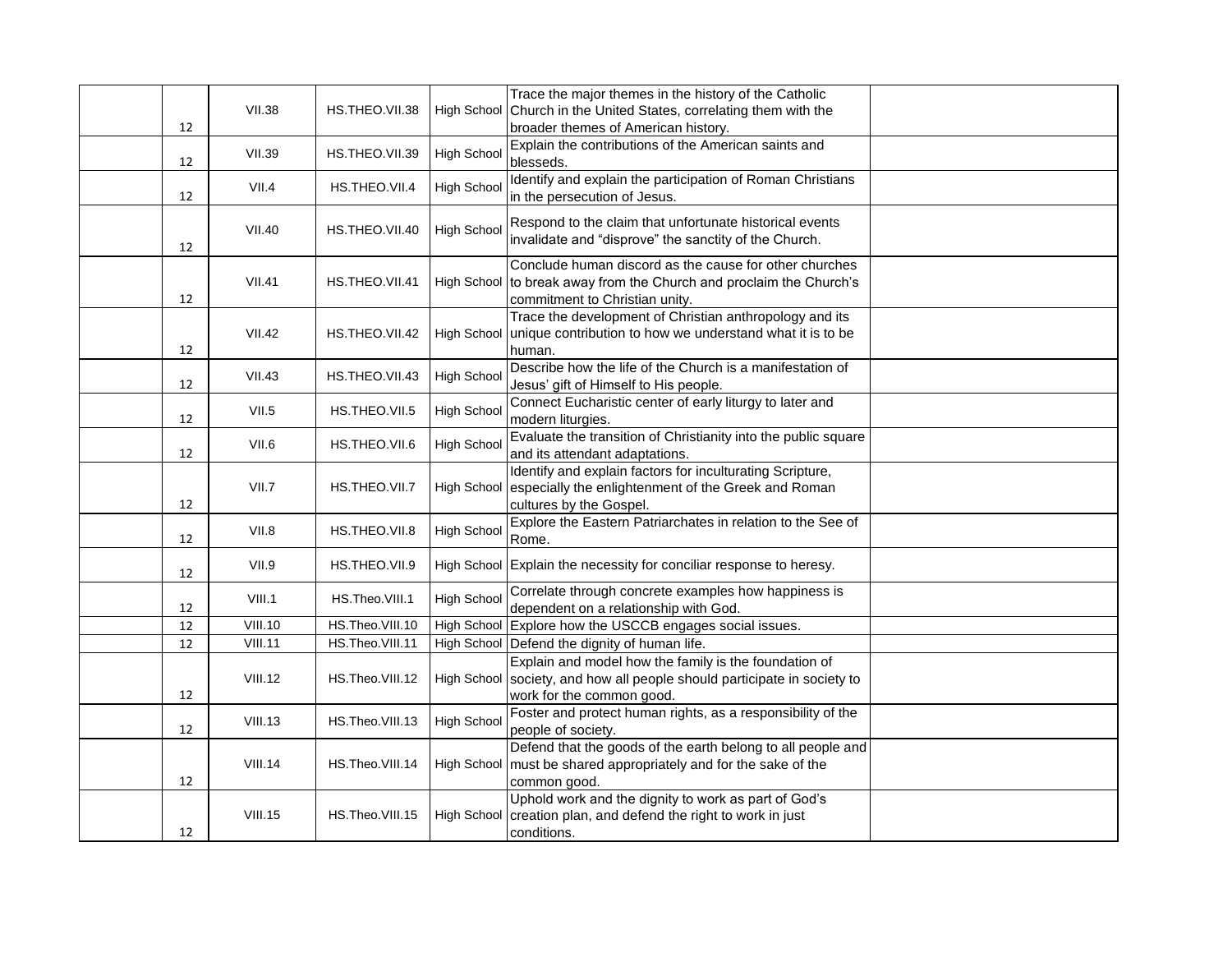|  |  |  |  |  |  |  |
|---|---|---|---|---|---|---|
|  | 12 | VII.38 | HS.THEO.VII.38 | High School | Trace the major themes in the history of the Catholic Church in the United States, correlating them with the broader themes of American history. |  |
|  | 12 | VII.39 | HS.THEO.VII.39 | High School | Explain the contributions of the American saints and blesseds. |  |
|  | 12 | VII.4 | HS.THEO.VII.4 | High School | Identify and explain the participation of Roman Christians in the persecution of Jesus. |  |
|  | 12 | VII.40 | HS.THEO.VII.40 | High School | Respond to the claim that unfortunate historical events invalidate and "disprove" the sanctity of the Church. |  |
|  | 12 | VII.41 | HS.THEO.VII.41 | High School | Conclude human discord as the cause for other churches to break away from the Church and proclaim the Church's commitment to Christian unity. |  |
|  | 12 | VII.42 | HS.THEO.VII.42 | High School | Trace the development of Christian anthropology and its unique contribution to how we understand what it is to be human. |  |
|  | 12 | VII.43 | HS.THEO.VII.43 | High School | Describe how the life of the Church is a manifestation of Jesus' gift of Himself to His people. |  |
|  | 12 | VII.5 | HS.THEO.VII.5 | High School | Connect Eucharistic center of early liturgy to later and modern liturgies. |  |
|  | 12 | VII.6 | HS.THEO.VII.6 | High School | Evaluate the transition of Christianity into the public square and its attendant adaptations. |  |
|  | 12 | VII.7 | HS.THEO.VII.7 | High School | Identify and explain factors for inculturating Scripture, especially the enlightenment of the Greek and Roman cultures by the Gospel. |  |
|  | 12 | VII.8 | HS.THEO.VII.8 | High School | Explore the Eastern Patriarchates in relation to the See of Rome. |  |
|  | 12 | VII.9 | HS.THEO.VII.9 | High School | Explain the necessity for conciliar response to heresy. |  |
|  | 12 | VIII.1 | HS.Theo.VIII.1 | High School | Correlate through concrete examples how happiness is dependent on a relationship with God. |  |
|  | 12 | VIII.10 | HS.Theo.VIII.10 | High School | Explore how the USCCB engages social issues. |  |
|  | 12 | VIII.11 | HS.Theo.VIII.11 | High School | Defend the dignity of human life. |  |
|  | 12 | VIII.12 | HS.Theo.VIII.12 | High School | Explain and model how the family is the foundation of society, and how all people should participate in society to work for the common good. |  |
|  | 12 | VIII.13 | HS.Theo.VIII.13 | High School | Foster and protect human rights, as a responsibility of the people of society. |  |
|  | 12 | VIII.14 | HS.Theo.VIII.14 | High School | Defend that the goods of the earth belong to all people and must be shared appropriately and for the sake of the common good. |  |
|  | 12 | VIII.15 | HS.Theo.VIII.15 | High School | Uphold work and the dignity to work as part of God's creation plan, and defend the right to work in just conditions. |  |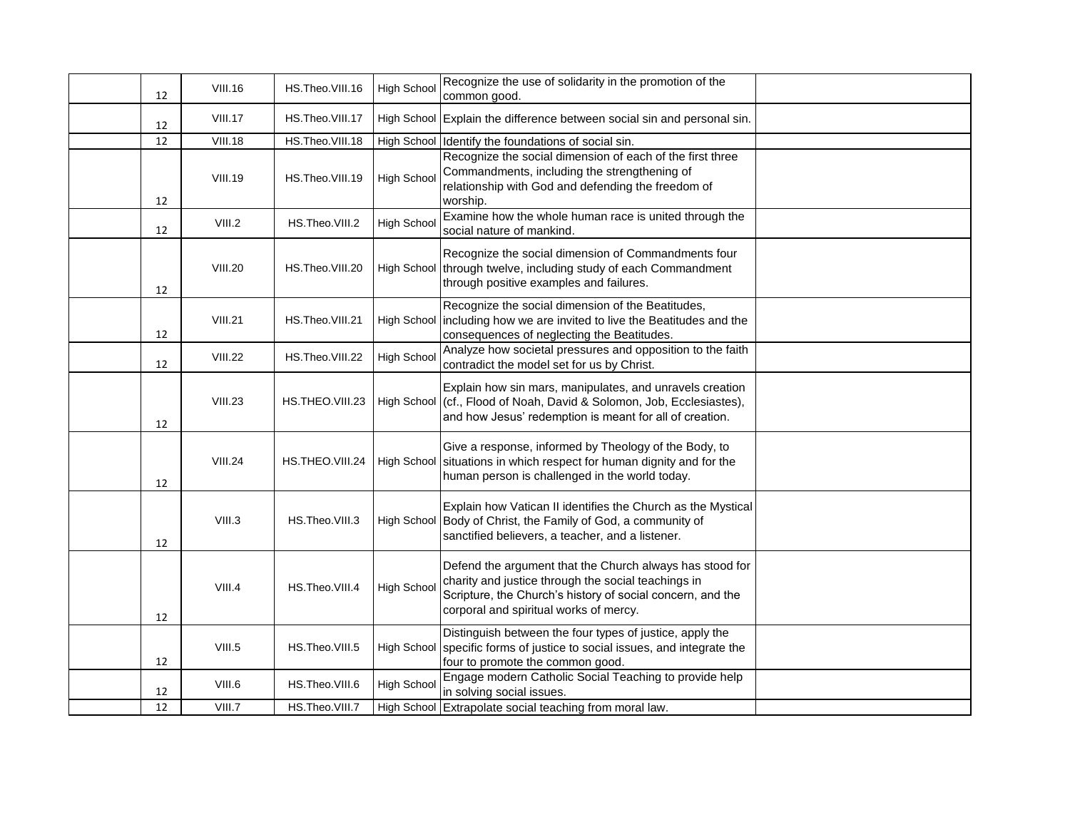|  | 12 | VIII.16 | HS.Theo.VIII.16 | High School | Recognize the use of solidarity in the promotion of the common good. |  |
|---|---|---|---|---|---|---|
|  | 12 | VIII.17 | HS.Theo.VIII.17 | High School | Explain the difference between social sin and personal sin. |  |
|  | 12 | VIII.18 | HS.Theo.VIII.18 | High School | Identify the foundations of social sin. |  |
|  | 12 | VIII.19 | HS.Theo.VIII.19 | High School | Recognize the social dimension of each of the first three Commandments, including the strengthening of relationship with God and defending the freedom of worship. |  |
|  | 12 | VIII.2 | HS.Theo.VIII.2 | High School | Examine how the whole human race is united through the social nature of mankind. |  |
|  | 12 | VIII.20 | HS.Theo.VIII.20 | High School | Recognize the social dimension of Commandments four through twelve, including study of each Commandment through positive examples and failures. |  |
|  | 12 | VIII.21 | HS.Theo.VIII.21 | High School | Recognize the social dimension of the Beatitudes, including how we are invited to live the Beatitudes and the consequences of neglecting the Beatitudes. |  |
|  | 12 | VIII.22 | HS.Theo.VIII.22 | High School | Analyze how societal pressures and opposition to the faith contradict the model set for us by Christ. |  |
|  | 12 | VIII.23 | HS.THEO.VIII.23 | High School | Explain how sin mars, manipulates, and unravels creation (cf., Flood of Noah, David & Solomon, Job, Ecclesiastes), and how Jesus' redemption is meant for all of creation. |  |
|  | 12 | VIII.24 | HS.THEO.VIII.24 | High School | Give a response, informed by Theology of the Body, to situations in which respect for human dignity and for the human person is challenged in the world today. |  |
|  | 12 | VIII.3 | HS.Theo.VIII.3 | High School | Explain how Vatican II identifies the Church as the Mystical Body of Christ, the Family of God, a community of sanctified believers, a teacher, and a listener. |  |
|  | 12 | VIII.4 | HS.Theo.VIII.4 | High School | Defend the argument that the Church always has stood for charity and justice through the social teachings in Scripture, the Church's history of social concern, and the corporal and spiritual works of mercy. |  |
|  | 12 | VIII.5 | HS.Theo.VIII.5 | High School | Distinguish between the four types of justice, apply the specific forms of justice to social issues, and integrate the four to promote the common good. |  |
|  | 12 | VIII.6 | HS.Theo.VIII.6 | High School | Engage modern Catholic Social Teaching to provide help in solving social issues. |  |
|  | 12 | VIII.7 | HS.Theo.VIII.7 | High School | Extrapolate social teaching from moral law. |  |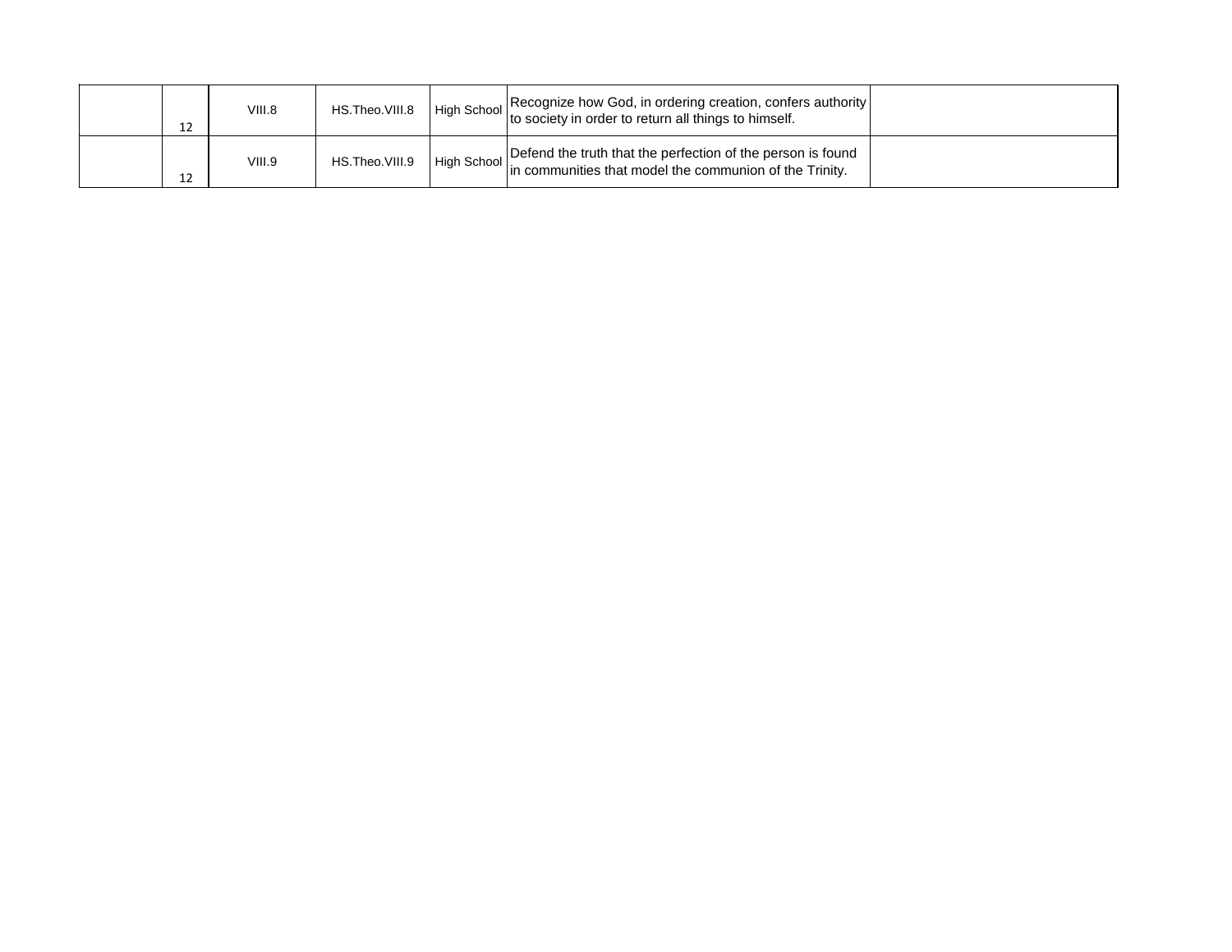| | | | | | | |
|---|---|---|---|---|---|---|
| | 12 | VIII.8 | HS.Theo.VIII.8 | High School | Recognize how God, in ordering creation, confers authority to society in order to return all things to himself. | |
| | 12 | VIII.9 | HS.Theo.VIII.9 | High School | Defend the truth that the perfection of the person is found in communities that model the communion of the Trinity. | |